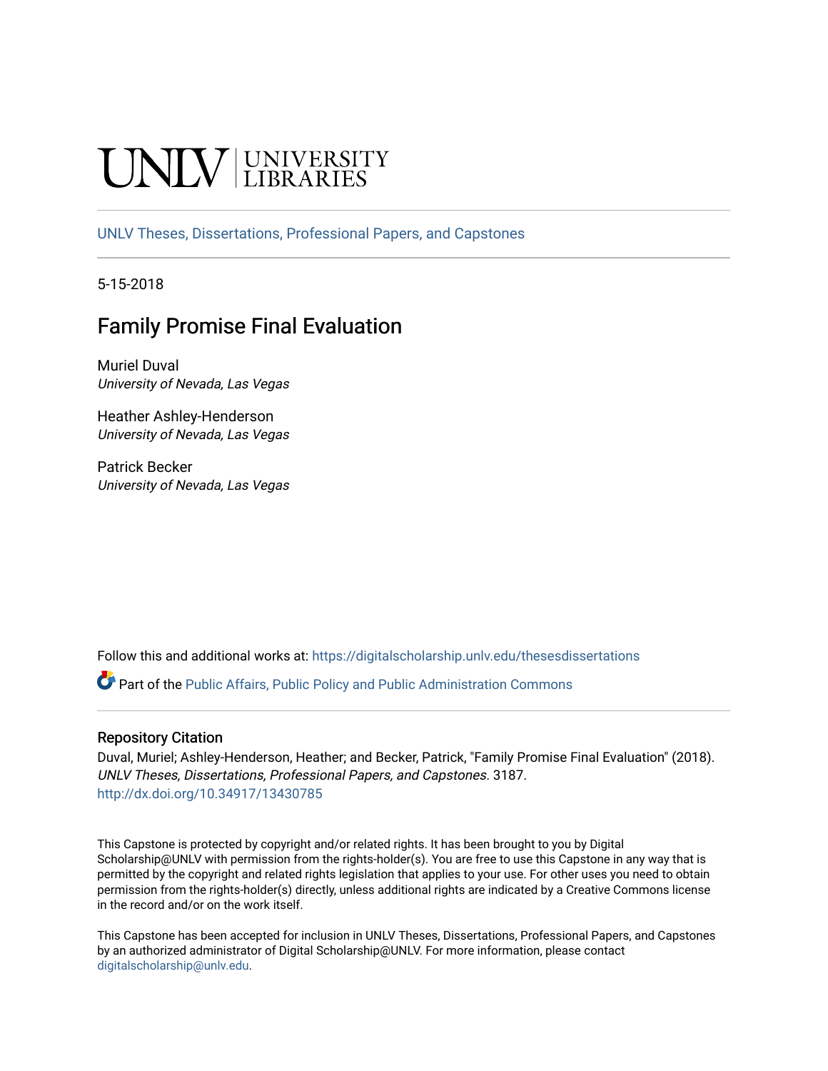UNLV | UNIVERSITY LIBRARIES

UNLV Theses, Dissertations, Professional Papers, and Capstones

5-15-2018

# Family Promise Final Evaluation

Muriel Duval
*University of Nevada, Las Vegas*

Heather Ashley-Henderson
*University of Nevada, Las Vegas*

Patrick Becker
*University of Nevada, Las Vegas*

Follow this and additional works at: https://digitalscholarship.unlv.edu/thesesdissertations

Part of the Public Affairs, Public Policy and Public Administration Commons

### Repository Citation

Duval, Muriel; Ashley-Henderson, Heather; and Becker, Patrick, "Family Promise Final Evaluation" (2018). *UNLV Theses, Dissertations, Professional Papers, and Capstones*. 3187.
http://dx.doi.org/10.34917/13430785

This Capstone is protected by copyright and/or related rights. It has been brought to you by Digital Scholarship@UNLV with permission from the rights-holder(s). You are free to use this Capstone in any way that is permitted by the copyright and related rights legislation that applies to your use. For other uses you need to obtain permission from the rights-holder(s) directly, unless additional rights are indicated by a Creative Commons license in the record and/or on the work itself.

This Capstone has been accepted for inclusion in UNLV Theses, Dissertations, Professional Papers, and Capstones by an authorized administrator of Digital Scholarship@UNLV. For more information, please contact digitalscholarship@unlv.edu.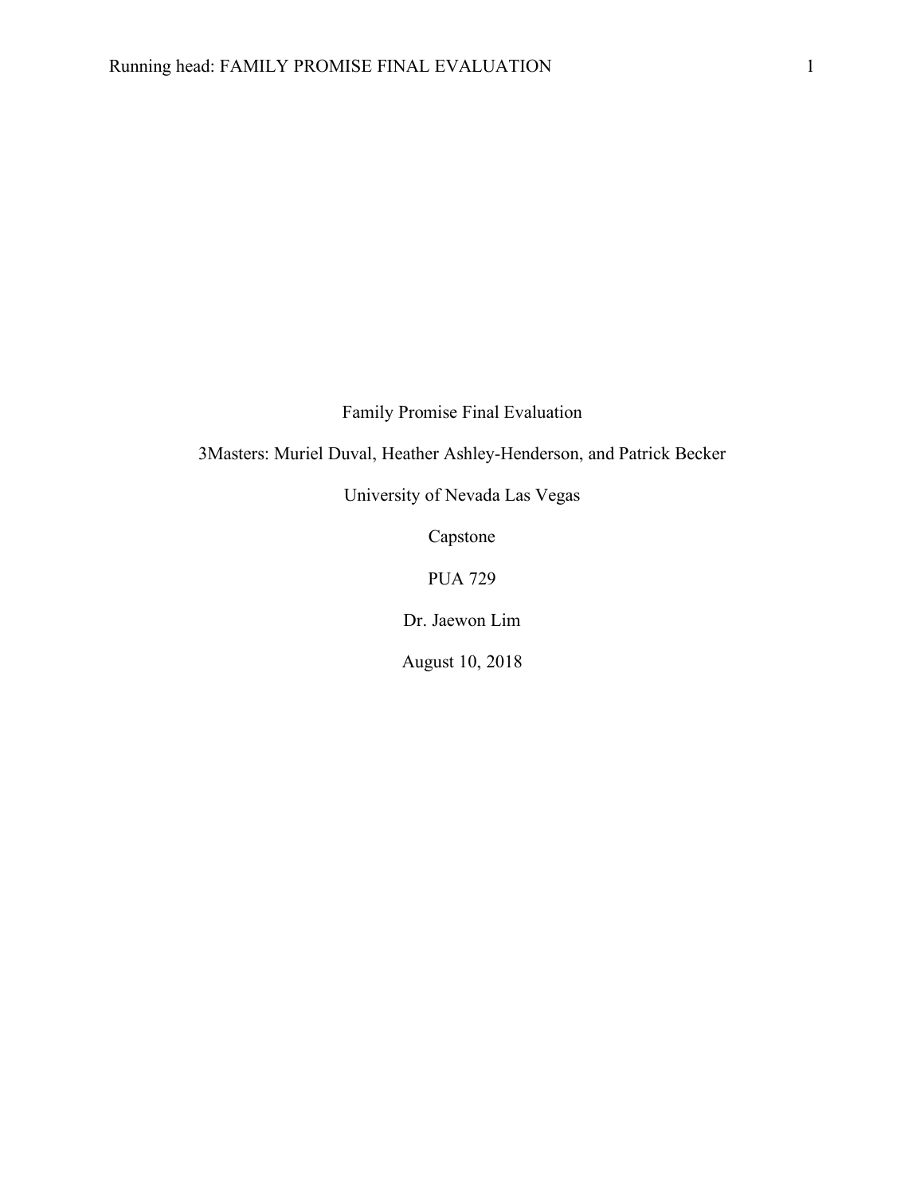Family Promise Final Evaluation

3Masters: Muriel Duval, Heather Ashley-Henderson, and Patrick Becker

University of Nevada Las Vegas

Capstone

PUA 729

Dr. Jaewon Lim

August 10, 2018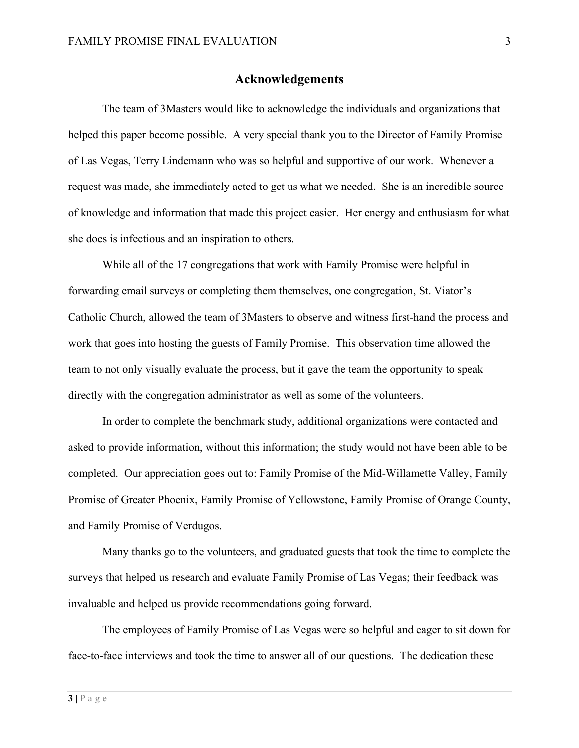## Acknowledgements

The team of 3Masters would like to acknowledge the individuals and organizations that helped this paper become possible. A very special thank you to the Director of Family Promise of Las Vegas, Terry Lindemann who was so helpful and supportive of our work. Whenever a request was made, she immediately acted to get us what we needed. She is an incredible source of knowledge and information that made this project easier. Her energy and enthusiasm for what she does is infectious and an inspiration to others.

While all of the 17 congregations that work with Family Promise were helpful in forwarding email surveys or completing them themselves, one congregation, St. Viator's Catholic Church, allowed the team of 3Masters to observe and witness first-hand the process and work that goes into hosting the guests of Family Promise. This observation time allowed the team to not only visually evaluate the process, but it gave the team the opportunity to speak directly with the congregation administrator as well as some of the volunteers.

In order to complete the benchmark study, additional organizations were contacted and asked to provide information, without this information; the study would not have been able to be completed. Our appreciation goes out to: Family Promise of the Mid-Willamette Valley, Family Promise of Greater Phoenix, Family Promise of Yellowstone, Family Promise of Orange County, and Family Promise of Verdugos.

Many thanks go to the volunteers, and graduated guests that took the time to complete the surveys that helped us research and evaluate Family Promise of Las Vegas; their feedback was invaluable and helped us provide recommendations going forward.

The employees of Family Promise of Las Vegas were so helpful and eager to sit down for face-to-face interviews and took the time to answer all of our questions. The dedication these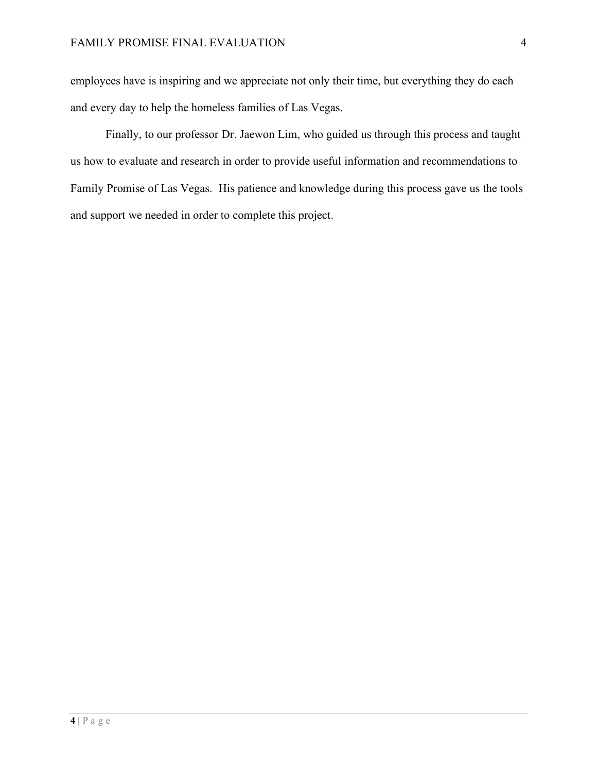employees have is inspiring and we appreciate not only their time, but everything they do each and every day to help the homeless families of Las Vegas.

Finally, to our professor Dr. Jaewon Lim, who guided us through this process and taught us how to evaluate and research in order to provide useful information and recommendations to Family Promise of Las Vegas. His patience and knowledge during this process gave us the tools and support we needed in order to complete this project.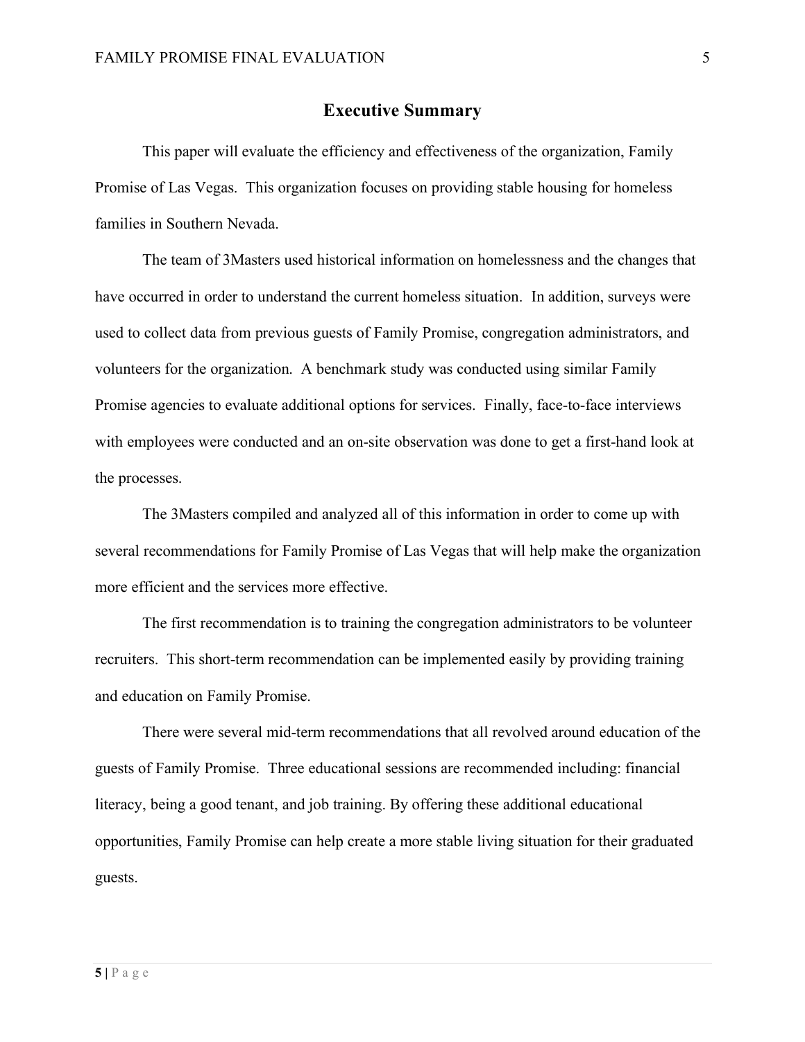## Executive Summary

This paper will evaluate the efficiency and effectiveness of the organization, Family Promise of Las Vegas. This organization focuses on providing stable housing for homeless families in Southern Nevada.

The team of 3Masters used historical information on homelessness and the changes that have occurred in order to understand the current homeless situation. In addition, surveys were used to collect data from previous guests of Family Promise, congregation administrators, and volunteers for the organization. A benchmark study was conducted using similar Family Promise agencies to evaluate additional options for services. Finally, face-to-face interviews with employees were conducted and an on-site observation was done to get a first-hand look at the processes.

The 3Masters compiled and analyzed all of this information in order to come up with several recommendations for Family Promise of Las Vegas that will help make the organization more efficient and the services more effective.

The first recommendation is to training the congregation administrators to be volunteer recruiters. This short-term recommendation can be implemented easily by providing training and education on Family Promise.

There were several mid-term recommendations that all revolved around education of the guests of Family Promise. Three educational sessions are recommended including: financial literacy, being a good tenant, and job training. By offering these additional educational opportunities, Family Promise can help create a more stable living situation for their graduated guests.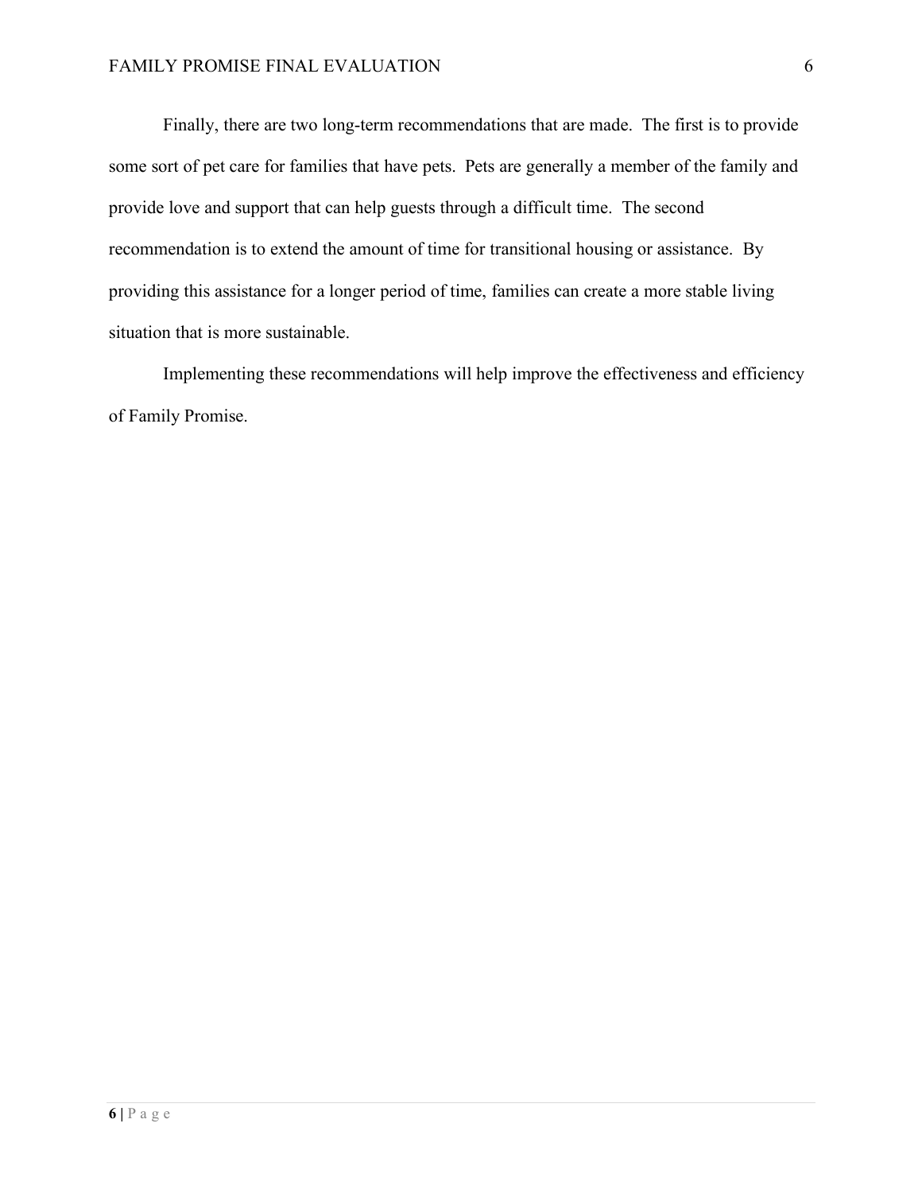Finally, there are two long-term recommendations that are made. The first is to provide some sort of pet care for families that have pets. Pets are generally a member of the family and provide love and support that can help guests through a difficult time. The second recommendation is to extend the amount of time for transitional housing or assistance. By providing this assistance for a longer period of time, families can create a more stable living situation that is more sustainable.

Implementing these recommendations will help improve the effectiveness and efficiency of Family Promise.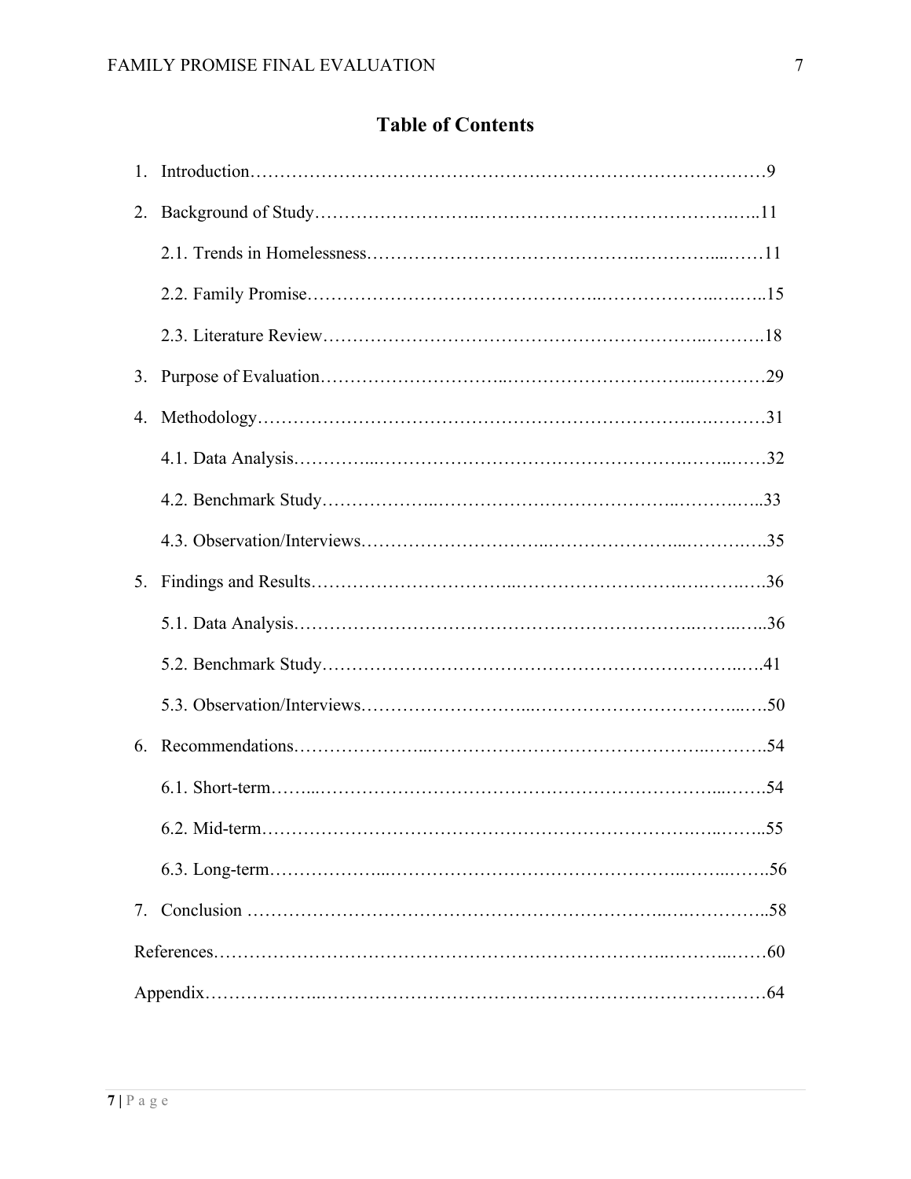# Table of Contents

1. Introduction……………………………………………………………………………9
2. Background of Study………………………………………………………………11
   - 2.1. Trends in Homelessness……………………………………………………11
   - 2.2. Family Promise……………………………………………………………15
   - 2.3. Literature Review…………………………………………………………18
3. Purpose of Evaluation……………………………………………………………29
4. Methodology……………………………………………………………………31
   - 4.1. Data Analysis………………………………………………………………32
   - 4.2. Benchmark Study…………………………………………………………33
   - 4.3. Observation/Interviews……………………………………………………35
5. Findings and Results……………………………………………………………36
   - 5.1. Data Analysis………………………………………………………………36
   - 5.2. Benchmark Study…………………………………………………………41
   - 5.3. Observation/Interviews……………………………………………………50
6. Recommendations………………………………………………………………54
   - 6.1. Short-term…………………………………………………………………54
   - 6.2. Mid-term…………………………………………………………………55
   - 6.3. Long-term…………………………………………………………………56
7. Conclusion ……………………………………………………………………58

References……………………………………………………………………………60

Appendix……………………………………………………………………………64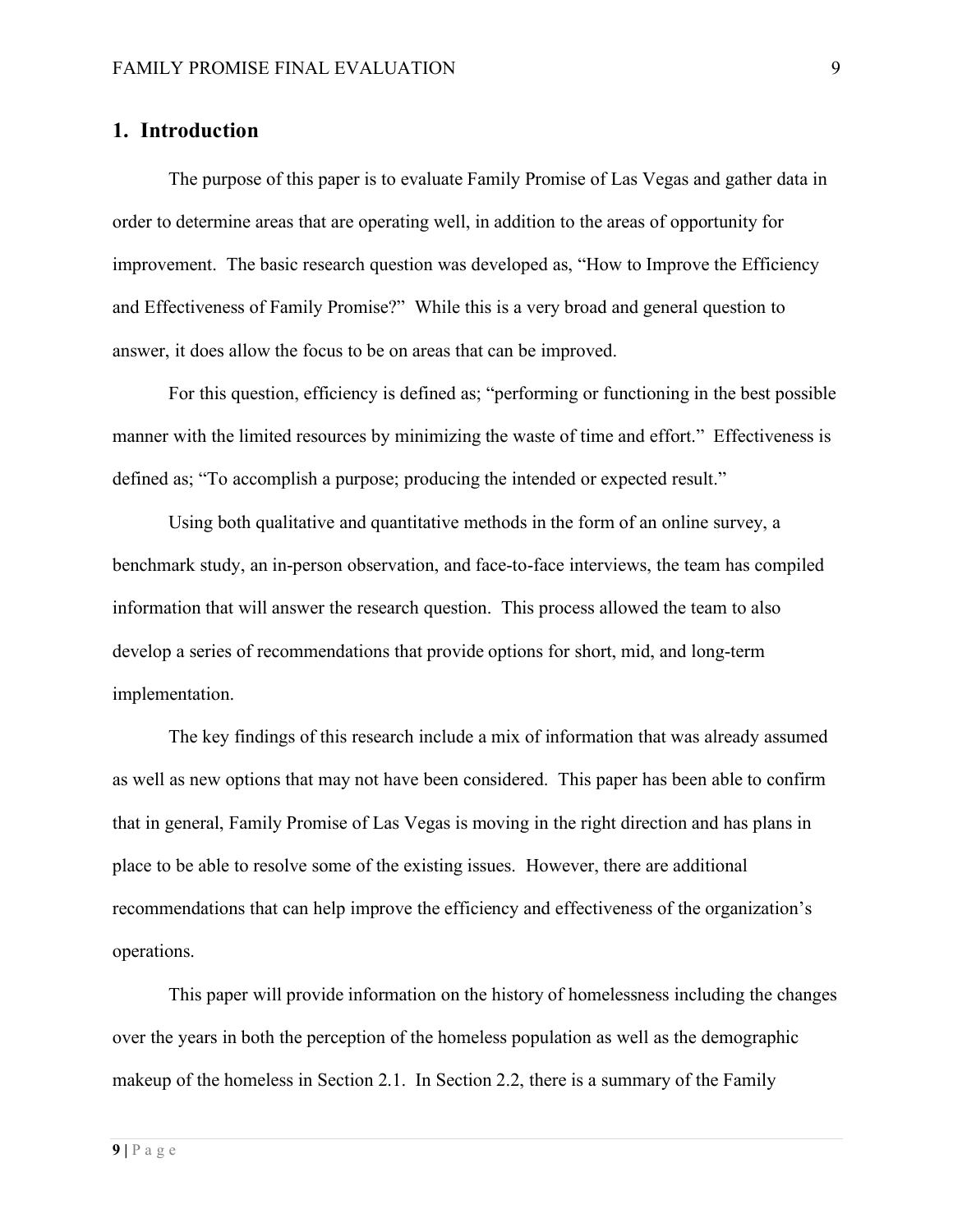## 1. Introduction

The purpose of this paper is to evaluate Family Promise of Las Vegas and gather data in order to determine areas that are operating well, in addition to the areas of opportunity for improvement. The basic research question was developed as, "How to Improve the Efficiency and Effectiveness of Family Promise?" While this is a very broad and general question to answer, it does allow the focus to be on areas that can be improved.

For this question, efficiency is defined as; "performing or functioning in the best possible manner with the limited resources by minimizing the waste of time and effort." Effectiveness is defined as; "To accomplish a purpose; producing the intended or expected result."

Using both qualitative and quantitative methods in the form of an online survey, a benchmark study, an in-person observation, and face-to-face interviews, the team has compiled information that will answer the research question. This process allowed the team to also develop a series of recommendations that provide options for short, mid, and long-term implementation.

The key findings of this research include a mix of information that was already assumed as well as new options that may not have been considered. This paper has been able to confirm that in general, Family Promise of Las Vegas is moving in the right direction and has plans in place to be able to resolve some of the existing issues. However, there are additional recommendations that can help improve the efficiency and effectiveness of the organization's operations.

This paper will provide information on the history of homelessness including the changes over the years in both the perception of the homeless population as well as the demographic makeup of the homeless in Section 2.1. In Section 2.2, there is a summary of the Family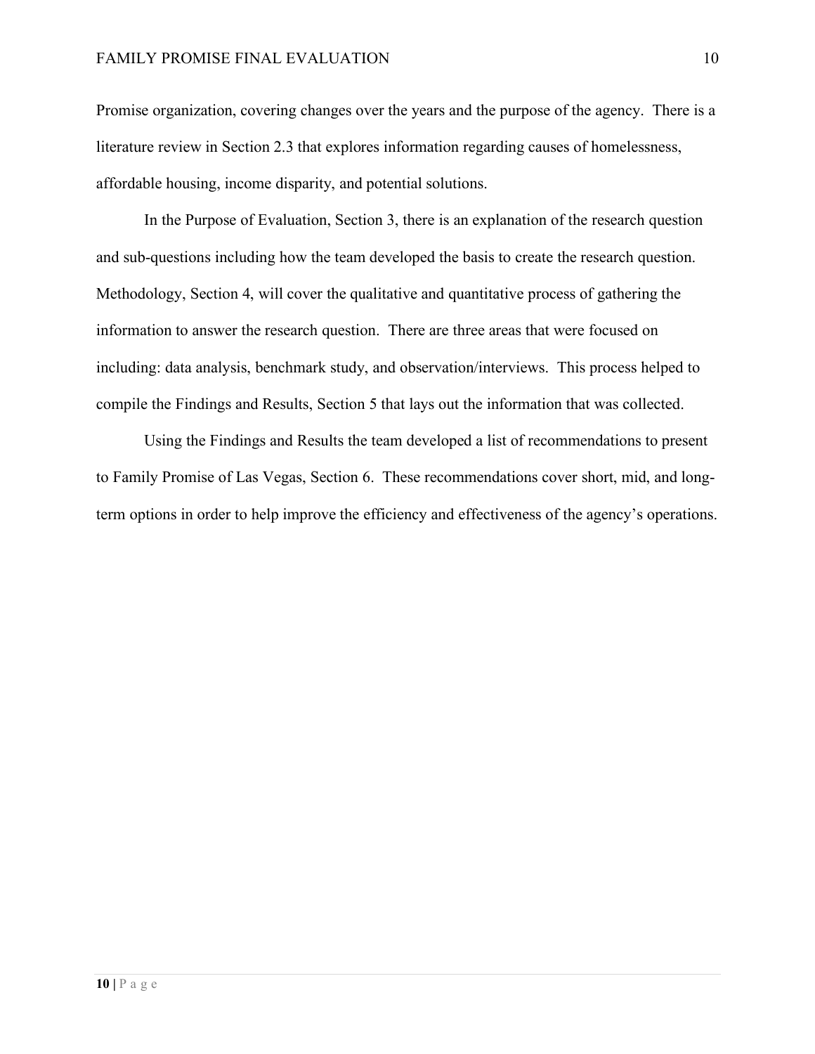Promise organization, covering changes over the years and the purpose of the agency. There is a literature review in Section 2.3 that explores information regarding causes of homelessness, affordable housing, income disparity, and potential solutions.

In the Purpose of Evaluation, Section 3, there is an explanation of the research question and sub-questions including how the team developed the basis to create the research question. Methodology, Section 4, will cover the qualitative and quantitative process of gathering the information to answer the research question. There are three areas that were focused on including: data analysis, benchmark study, and observation/interviews. This process helped to compile the Findings and Results, Section 5 that lays out the information that was collected.

Using the Findings and Results the team developed a list of recommendations to present to Family Promise of Las Vegas, Section 6. These recommendations cover short, mid, and long-term options in order to help improve the efficiency and effectiveness of the agency's operations.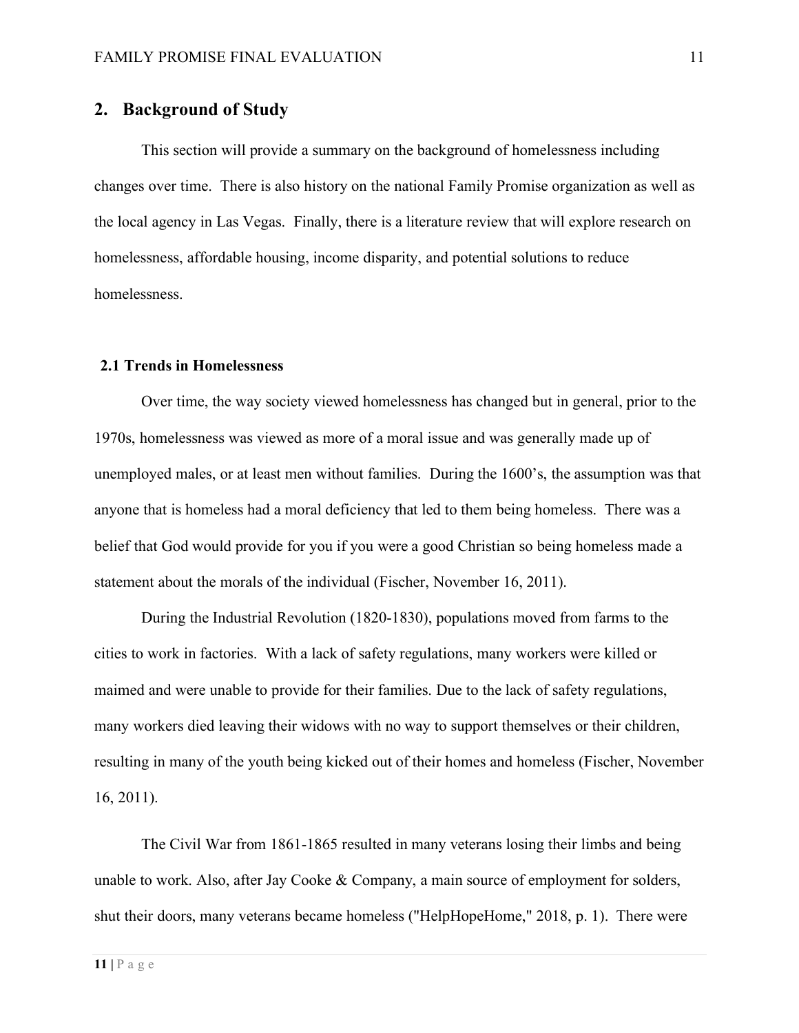## 2. Background of Study

This section will provide a summary on the background of homelessness including changes over time. There is also history on the national Family Promise organization as well as the local agency in Las Vegas. Finally, there is a literature review that will explore research on homelessness, affordable housing, income disparity, and potential solutions to reduce homelessness.

### 2.1 Trends in Homelessness

Over time, the way society viewed homelessness has changed but in general, prior to the 1970s, homelessness was viewed as more of a moral issue and was generally made up of unemployed males, or at least men without families. During the 1600's, the assumption was that anyone that is homeless had a moral deficiency that led to them being homeless. There was a belief that God would provide for you if you were a good Christian so being homeless made a statement about the morals of the individual (Fischer, November 16, 2011).

During the Industrial Revolution (1820-1830), populations moved from farms to the cities to work in factories. With a lack of safety regulations, many workers were killed or maimed and were unable to provide for their families. Due to the lack of safety regulations, many workers died leaving their widows with no way to support themselves or their children, resulting in many of the youth being kicked out of their homes and homeless (Fischer, November 16, 2011).

The Civil War from 1861-1865 resulted in many veterans losing their limbs and being unable to work. Also, after Jay Cooke & Company, a main source of employment for solders, shut their doors, many veterans became homeless ("HelpHopeHome," 2018, p. 1). There were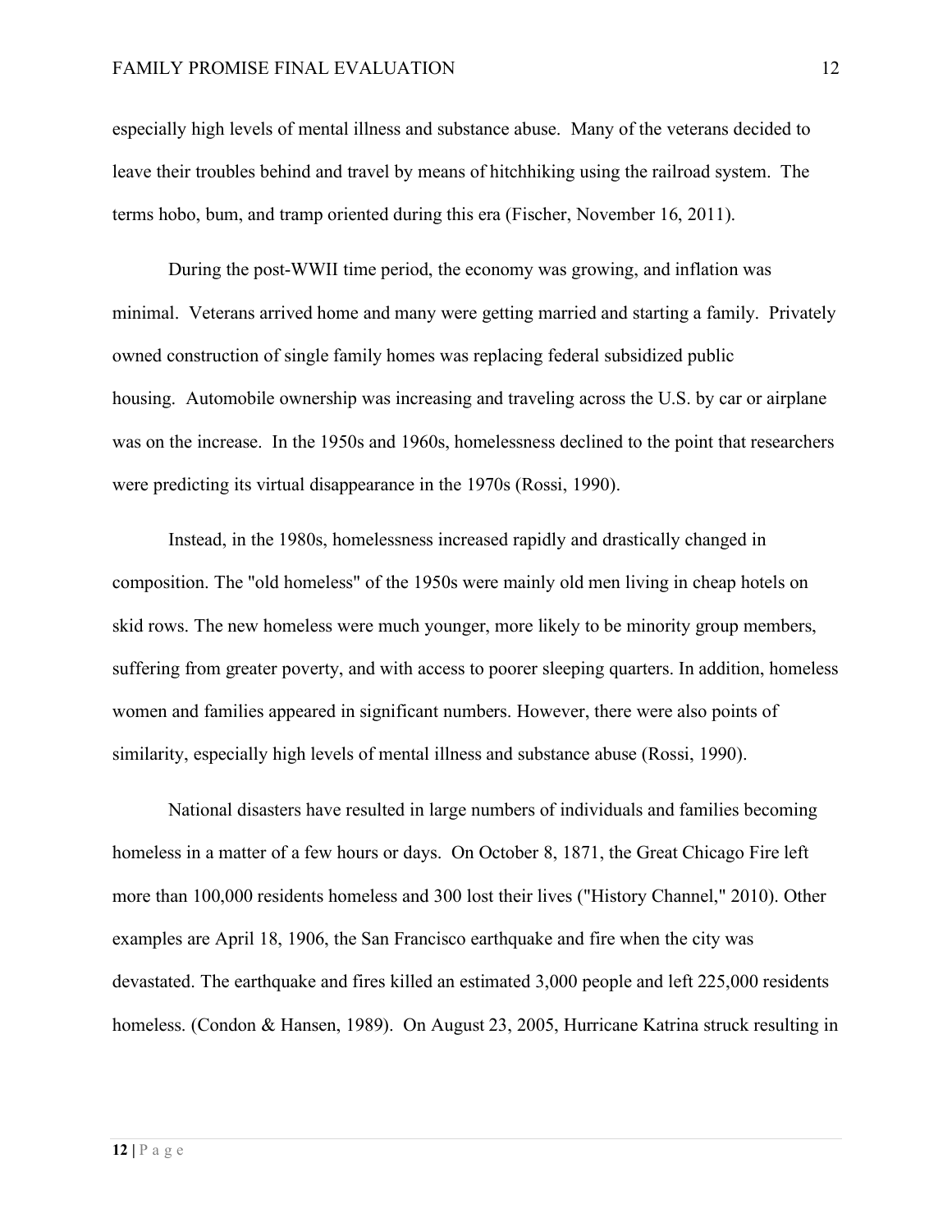especially high levels of mental illness and substance abuse. Many of the veterans decided to leave their troubles behind and travel by means of hitchhiking using the railroad system. The terms hobo, bum, and tramp oriented during this era (Fischer, November 16, 2011).

During the post-WWII time period, the economy was growing, and inflation was minimal. Veterans arrived home and many were getting married and starting a family. Privately owned construction of single family homes was replacing federal subsidized public housing. Automobile ownership was increasing and traveling across the U.S. by car or airplane was on the increase. In the 1950s and 1960s, homelessness declined to the point that researchers were predicting its virtual disappearance in the 1970s (Rossi, 1990).

Instead, in the 1980s, homelessness increased rapidly and drastically changed in composition. The "old homeless" of the 1950s were mainly old men living in cheap hotels on skid rows. The new homeless were much younger, more likely to be minority group members, suffering from greater poverty, and with access to poorer sleeping quarters. In addition, homeless women and families appeared in significant numbers. However, there were also points of similarity, especially high levels of mental illness and substance abuse (Rossi, 1990).

National disasters have resulted in large numbers of individuals and families becoming homeless in a matter of a few hours or days. On October 8, 1871, the Great Chicago Fire left more than 100,000 residents homeless and 300 lost their lives ("History Channel," 2010). Other examples are April 18, 1906, the San Francisco earthquake and fire when the city was devastated. The earthquake and fires killed an estimated 3,000 people and left 225,000 residents homeless. (Condon & Hansen, 1989). On August 23, 2005, Hurricane Katrina struck resulting in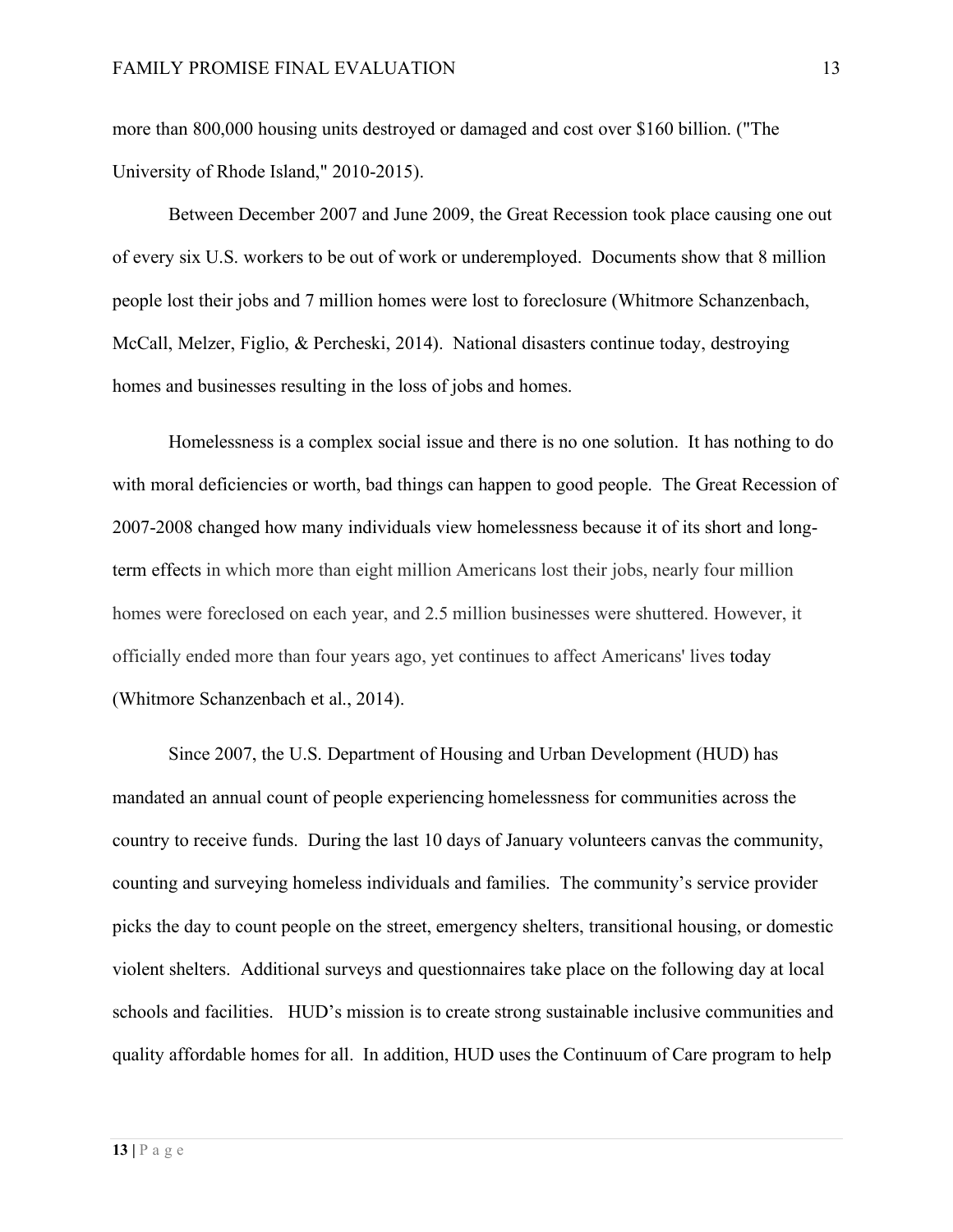more than 800,000 housing units destroyed or damaged and cost over $160 billion. ("The University of Rhode Island," 2010-2015).

Between December 2007 and June 2009, the Great Recession took place causing one out of every six U.S. workers to be out of work or underemployed. Documents show that 8 million people lost their jobs and 7 million homes were lost to foreclosure (Whitmore Schanzenbach, McCall, Melzer, Figlio, & Percheski, 2014). National disasters continue today, destroying homes and businesses resulting in the loss of jobs and homes.

Homelessness is a complex social issue and there is no one solution. It has nothing to do with moral deficiencies or worth, bad things can happen to good people. The Great Recession of 2007-2008 changed how many individuals view homelessness because it of its short and long-term effects in which more than eight million Americans lost their jobs, nearly four million homes were foreclosed on each year, and 2.5 million businesses were shuttered. However, it officially ended more than four years ago, yet continues to affect Americans' lives today (Whitmore Schanzenbach et al., 2014).

Since 2007, the U.S. Department of Housing and Urban Development (HUD) has mandated an annual count of people experiencing homelessness for communities across the country to receive funds. During the last 10 days of January volunteers canvas the community, counting and surveying homeless individuals and families. The community's service provider picks the day to count people on the street, emergency shelters, transitional housing, or domestic violent shelters. Additional surveys and questionnaires take place on the following day at local schools and facilities. HUD's mission is to create strong sustainable inclusive communities and quality affordable homes for all. In addition, HUD uses the Continuum of Care program to help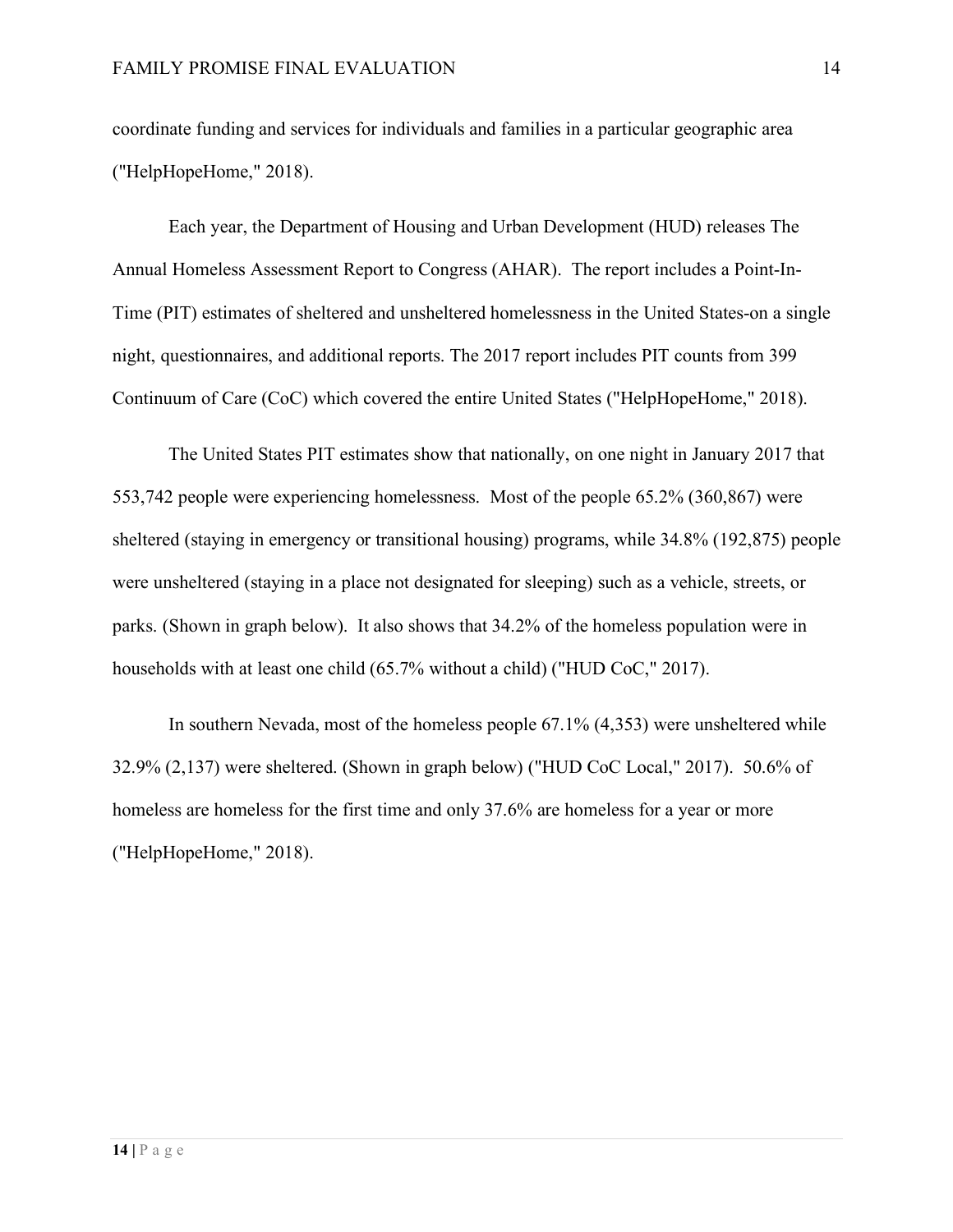coordinate funding and services for individuals and families in a particular geographic area ("HelpHopeHome," 2018).

Each year, the Department of Housing and Urban Development (HUD) releases The Annual Homeless Assessment Report to Congress (AHAR). The report includes a Point-In-Time (PIT) estimates of sheltered and unsheltered homelessness in the United States-on a single night, questionnaires, and additional reports. The 2017 report includes PIT counts from 399 Continuum of Care (CoC) which covered the entire United States ("HelpHopeHome," 2018).

The United States PIT estimates show that nationally, on one night in January 2017 that 553,742 people were experiencing homelessness. Most of the people 65.2% (360,867) were sheltered (staying in emergency or transitional housing) programs, while 34.8% (192,875) people were unsheltered (staying in a place not designated for sleeping) such as a vehicle, streets, or parks. (Shown in graph below). It also shows that 34.2% of the homeless population were in households with at least one child (65.7% without a child) ("HUD CoC," 2017).

In southern Nevada, most of the homeless people 67.1% (4,353) were unsheltered while 32.9% (2,137) were sheltered. (Shown in graph below) ("HUD CoC Local," 2017). 50.6% of homeless are homeless for the first time and only 37.6% are homeless for a year or more ("HelpHopeHome," 2018).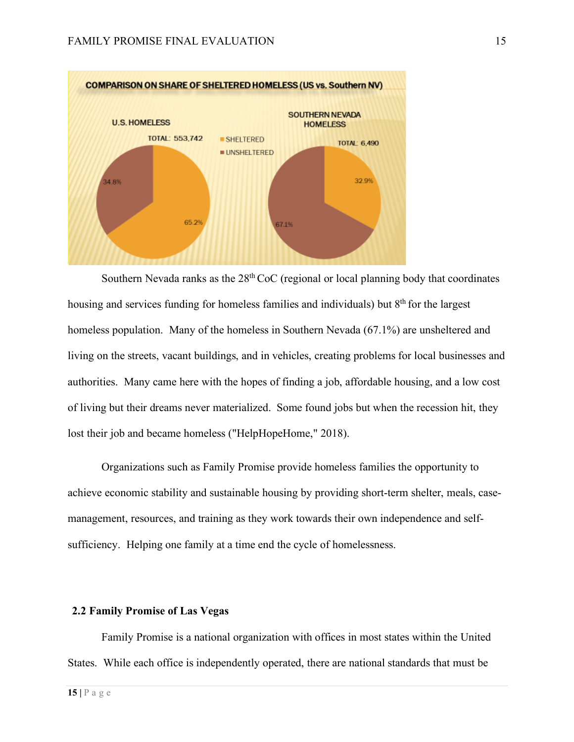Southern Nevada ranks as the 28th CoC (regional or local planning body that coordinates housing and services funding for homeless families and individuals) but 8th for the largest homeless population. Many of the homeless in Southern Nevada (67.1%) are unsheltered and living on the streets, vacant buildings, and in vehicles, creating problems for local businesses and authorities. Many came here with the hopes of finding a job, affordable housing, and a low cost of living but their dreams never materialized. Some found jobs but when the recession hit, they lost their job and became homeless ("HelpHopeHome," 2018).

Organizations such as Family Promise provide homeless families the opportunity to achieve economic stability and sustainable housing by providing short-term shelter, meals, case-management, resources, and training as they work towards their own independence and self-sufficiency. Helping one family at a time end the cycle of homelessness.

### 2.2 Family Promise of Las Vegas

Family Promise is a national organization with offices in most states within the United States. While each office is independently operated, there are national standards that must be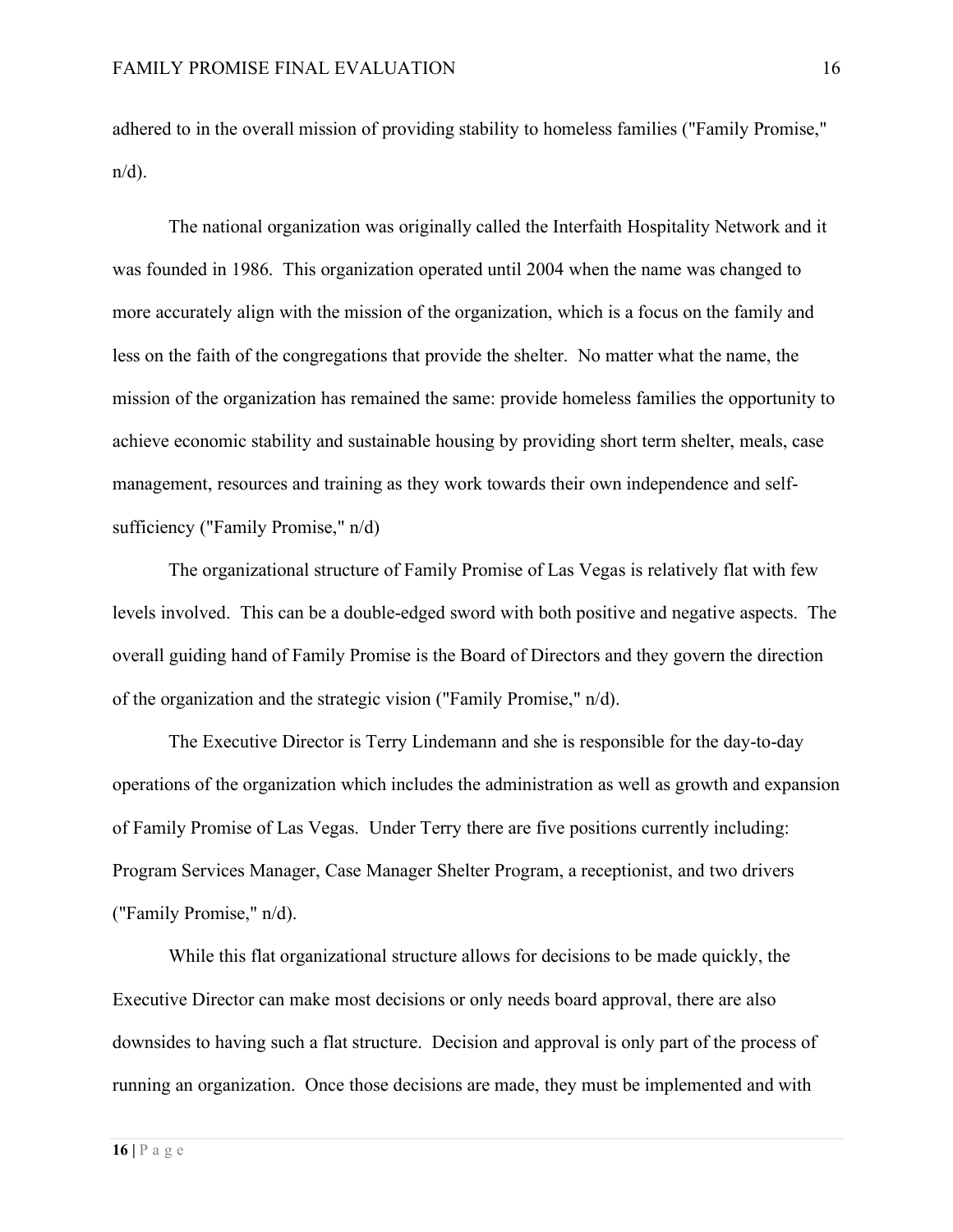adhered to in the overall mission of providing stability to homeless families ("Family Promise," n/d).

The national organization was originally called the Interfaith Hospitality Network and it was founded in 1986. This organization operated until 2004 when the name was changed to more accurately align with the mission of the organization, which is a focus on the family and less on the faith of the congregations that provide the shelter. No matter what the name, the mission of the organization has remained the same: provide homeless families the opportunity to achieve economic stability and sustainable housing by providing short term shelter, meals, case management, resources and training as they work towards their own independence and self-sufficiency ("Family Promise," n/d)

The organizational structure of Family Promise of Las Vegas is relatively flat with few levels involved. This can be a double-edged sword with both positive and negative aspects. The overall guiding hand of Family Promise is the Board of Directors and they govern the direction of the organization and the strategic vision ("Family Promise," n/d).

The Executive Director is Terry Lindemann and she is responsible for the day-to-day operations of the organization which includes the administration as well as growth and expansion of Family Promise of Las Vegas. Under Terry there are five positions currently including: Program Services Manager, Case Manager Shelter Program, a receptionist, and two drivers ("Family Promise," n/d).

While this flat organizational structure allows for decisions to be made quickly, the Executive Director can make most decisions or only needs board approval, there are also downsides to having such a flat structure. Decision and approval is only part of the process of running an organization. Once those decisions are made, they must be implemented and with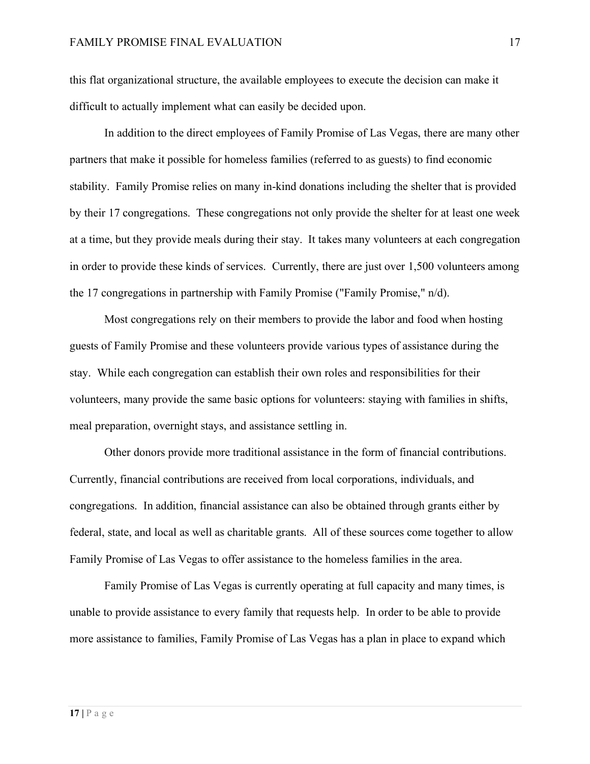this flat organizational structure, the available employees to execute the decision can make it difficult to actually implement what can easily be decided upon.

In addition to the direct employees of Family Promise of Las Vegas, there are many other partners that make it possible for homeless families (referred to as guests) to find economic stability. Family Promise relies on many in-kind donations including the shelter that is provided by their 17 congregations. These congregations not only provide the shelter for at least one week at a time, but they provide meals during their stay. It takes many volunteers at each congregation in order to provide these kinds of services. Currently, there are just over 1,500 volunteers among the 17 congregations in partnership with Family Promise ("Family Promise," n/d).

Most congregations rely on their members to provide the labor and food when hosting guests of Family Promise and these volunteers provide various types of assistance during the stay. While each congregation can establish their own roles and responsibilities for their volunteers, many provide the same basic options for volunteers: staying with families in shifts, meal preparation, overnight stays, and assistance settling in.

Other donors provide more traditional assistance in the form of financial contributions. Currently, financial contributions are received from local corporations, individuals, and congregations. In addition, financial assistance can also be obtained through grants either by federal, state, and local as well as charitable grants. All of these sources come together to allow Family Promise of Las Vegas to offer assistance to the homeless families in the area.

Family Promise of Las Vegas is currently operating at full capacity and many times, is unable to provide assistance to every family that requests help. In order to be able to provide more assistance to families, Family Promise of Las Vegas has a plan in place to expand which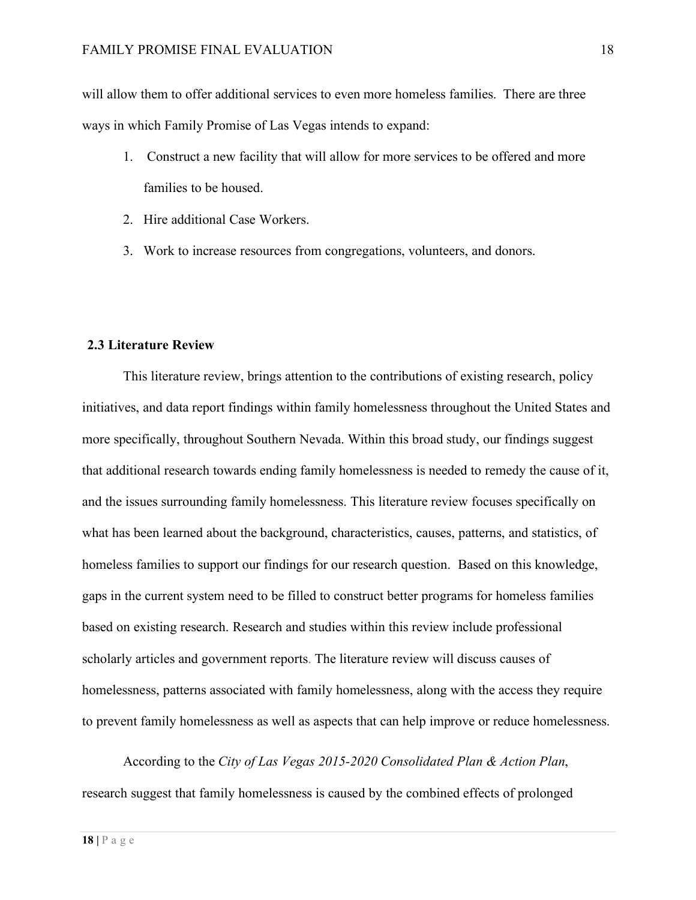will allow them to offer additional services to even more homeless families. There are three ways in which Family Promise of Las Vegas intends to expand:

1. Construct a new facility that will allow for more services to be offered and more families to be housed.
2. Hire additional Case Workers.
3. Work to increase resources from congregations, volunteers, and donors.

## 2.3 Literature Review

This literature review, brings attention to the contributions of existing research, policy initiatives, and data report findings within family homelessness throughout the United States and more specifically, throughout Southern Nevada. Within this broad study, our findings suggest that additional research towards ending family homelessness is needed to remedy the cause of it, and the issues surrounding family homelessness. This literature review focuses specifically on what has been learned about the background, characteristics, causes, patterns, and statistics, of homeless families to support our findings for our research question. Based on this knowledge, gaps in the current system need to be filled to construct better programs for homeless families based on existing research. Research and studies within this review include professional scholarly articles and government reports. The literature review will discuss causes of homelessness, patterns associated with family homelessness, along with the access they require to prevent family homelessness as well as aspects that can help improve or reduce homelessness.

According to the *City of Las Vegas 2015-2020 Consolidated Plan & Action Plan*, research suggest that family homelessness is caused by the combined effects of prolonged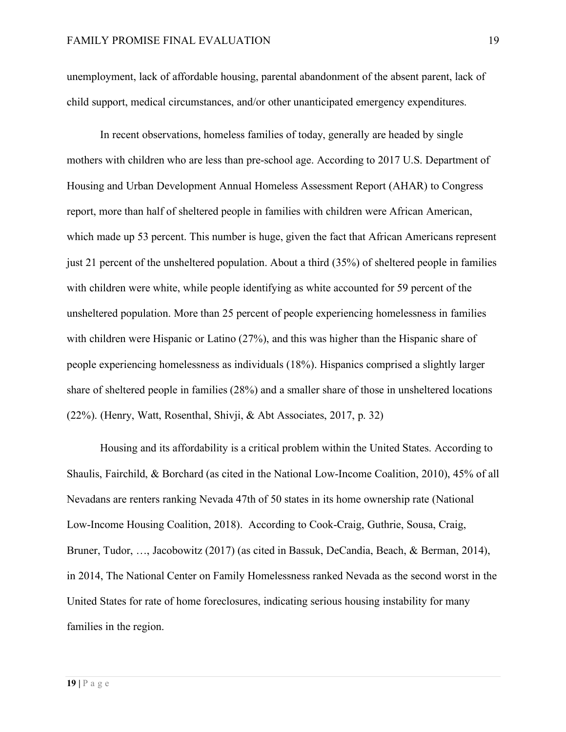unemployment, lack of affordable housing, parental abandonment of the absent parent, lack of child support, medical circumstances, and/or other unanticipated emergency expenditures.

In recent observations, homeless families of today, generally are headed by single mothers with children who are less than pre-school age. According to 2017 U.S. Department of Housing and Urban Development Annual Homeless Assessment Report (AHAR) to Congress report, more than half of sheltered people in families with children were African American, which made up 53 percent. This number is huge, given the fact that African Americans represent just 21 percent of the unsheltered population. About a third (35%) of sheltered people in families with children were white, while people identifying as white accounted for 59 percent of the unsheltered population. More than 25 percent of people experiencing homelessness in families with children were Hispanic or Latino (27%), and this was higher than the Hispanic share of people experiencing homelessness as individuals (18%). Hispanics comprised a slightly larger share of sheltered people in families (28%) and a smaller share of those in unsheltered locations (22%). (Henry, Watt, Rosenthal, Shivji, & Abt Associates, 2017, p. 32)

Housing and its affordability is a critical problem within the United States. According to Shaulis, Fairchild, & Borchard (as cited in the National Low-Income Coalition, 2010), 45% of all Nevadans are renters ranking Nevada 47th of 50 states in its home ownership rate (National Low-Income Housing Coalition, 2018). According to Cook-Craig, Guthrie, Sousa, Craig, Bruner, Tudor, …, Jacobowitz (2017) (as cited in Bassuk, DeCandia, Beach, & Berman, 2014), in 2014, The National Center on Family Homelessness ranked Nevada as the second worst in the United States for rate of home foreclosures, indicating serious housing instability for many families in the region.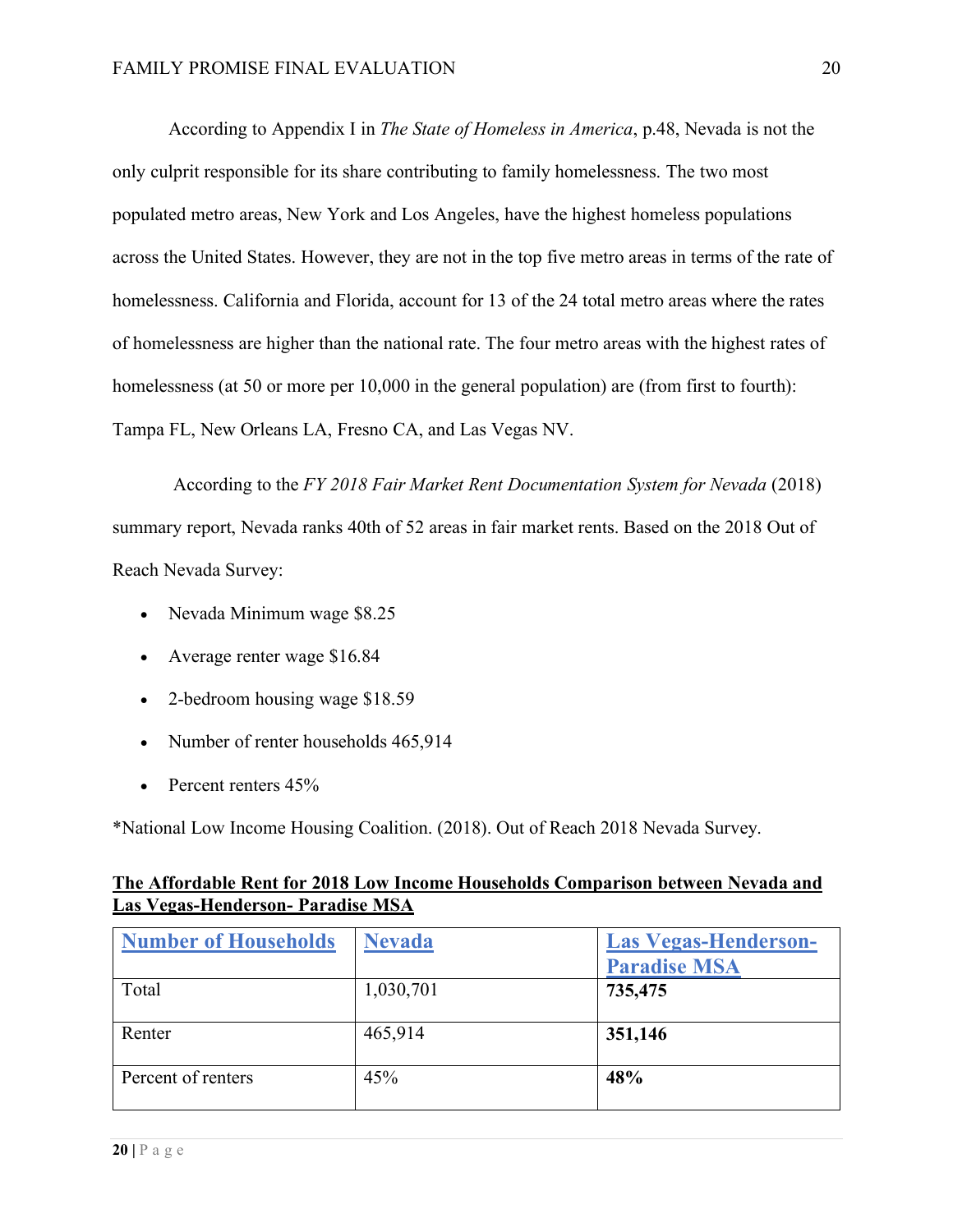According to Appendix I in *The State of Homeless in America*, p.48, Nevada is not the only culprit responsible for its share contributing to family homelessness. The two most populated metro areas, New York and Los Angeles, have the highest homeless populations across the United States. However, they are not in the top five metro areas in terms of the rate of homelessness. California and Florida, account for 13 of the 24 total metro areas where the rates of homelessness are higher than the national rate. The four metro areas with the highest rates of homelessness (at 50 or more per 10,000 in the general population) are (from first to fourth): Tampa FL, New Orleans LA, Fresno CA, and Las Vegas NV.

According to the *FY 2018 Fair Market Rent Documentation System for Nevada* (2018) summary report, Nevada ranks 40th of 52 areas in fair market rents. Based on the 2018 Out of Reach Nevada Survey:

- Nevada Minimum wage $8.25
- Average renter wage $16.84
- 2-bedroom housing wage $18.59
- Number of renter households 465,914
- Percent renters 45%

*National Low Income Housing Coalition. (2018). Out of Reach 2018 Nevada Survey.

**The Affordable Rent for 2018 Low Income Households Comparison between Nevada and Las Vegas-Henderson- Paradise MSA**

| Number of Households | Nevada | Las Vegas-Henderson-Paradise MSA |
|---|---|---|
| Total | 1,030,701 | **735,475** |
| Renter | 465,914 | **351,146** |
| Percent of renters | 45% | **48%** |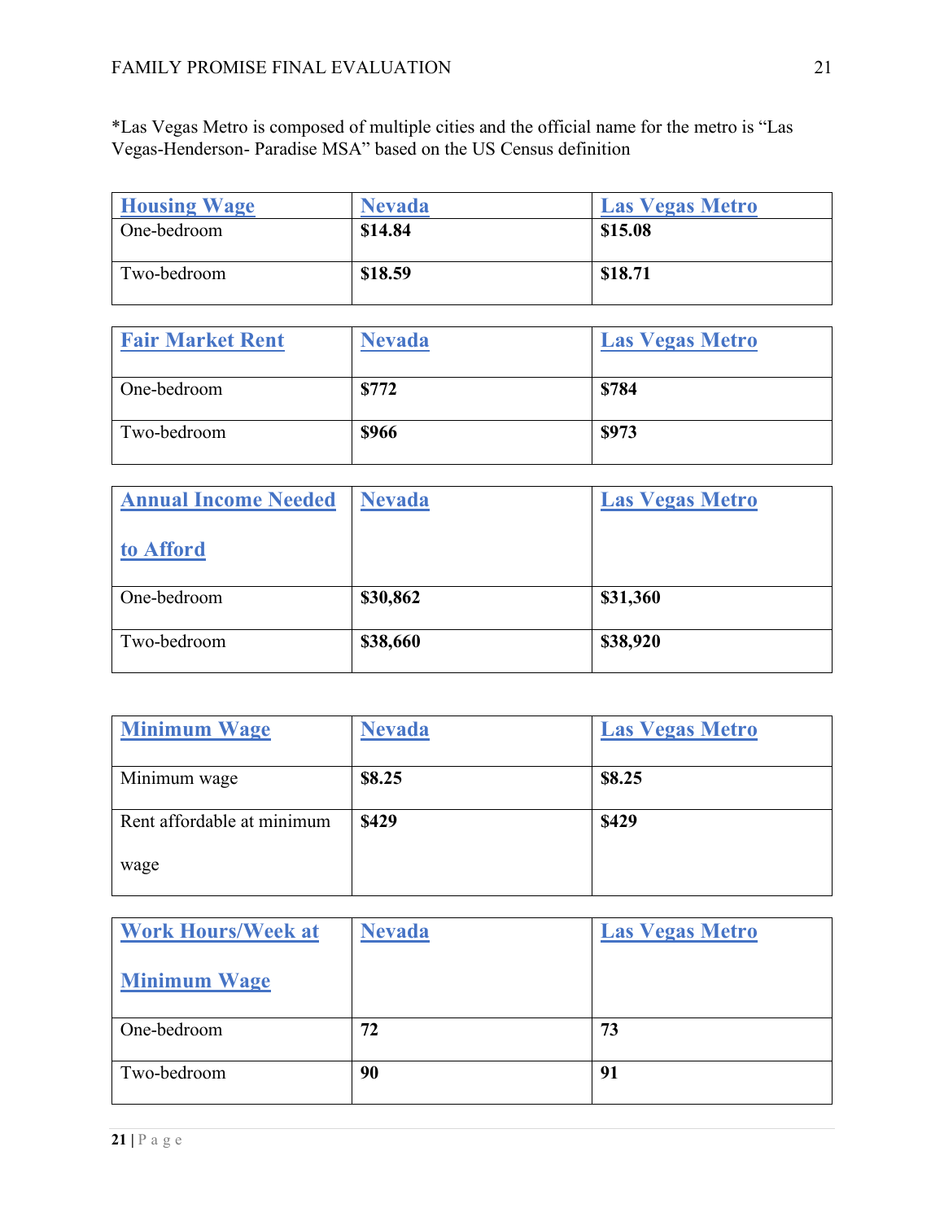*Las Vegas Metro is composed of multiple cities and the official name for the metro is "Las Vegas-Henderson- Paradise MSA" based on the US Census definition

| Housing Wage | Nevada | Las Vegas Metro |
|---|---|---|
| One-bedroom | **$14.84** | **$15.08** |
| Two-bedroom | **$18.59** | **$18.71** |

| Fair Market Rent | Nevada | Las Vegas Metro |
|---|---|---|
| One-bedroom | **$772** | **$784** |
| Two-bedroom | **$966** | **$973** |

| Annual Income Needed to Afford | Nevada | Las Vegas Metro |
|---|---|---|
| One-bedroom | **$30,862** | **$31,360** |
| Two-bedroom | **$38,660** | **$38,920** |

| Minimum Wage | Nevada | Las Vegas Metro |
|---|---|---|
| Minimum wage | **$8.25** | **$8.25** |
| Rent affordable at minimum wage | **$429** | **$429** |

| Work Hours/Week at Minimum Wage | Nevada | Las Vegas Metro |
|---|---|---|
| One-bedroom | **72** | **73** |
| Two-bedroom | **90** | **91** |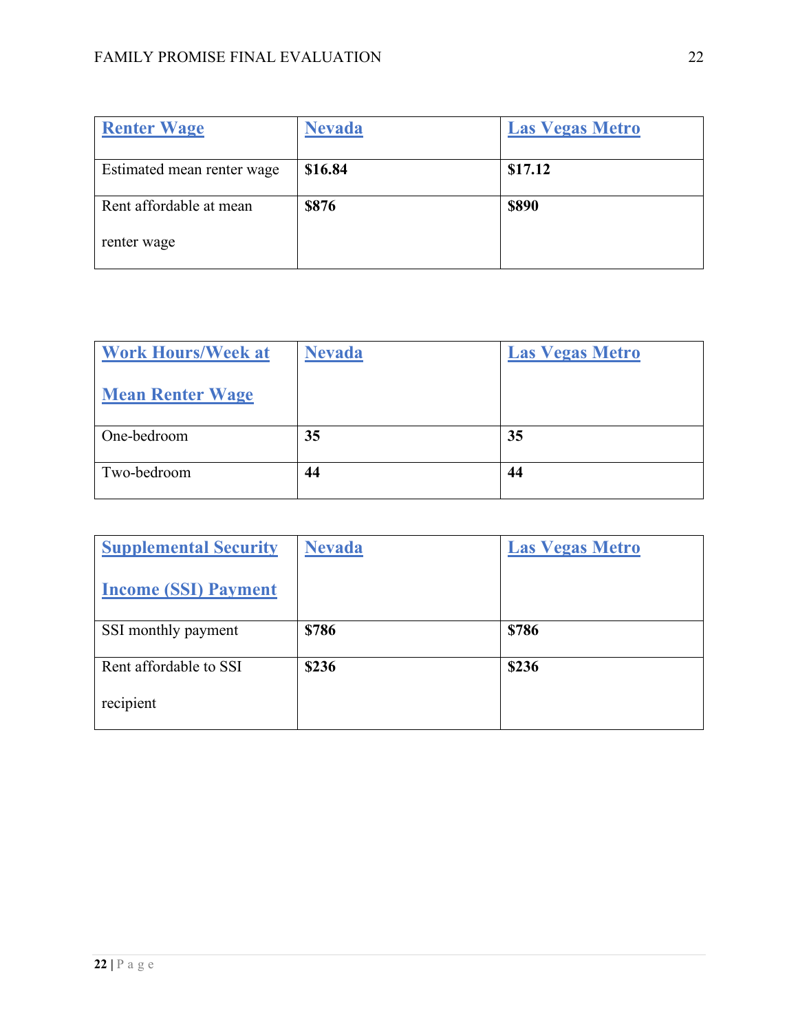| Renter Wage | Nevada | Las Vegas Metro |
|---|---|---|
| Estimated mean renter wage | **$16.84** | **$17.12** |
| Rent affordable at mean renter wage | **$876** | **$890** |

| Work Hours/Week at Mean Renter Wage | Nevada | Las Vegas Metro |
|---|---|---|
| One-bedroom | **35** | **35** |
| Two-bedroom | **44** | **44** |

| Supplemental Security Income (SSI) Payment | Nevada | Las Vegas Metro |
|---|---|---|
| SSI monthly payment | **$786** | **$786** |
| Rent affordable to SSI recipient | **$236** | **$236** |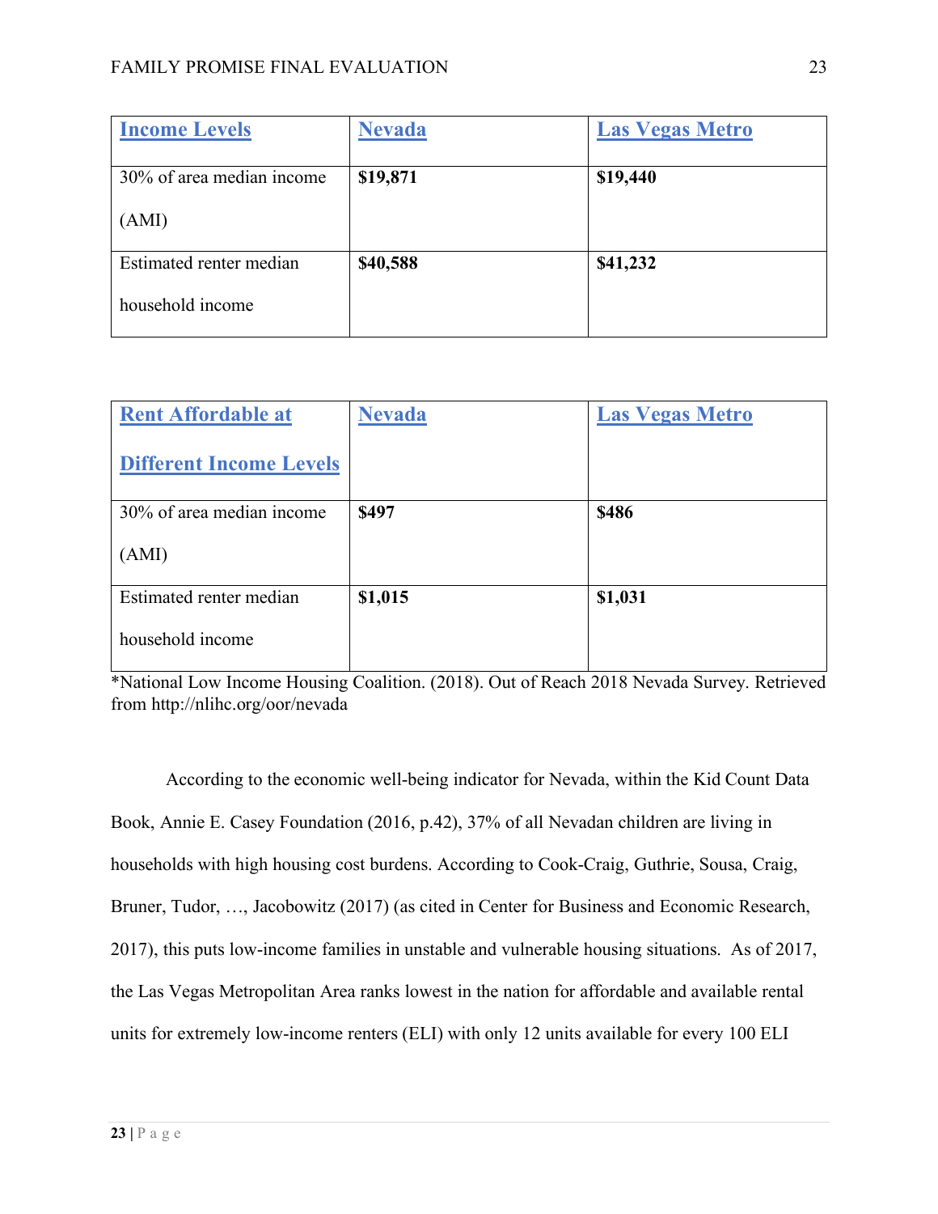| Income Levels | Nevada | Las Vegas Metro |
|---|---|---|
| 30% of area median income (AMI) | **$19,871** | **$19,440** |
| Estimated renter median household income | **$40,588** | **$41,232** |

| Rent Affordable at Different Income Levels | Nevada | Las Vegas Metro |
|---|---|---|
| 30% of area median income (AMI) | **$497** | **$486** |
| Estimated renter median household income | **$1,015** | **$1,031** |

*National Low Income Housing Coalition. (2018). Out of Reach 2018 Nevada Survey. Retrieved from http://nlihc.org/oor/nevada

According to the economic well-being indicator for Nevada, within the Kid Count Data Book, Annie E. Casey Foundation (2016, p.42), 37% of all Nevadan children are living in households with high housing cost burdens. According to Cook-Craig, Guthrie, Sousa, Craig, Bruner, Tudor, …, Jacobowitz (2017) (as cited in Center for Business and Economic Research, 2017), this puts low-income families in unstable and vulnerable housing situations. As of 2017, the Las Vegas Metropolitan Area ranks lowest in the nation for affordable and available rental units for extremely low-income renters (ELI) with only 12 units available for every 100 ELI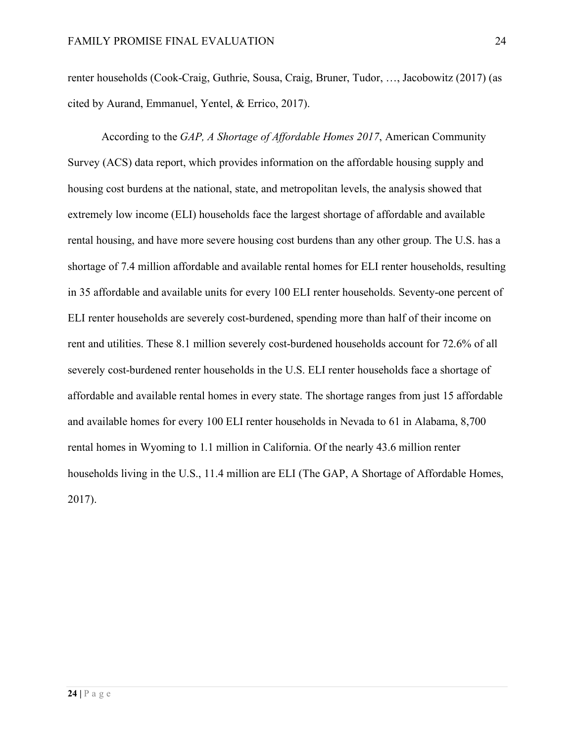renter households (Cook-Craig, Guthrie, Sousa, Craig, Bruner, Tudor, …, Jacobowitz (2017) (as cited by Aurand, Emmanuel, Yentel, & Errico, 2017).

According to the *GAP, A Shortage of Affordable Homes 2017*, American Community Survey (ACS) data report, which provides information on the affordable housing supply and housing cost burdens at the national, state, and metropolitan levels, the analysis showed that extremely low income (ELI) households face the largest shortage of affordable and available rental housing, and have more severe housing cost burdens than any other group. The U.S. has a shortage of 7.4 million affordable and available rental homes for ELI renter households, resulting in 35 affordable and available units for every 100 ELI renter households. Seventy-one percent of ELI renter households are severely cost-burdened, spending more than half of their income on rent and utilities. These 8.1 million severely cost-burdened households account for 72.6% of all severely cost-burdened renter households in the U.S. ELI renter households face a shortage of affordable and available rental homes in every state. The shortage ranges from just 15 affordable and available homes for every 100 ELI renter households in Nevada to 61 in Alabama, 8,700 rental homes in Wyoming to 1.1 million in California. Of the nearly 43.6 million renter households living in the U.S., 11.4 million are ELI (The GAP, A Shortage of Affordable Homes, 2017).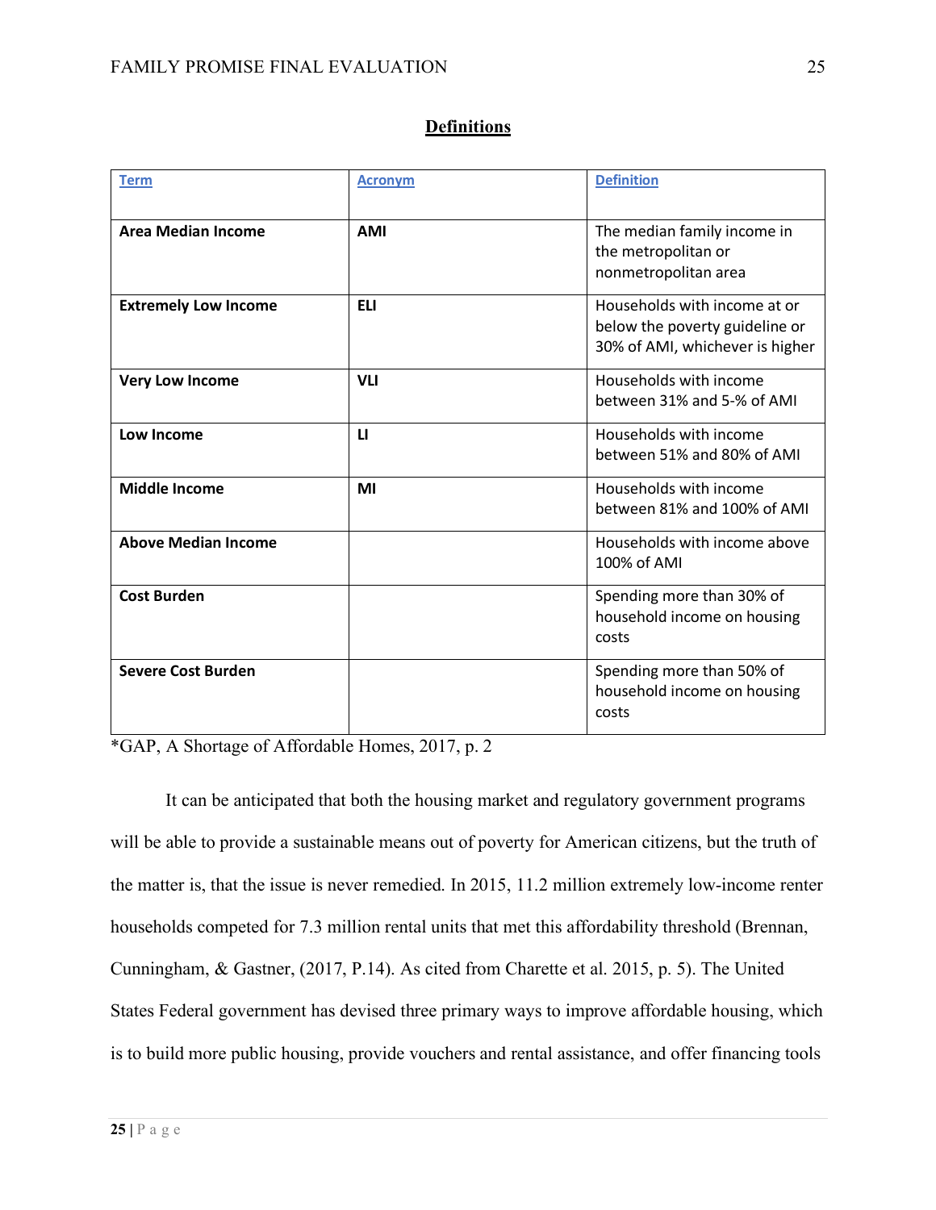## Definitions

| Term | Acronym | Definition |
|---|---|---|
| **Area Median Income** | **AMI** | The median family income in the metropolitan or nonmetropolitan area |
| **Extremely Low Income** | **ELI** | Households with income at or below the poverty guideline or 30% of AMI, whichever is higher |
| **Very Low Income** | **VLI** | Households with income between 31% and 5-% of AMI |
| **Low Income** | **LI** | Households with income between 51% and 80% of AMI |
| **Middle Income** | **MI** | Households with income between 81% and 100% of AMI |
| **Above Median Income** | | Households with income above 100% of AMI |
| **Cost Burden** | | Spending more than 30% of household income on housing costs |
| **Severe Cost Burden** | | Spending more than 50% of household income on housing costs |

*GAP, A Shortage of Affordable Homes, 2017, p. 2

It can be anticipated that both the housing market and regulatory government programs will be able to provide a sustainable means out of poverty for American citizens, but the truth of the matter is, that the issue is never remedied. In 2015, 11.2 million extremely low-income renter households competed for 7.3 million rental units that met this affordability threshold (Brennan, Cunningham, & Gastner, (2017, P.14). As cited from Charette et al. 2015, p. 5). The United States Federal government has devised three primary ways to improve affordable housing, which is to build more public housing, provide vouchers and rental assistance, and offer financing tools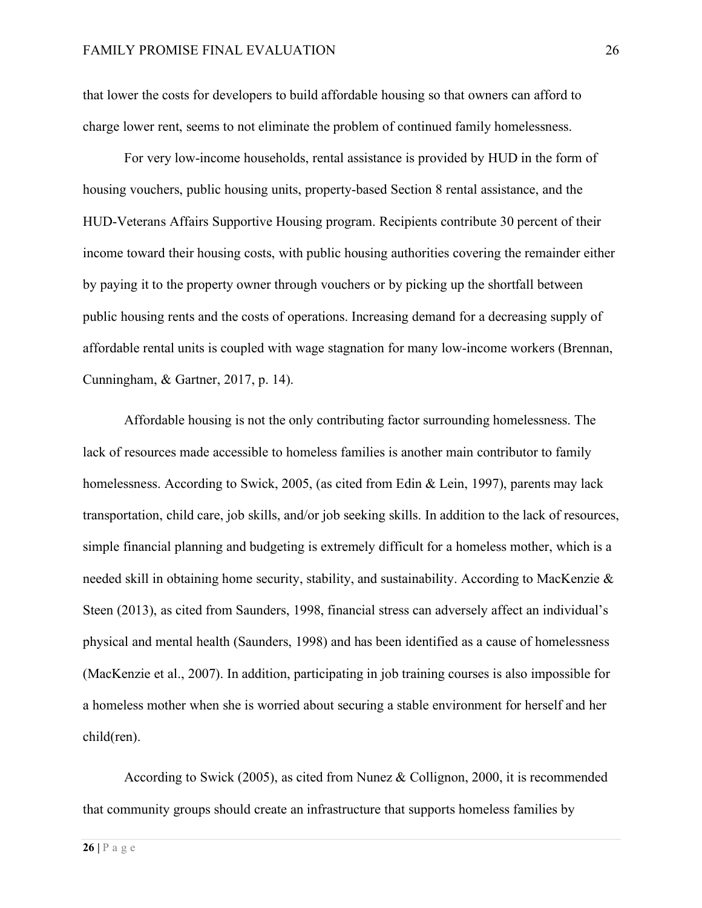that lower the costs for developers to build affordable housing so that owners can afford to charge lower rent, seems to not eliminate the problem of continued family homelessness.

For very low-income households, rental assistance is provided by HUD in the form of housing vouchers, public housing units, property-based Section 8 rental assistance, and the HUD-Veterans Affairs Supportive Housing program. Recipients contribute 30 percent of their income toward their housing costs, with public housing authorities covering the remainder either by paying it to the property owner through vouchers or by picking up the shortfall between public housing rents and the costs of operations. Increasing demand for a decreasing supply of affordable rental units is coupled with wage stagnation for many low-income workers (Brennan, Cunningham, & Gartner, 2017, p. 14).

Affordable housing is not the only contributing factor surrounding homelessness. The lack of resources made accessible to homeless families is another main contributor to family homelessness. According to Swick, 2005, (as cited from Edin & Lein, 1997), parents may lack transportation, child care, job skills, and/or job seeking skills. In addition to the lack of resources, simple financial planning and budgeting is extremely difficult for a homeless mother, which is a needed skill in obtaining home security, stability, and sustainability. According to MacKenzie & Steen (2013), as cited from Saunders, 1998, financial stress can adversely affect an individual's physical and mental health (Saunders, 1998) and has been identified as a cause of homelessness (MacKenzie et al., 2007). In addition, participating in job training courses is also impossible for a homeless mother when she is worried about securing a stable environment for herself and her child(ren).

According to Swick (2005), as cited from Nunez & Collignon, 2000, it is recommended that community groups should create an infrastructure that supports homeless families by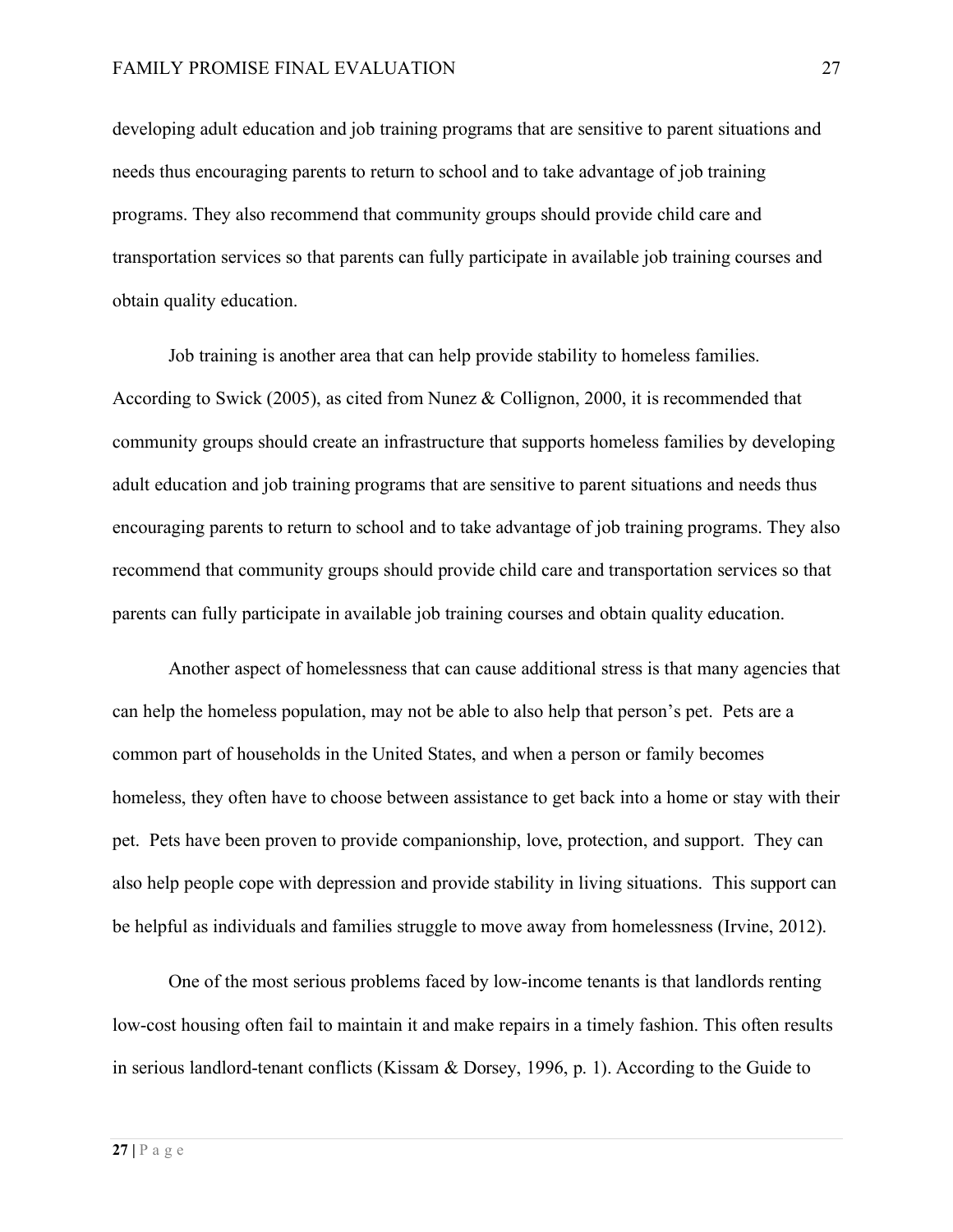developing adult education and job training programs that are sensitive to parent situations and needs thus encouraging parents to return to school and to take advantage of job training programs. They also recommend that community groups should provide child care and transportation services so that parents can fully participate in available job training courses and obtain quality education.

Job training is another area that can help provide stability to homeless families. According to Swick (2005), as cited from Nunez & Collignon, 2000, it is recommended that community groups should create an infrastructure that supports homeless families by developing adult education and job training programs that are sensitive to parent situations and needs thus encouraging parents to return to school and to take advantage of job training programs. They also recommend that community groups should provide child care and transportation services so that parents can fully participate in available job training courses and obtain quality education.

Another aspect of homelessness that can cause additional stress is that many agencies that can help the homeless population, may not be able to also help that person's pet. Pets are a common part of households in the United States, and when a person or family becomes homeless, they often have to choose between assistance to get back into a home or stay with their pet. Pets have been proven to provide companionship, love, protection, and support. They can also help people cope with depression and provide stability in living situations. This support can be helpful as individuals and families struggle to move away from homelessness (Irvine, 2012).

One of the most serious problems faced by low-income tenants is that landlords renting low-cost housing often fail to maintain it and make repairs in a timely fashion. This often results in serious landlord-tenant conflicts (Kissam & Dorsey, 1996, p. 1). According to the Guide to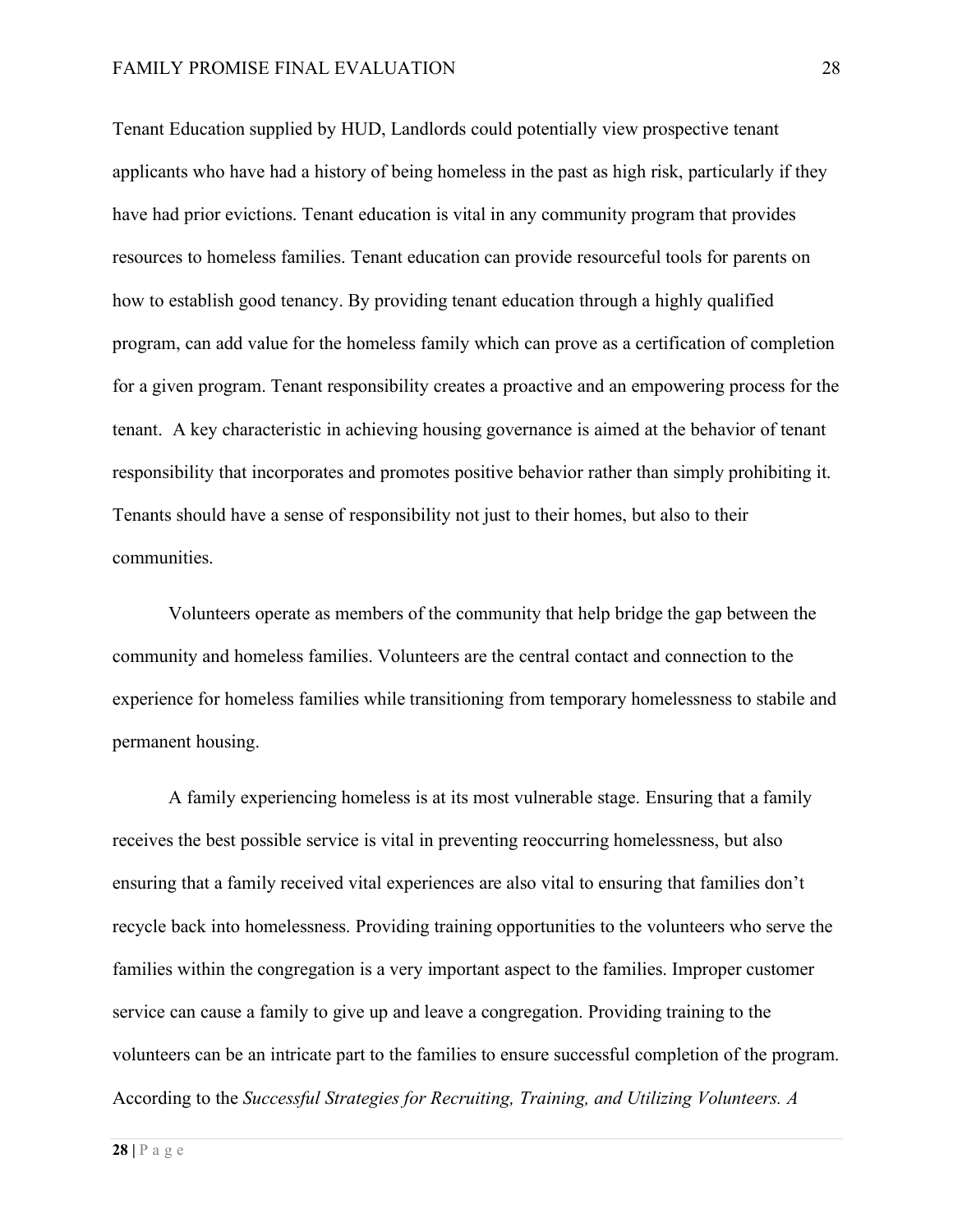Tenant Education supplied by HUD, Landlords could potentially view prospective tenant applicants who have had a history of being homeless in the past as high risk, particularly if they have had prior evictions. Tenant education is vital in any community program that provides resources to homeless families. Tenant education can provide resourceful tools for parents on how to establish good tenancy. By providing tenant education through a highly qualified program, can add value for the homeless family which can prove as a certification of completion for a given program. Tenant responsibility creates a proactive and an empowering process for the tenant. A key characteristic in achieving housing governance is aimed at the behavior of tenant responsibility that incorporates and promotes positive behavior rather than simply prohibiting it. Tenants should have a sense of responsibility not just to their homes, but also to their communities.

Volunteers operate as members of the community that help bridge the gap between the community and homeless families. Volunteers are the central contact and connection to the experience for homeless families while transitioning from temporary homelessness to stabile and permanent housing.

A family experiencing homeless is at its most vulnerable stage. Ensuring that a family receives the best possible service is vital in preventing reoccurring homelessness, but also ensuring that a family received vital experiences are also vital to ensuring that families don't recycle back into homelessness. Providing training opportunities to the volunteers who serve the families within the congregation is a very important aspect to the families. Improper customer service can cause a family to give up and leave a congregation. Providing training to the volunteers can be an intricate part to the families to ensure successful completion of the program. According to the *Successful Strategies for Recruiting, Training, and Utilizing Volunteers. A*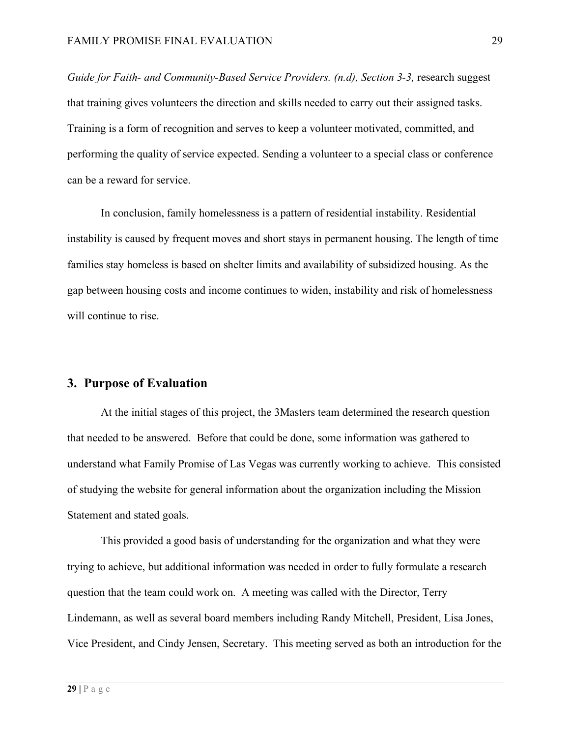*Guide for Faith- and Community-Based Service Providers. (n.d), Section 3-3,* research suggest that training gives volunteers the direction and skills needed to carry out their assigned tasks. Training is a form of recognition and serves to keep a volunteer motivated, committed, and performing the quality of service expected. Sending a volunteer to a special class or conference can be a reward for service.

In conclusion, family homelessness is a pattern of residential instability. Residential instability is caused by frequent moves and short stays in permanent housing. The length of time families stay homeless is based on shelter limits and availability of subsidized housing. As the gap between housing costs and income continues to widen, instability and risk of homelessness will continue to rise.

## 3. Purpose of Evaluation

At the initial stages of this project, the 3Masters team determined the research question that needed to be answered. Before that could be done, some information was gathered to understand what Family Promise of Las Vegas was currently working to achieve. This consisted of studying the website for general information about the organization including the Mission Statement and stated goals.

This provided a good basis of understanding for the organization and what they were trying to achieve, but additional information was needed in order to fully formulate a research question that the team could work on. A meeting was called with the Director, Terry Lindemann, as well as several board members including Randy Mitchell, President, Lisa Jones, Vice President, and Cindy Jensen, Secretary. This meeting served as both an introduction for the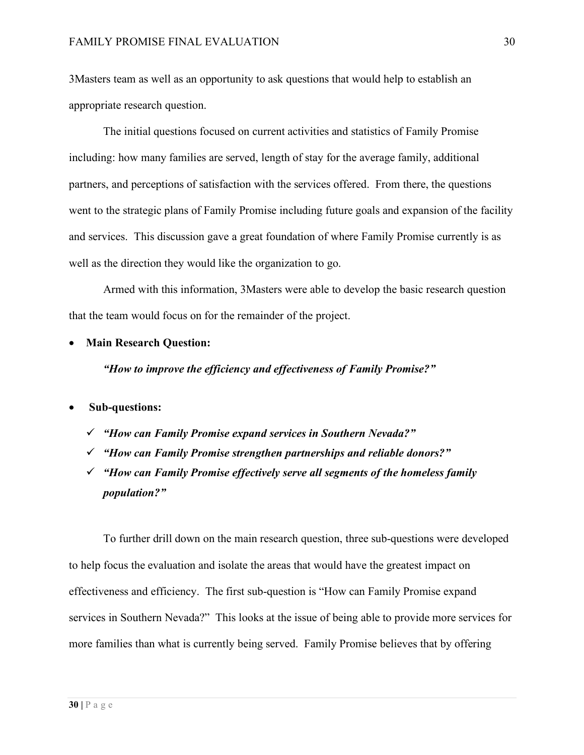3Masters team as well as an opportunity to ask questions that would help to establish an appropriate research question.

The initial questions focused on current activities and statistics of Family Promise including: how many families are served, length of stay for the average family, additional partners, and perceptions of satisfaction with the services offered. From there, the questions went to the strategic plans of Family Promise including future goals and expansion of the facility and services. This discussion gave a great foundation of where Family Promise currently is as well as the direction they would like the organization to go.

Armed with this information, 3Masters were able to develop the basic research question that the team would focus on for the remainder of the project.

- **Main Research Question:**

  ***"How to improve the efficiency and effectiveness of Family Promise?"***

- **Sub-questions:**
  - ✓ ***"How can Family Promise expand services in Southern Nevada?"***
  - ✓ ***"How can Family Promise strengthen partnerships and reliable donors?"***
  - ✓ ***"How can Family Promise effectively serve all segments of the homeless family population?"***

To further drill down on the main research question, three sub-questions were developed to help focus the evaluation and isolate the areas that would have the greatest impact on effectiveness and efficiency. The first sub-question is "How can Family Promise expand services in Southern Nevada?" This looks at the issue of being able to provide more services for more families than what is currently being served. Family Promise believes that by offering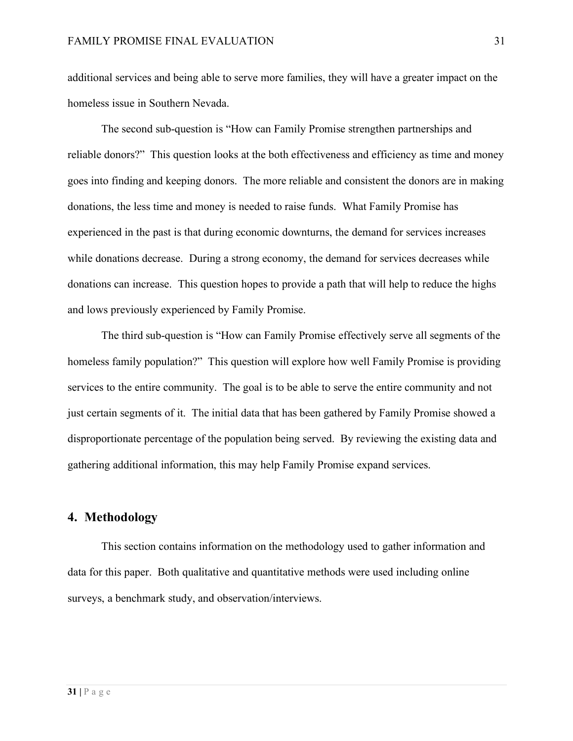additional services and being able to serve more families, they will have a greater impact on the homeless issue in Southern Nevada.

The second sub-question is "How can Family Promise strengthen partnerships and reliable donors?" This question looks at the both effectiveness and efficiency as time and money goes into finding and keeping donors. The more reliable and consistent the donors are in making donations, the less time and money is needed to raise funds. What Family Promise has experienced in the past is that during economic downturns, the demand for services increases while donations decrease. During a strong economy, the demand for services decreases while donations can increase. This question hopes to provide a path that will help to reduce the highs and lows previously experienced by Family Promise.

The third sub-question is "How can Family Promise effectively serve all segments of the homeless family population?" This question will explore how well Family Promise is providing services to the entire community. The goal is to be able to serve the entire community and not just certain segments of it. The initial data that has been gathered by Family Promise showed a disproportionate percentage of the population being served. By reviewing the existing data and gathering additional information, this may help Family Promise expand services.

## 4. Methodology

This section contains information on the methodology used to gather information and data for this paper. Both qualitative and quantitative methods were used including online surveys, a benchmark study, and observation/interviews.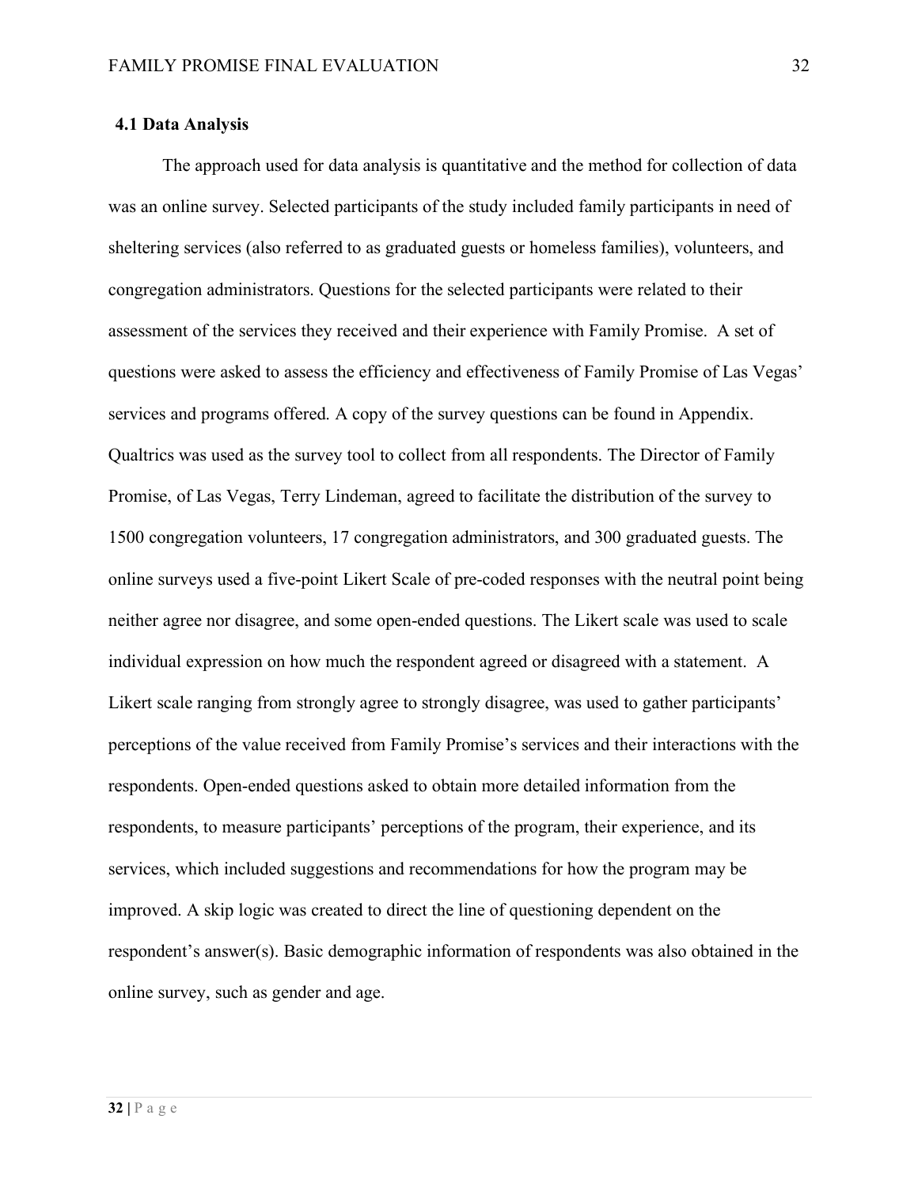## 4.1 Data Analysis

The approach used for data analysis is quantitative and the method for collection of data was an online survey. Selected participants of the study included family participants in need of sheltering services (also referred to as graduated guests or homeless families), volunteers, and congregation administrators. Questions for the selected participants were related to their assessment of the services they received and their experience with Family Promise. A set of questions were asked to assess the efficiency and effectiveness of Family Promise of Las Vegas' services and programs offered. A copy of the survey questions can be found in Appendix. Qualtrics was used as the survey tool to collect from all respondents. The Director of Family Promise, of Las Vegas, Terry Lindeman, agreed to facilitate the distribution of the survey to 1500 congregation volunteers, 17 congregation administrators, and 300 graduated guests. The online surveys used a five-point Likert Scale of pre-coded responses with the neutral point being neither agree nor disagree, and some open-ended questions. The Likert scale was used to scale individual expression on how much the respondent agreed or disagreed with a statement. A Likert scale ranging from strongly agree to strongly disagree, was used to gather participants' perceptions of the value received from Family Promise's services and their interactions with the respondents. Open-ended questions asked to obtain more detailed information from the respondents, to measure participants' perceptions of the program, their experience, and its services, which included suggestions and recommendations for how the program may be improved. A skip logic was created to direct the line of questioning dependent on the respondent's answer(s). Basic demographic information of respondents was also obtained in the online survey, such as gender and age.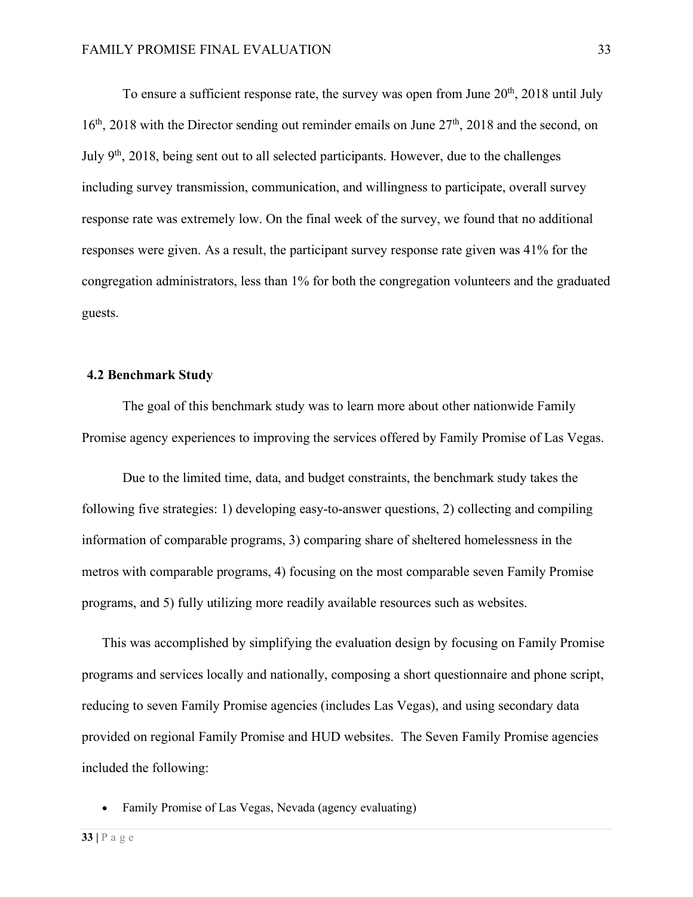To ensure a sufficient response rate, the survey was open from June 20th, 2018 until July 16th, 2018 with the Director sending out reminder emails on June 27th, 2018 and the second, on July 9th, 2018, being sent out to all selected participants. However, due to the challenges including survey transmission, communication, and willingness to participate, overall survey response rate was extremely low. On the final week of the survey, we found that no additional responses were given. As a result, the participant survey response rate given was 41% for the congregation administrators, less than 1% for both the congregation volunteers and the graduated guests.

### 4.2 Benchmark Study

The goal of this benchmark study was to learn more about other nationwide Family Promise agency experiences to improving the services offered by Family Promise of Las Vegas.

Due to the limited time, data, and budget constraints, the benchmark study takes the following five strategies: 1) developing easy-to-answer questions, 2) collecting and compiling information of comparable programs, 3) comparing share of sheltered homelessness in the metros with comparable programs, 4) focusing on the most comparable seven Family Promise programs, and 5) fully utilizing more readily available resources such as websites.

This was accomplished by simplifying the evaluation design by focusing on Family Promise programs and services locally and nationally, composing a short questionnaire and phone script, reducing to seven Family Promise agencies (includes Las Vegas), and using secondary data provided on regional Family Promise and HUD websites. The Seven Family Promise agencies included the following:

- Family Promise of Las Vegas, Nevada (agency evaluating)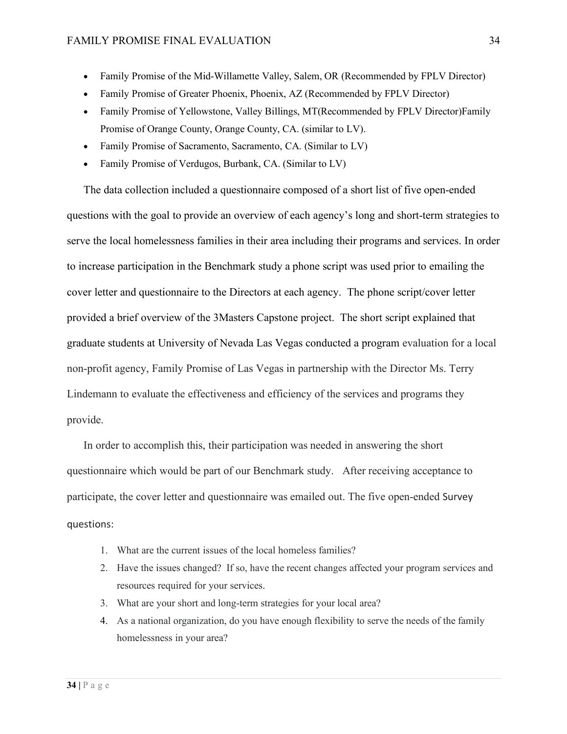- Family Promise of the Mid-Willamette Valley, Salem, OR (Recommended by FPLV Director)
- Family Promise of Greater Phoenix, Phoenix, AZ (Recommended by FPLV Director)
- Family Promise of Yellowstone, Valley Billings, MT(Recommended by FPLV Director)Family Promise of Orange County, Orange County, CA. (similar to LV).
- Family Promise of Sacramento, Sacramento, CA. (Similar to LV)
- Family Promise of Verdugos, Burbank, CA. (Similar to LV)

The data collection included a questionnaire composed of a short list of five open-ended questions with the goal to provide an overview of each agency's long and short-term strategies to serve the local homelessness families in their area including their programs and services. In order to increase participation in the Benchmark study a phone script was used prior to emailing the cover letter and questionnaire to the Directors at each agency. The phone script/cover letter provided a brief overview of the 3Masters Capstone project. The short script explained that graduate students at University of Nevada Las Vegas conducted a program evaluation for a local non-profit agency, Family Promise of Las Vegas in partnership with the Director Ms. Terry Lindemann to evaluate the effectiveness and efficiency of the services and programs they provide.

In order to accomplish this, their participation was needed in answering the short questionnaire which would be part of our Benchmark study. After receiving acceptance to participate, the cover letter and questionnaire was emailed out. The five open-ended Survey questions:

1. What are the current issues of the local homeless families?
2. Have the issues changed? If so, have the recent changes affected your program services and resources required for your services.
3. What are your short and long-term strategies for your local area?
4. As a national organization, do you have enough flexibility to serve the needs of the family homelessness in your area?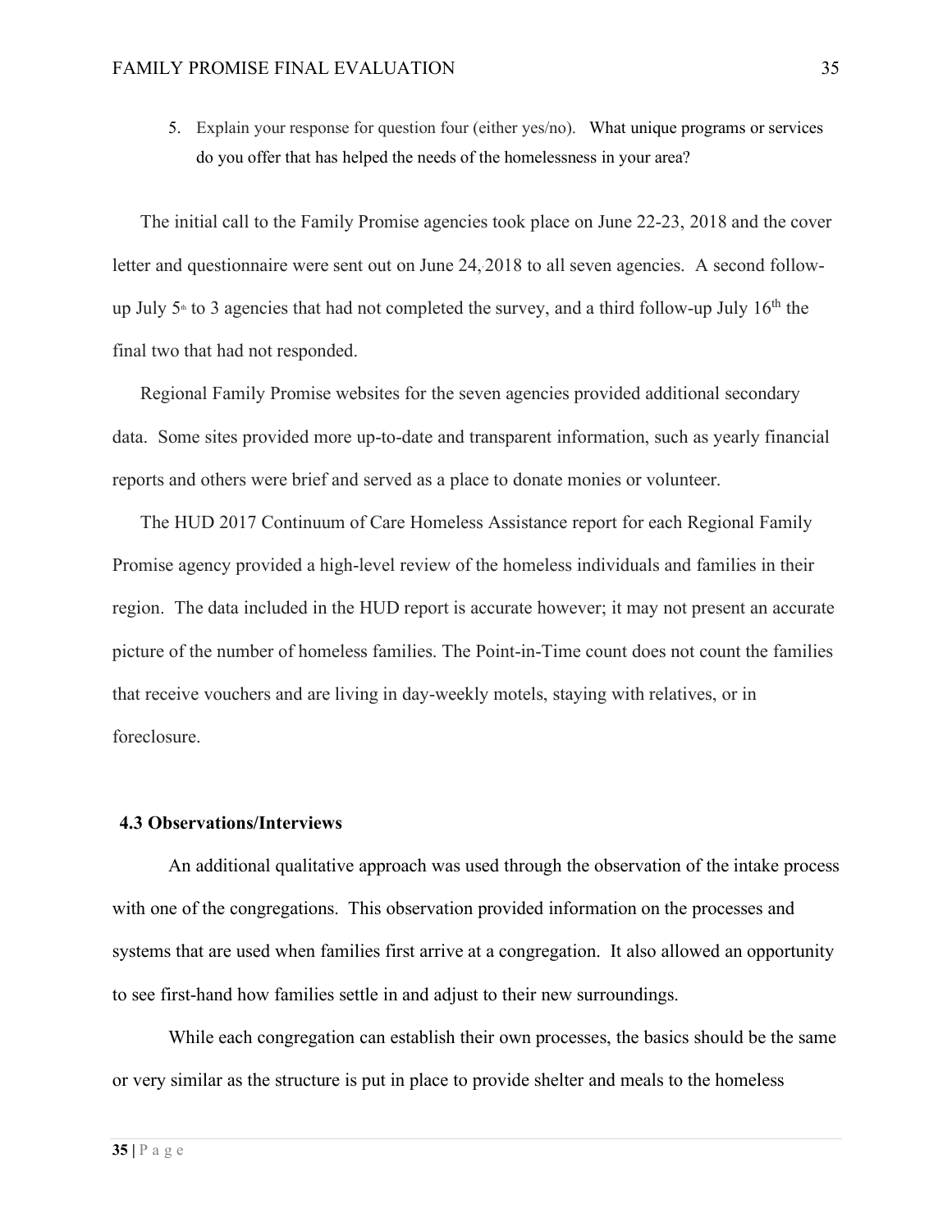5. Explain your response for question four (either yes/no). What unique programs or services do you offer that has helped the needs of the homelessness in your area?

The initial call to the Family Promise agencies took place on June 22-23, 2018 and the cover letter and questionnaire were sent out on June 24, 2018 to all seven agencies. A second follow-up July 5th to 3 agencies that had not completed the survey, and a third follow-up July 16th the final two that had not responded.

Regional Family Promise websites for the seven agencies provided additional secondary data. Some sites provided more up-to-date and transparent information, such as yearly financial reports and others were brief and served as a place to donate monies or volunteer.

The HUD 2017 Continuum of Care Homeless Assistance report for each Regional Family Promise agency provided a high-level review of the homeless individuals and families in their region. The data included in the HUD report is accurate however; it may not present an accurate picture of the number of homeless families. The Point-in-Time count does not count the families that receive vouchers and are living in day-weekly motels, staying with relatives, or in foreclosure.

### 4.3 Observations/Interviews

An additional qualitative approach was used through the observation of the intake process with one of the congregations. This observation provided information on the processes and systems that are used when families first arrive at a congregation. It also allowed an opportunity to see first-hand how families settle in and adjust to their new surroundings.

While each congregation can establish their own processes, the basics should be the same or very similar as the structure is put in place to provide shelter and meals to the homeless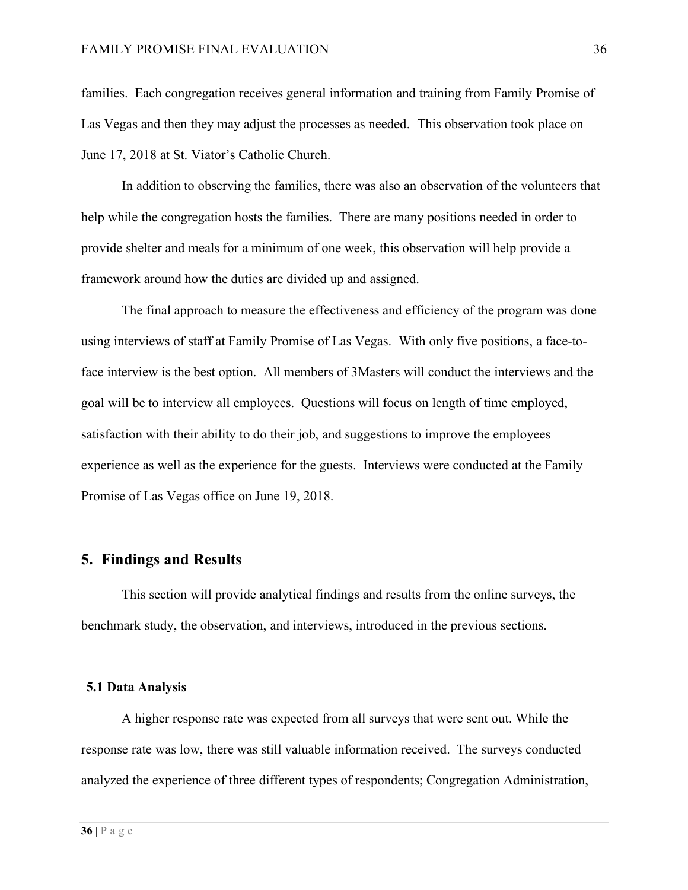families. Each congregation receives general information and training from Family Promise of Las Vegas and then they may adjust the processes as needed. This observation took place on June 17, 2018 at St. Viator's Catholic Church.

In addition to observing the families, there was also an observation of the volunteers that help while the congregation hosts the families. There are many positions needed in order to provide shelter and meals for a minimum of one week, this observation will help provide a framework around how the duties are divided up and assigned.

The final approach to measure the effectiveness and efficiency of the program was done using interviews of staff at Family Promise of Las Vegas. With only five positions, a face-to-face interview is the best option. All members of 3Masters will conduct the interviews and the goal will be to interview all employees. Questions will focus on length of time employed, satisfaction with their ability to do their job, and suggestions to improve the employees experience as well as the experience for the guests. Interviews were conducted at the Family Promise of Las Vegas office on June 19, 2018.

## 5. Findings and Results

This section will provide analytical findings and results from the online surveys, the benchmark study, the observation, and interviews, introduced in the previous sections.

### 5.1 Data Analysis

A higher response rate was expected from all surveys that were sent out. While the response rate was low, there was still valuable information received. The surveys conducted analyzed the experience of three different types of respondents; Congregation Administration,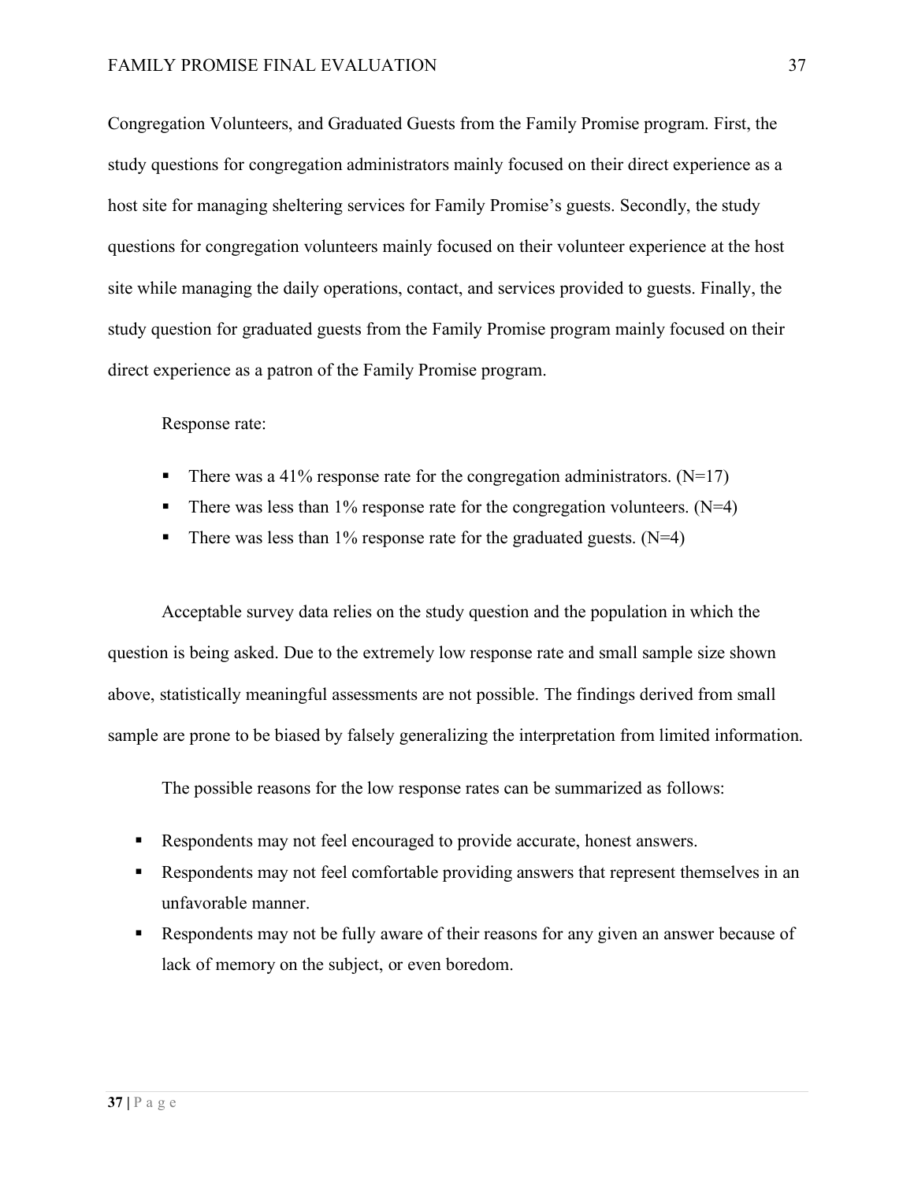Congregation Volunteers, and Graduated Guests from the Family Promise program. First, the study questions for congregation administrators mainly focused on their direct experience as a host site for managing sheltering services for Family Promise's guests. Secondly, the study questions for congregation volunteers mainly focused on their volunteer experience at the host site while managing the daily operations, contact, and services provided to guests. Finally, the study question for graduated guests from the Family Promise program mainly focused on their direct experience as a patron of the Family Promise program.

Response rate:

- There was a 41% response rate for the congregation administrators. (N=17)
- There was less than 1% response rate for the congregation volunteers. (N=4)
- There was less than 1% response rate for the graduated guests. (N=4)

Acceptable survey data relies on the study question and the population in which the question is being asked. Due to the extremely low response rate and small sample size shown above, statistically meaningful assessments are not possible. The findings derived from small sample are prone to be biased by falsely generalizing the interpretation from limited information.

The possible reasons for the low response rates can be summarized as follows:

- Respondents may not feel encouraged to provide accurate, honest answers.
- Respondents may not feel comfortable providing answers that represent themselves in an unfavorable manner.
- Respondents may not be fully aware of their reasons for any given an answer because of lack of memory on the subject, or even boredom.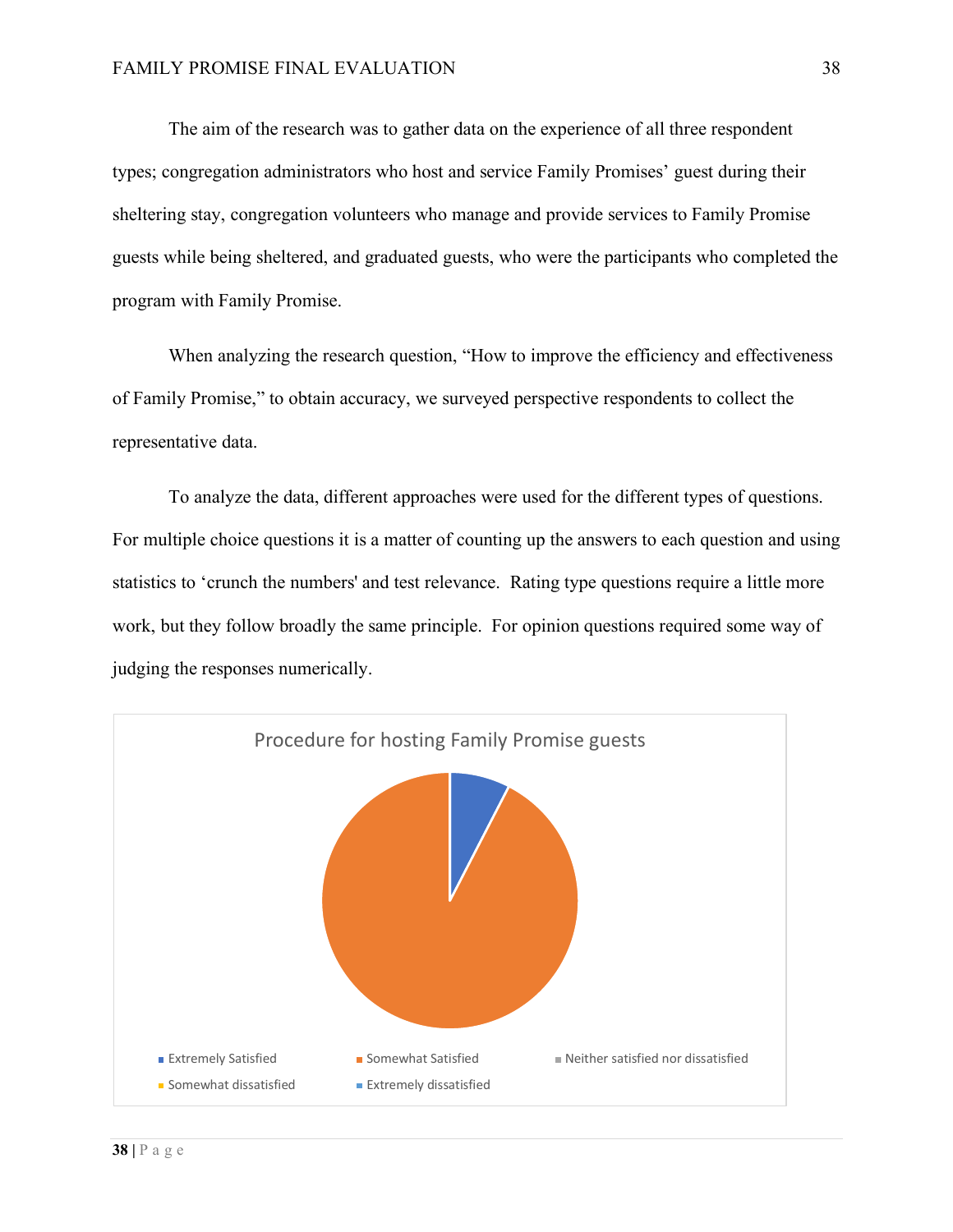The aim of the research was to gather data on the experience of all three respondent types; congregation administrators who host and service Family Promises' guest during their sheltering stay, congregation volunteers who manage and provide services to Family Promise guests while being sheltered, and graduated guests, who were the participants who completed the program with Family Promise.

When analyzing the research question, "How to improve the efficiency and effectiveness of Family Promise," to obtain accuracy, we surveyed perspective respondents to collect the representative data.

To analyze the data, different approaches were used for the different types of questions. For multiple choice questions it is a matter of counting up the answers to each question and using statistics to 'crunch the numbers' and test relevance. Rating type questions require a little more work, but they follow broadly the same principle. For opinion questions required some way of judging the responses numerically.

Procedure for hosting Family Promise guests

- Extremely Satisfied
- Somewhat Satisfied
- Neither satisfied nor dissatisfied
- Somewhat dissatisfied
- Extremely dissatisfied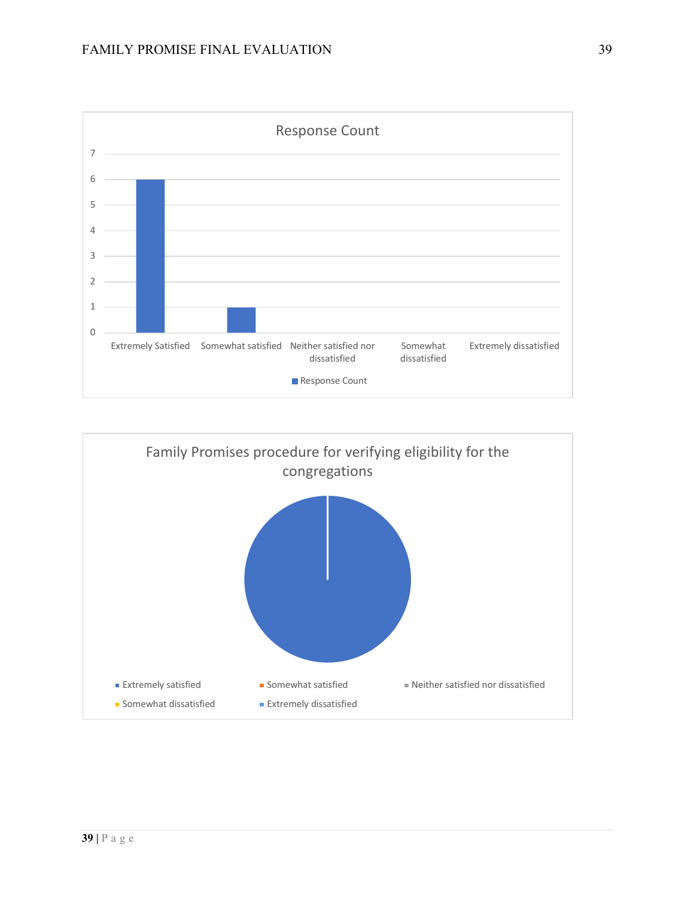**Response Count**

| | Response Count |
|---|---|
| Extremely Satisfied | 6 |
| Somewhat satisfied | 1 |
| Neither satisfied nor dissatisfied | 0 |
| Somewhat dissatisfied | 0 |
| Extremely dissatisfied | 0 |

**Family Promises procedure for verifying eligibility for the congregations**

Legend: Extremely satisfied; Somewhat satisfied; Neither satisfied nor dissatisfied; Somewhat dissatisfied; Extremely dissatisfied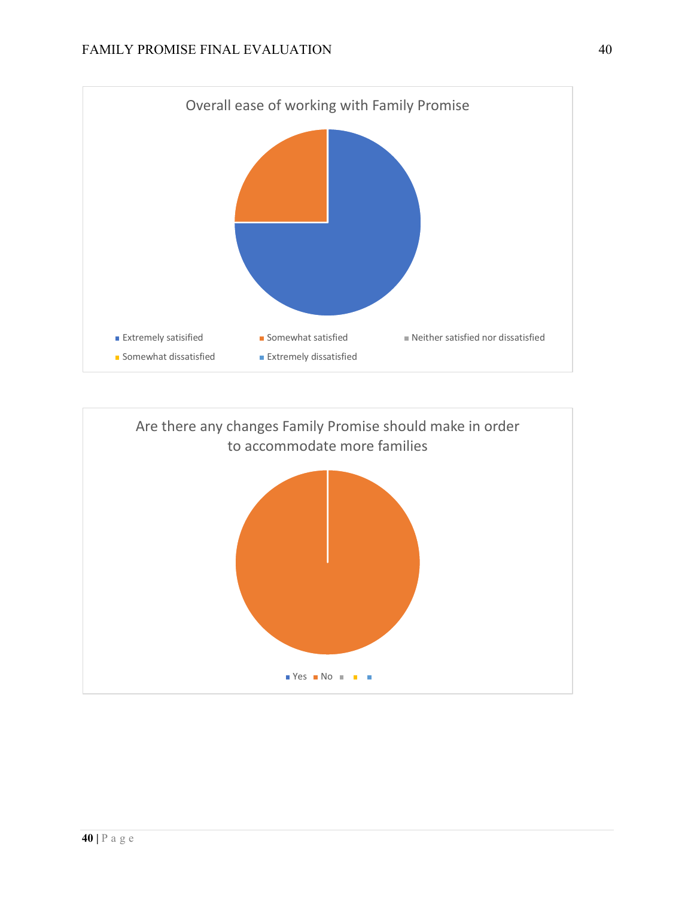Overall ease of working with Family Promise

- Extremely satisified
- Somewhat satisfied
- Neither satisfied nor dissatisfied
- Somewhat dissatisfied
- Extremely dissatisfied

Are there any changes Family Promise should make in order to accommodate more families

- Yes
- No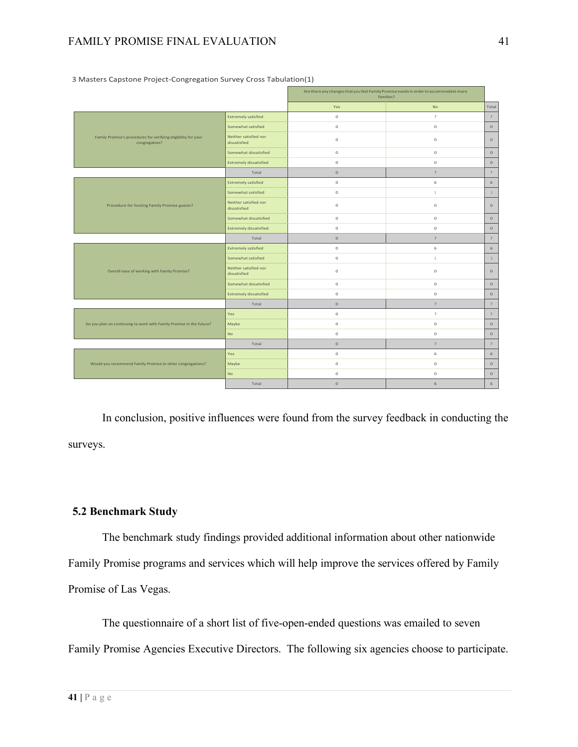3 Masters Capstone Project-Congregation Survey Cross Tabulation(1)

| | | Are there any changes that you feel Family Promise needs in order to accommodate more families? | | |
|---|---|---|---|---|
| | | Yes | No | Total |
| Family Promise's procedures for verifying eligibility for your congregation? | Extremely satisfied | 0 | 7 | 7 |
| | Somewhat satisfied | 0 | 0 | 0 |
| | Neither satisfied nor dissatisfied | 0 | 0 | 0 |
| | Somewhat dissatisfied | 0 | 0 | 0 |
| | Extremely dissatisfied | 0 | 0 | 0 |
| | Total | 0 | 7 | 7 |
| Procedure for hosting Family Promise guests? | Extremely satisfied | 0 | 6 | 6 |
| | Somewhat satisfied | 0 | 1 | 1 |
| | Neither satisfied nor dissatisfied | 0 | 0 | 0 |
| | Somewhat dissatisfied | 0 | 0 | 0 |
| | Extremely dissatisfied | 0 | 0 | 0 |
| | Total | 0 | 7 | 7 |
| Overall ease of working with Family Promise? | Extremely satisfied | 0 | 6 | 6 |
| | Somewhat satisfied | 0 | 1 | 1 |
| | Neither satisfied nor dissatisfied | 0 | 0 | 0 |
| | Somewhat dissatisfied | 0 | 0 | 0 |
| | Extremely dissatisfied | 0 | 0 | 0 |
| | Total | 0 | 7 | 7 |
| Do you plan on continuing to work with Family Promise in the future? | Yes | 0 | 7 | 7 |
| | Maybe | 0 | 0 | 0 |
| | No | 0 | 0 | 0 |
| | Total | 0 | 7 | 7 |
| Would you recommend Family Promise to other congregations? | Yes | 0 | 6 | 6 |
| | Maybe | 0 | 0 | 0 |
| | No | 0 | 0 | 0 |
| | Total | 0 | 6 | 6 |

In conclusion, positive influences were found from the survey feedback in conducting the surveys.

## 5.2 Benchmark Study

The benchmark study findings provided additional information about other nationwide Family Promise programs and services which will help improve the services offered by Family Promise of Las Vegas.

The questionnaire of a short list of five-open-ended questions was emailed to seven Family Promise Agencies Executive Directors. The following six agencies choose to participate.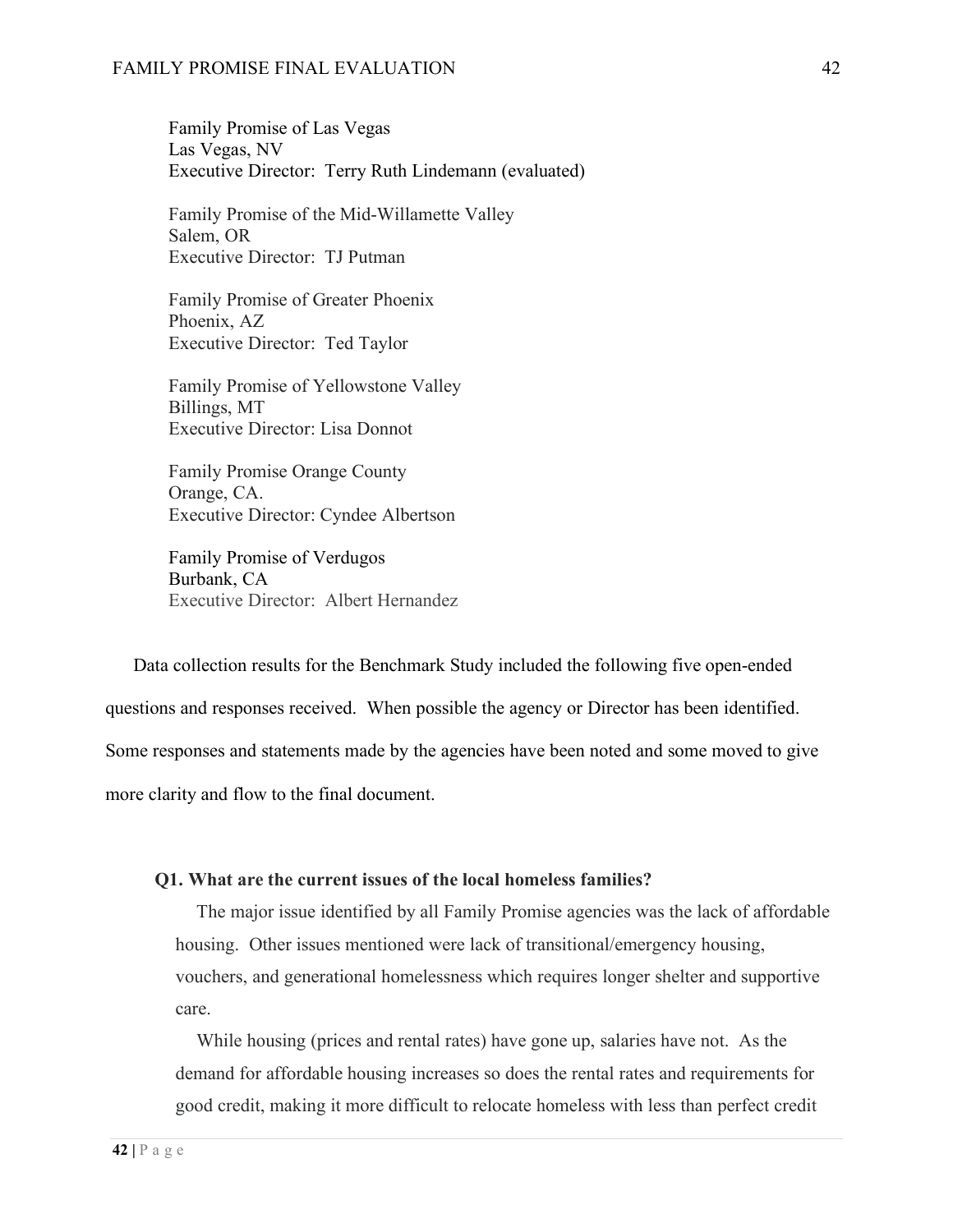Family Promise of Las Vegas
Las Vegas, NV
Executive Director: Terry Ruth Lindemann (evaluated)

Family Promise of the Mid-Willamette Valley
Salem, OR
Executive Director: TJ Putman

Family Promise of Greater Phoenix
Phoenix, AZ
Executive Director: Ted Taylor

Family Promise of Yellowstone Valley
Billings, MT
Executive Director: Lisa Donnot

Family Promise Orange County
Orange, CA.
Executive Director: Cyndee Albertson

Family Promise of Verdugos
Burbank, CA
Executive Director: Albert Hernandez

Data collection results for the Benchmark Study included the following five open-ended questions and responses received. When possible the agency or Director has been identified. Some responses and statements made by the agencies have been noted and some moved to give more clarity and flow to the final document.

**Q1. What are the current issues of the local homeless families?**

The major issue identified by all Family Promise agencies was the lack of affordable housing. Other issues mentioned were lack of transitional/emergency housing, vouchers, and generational homelessness which requires longer shelter and supportive care.

While housing (prices and rental rates) have gone up, salaries have not. As the demand for affordable housing increases so does the rental rates and requirements for good credit, making it more difficult to relocate homeless with less than perfect credit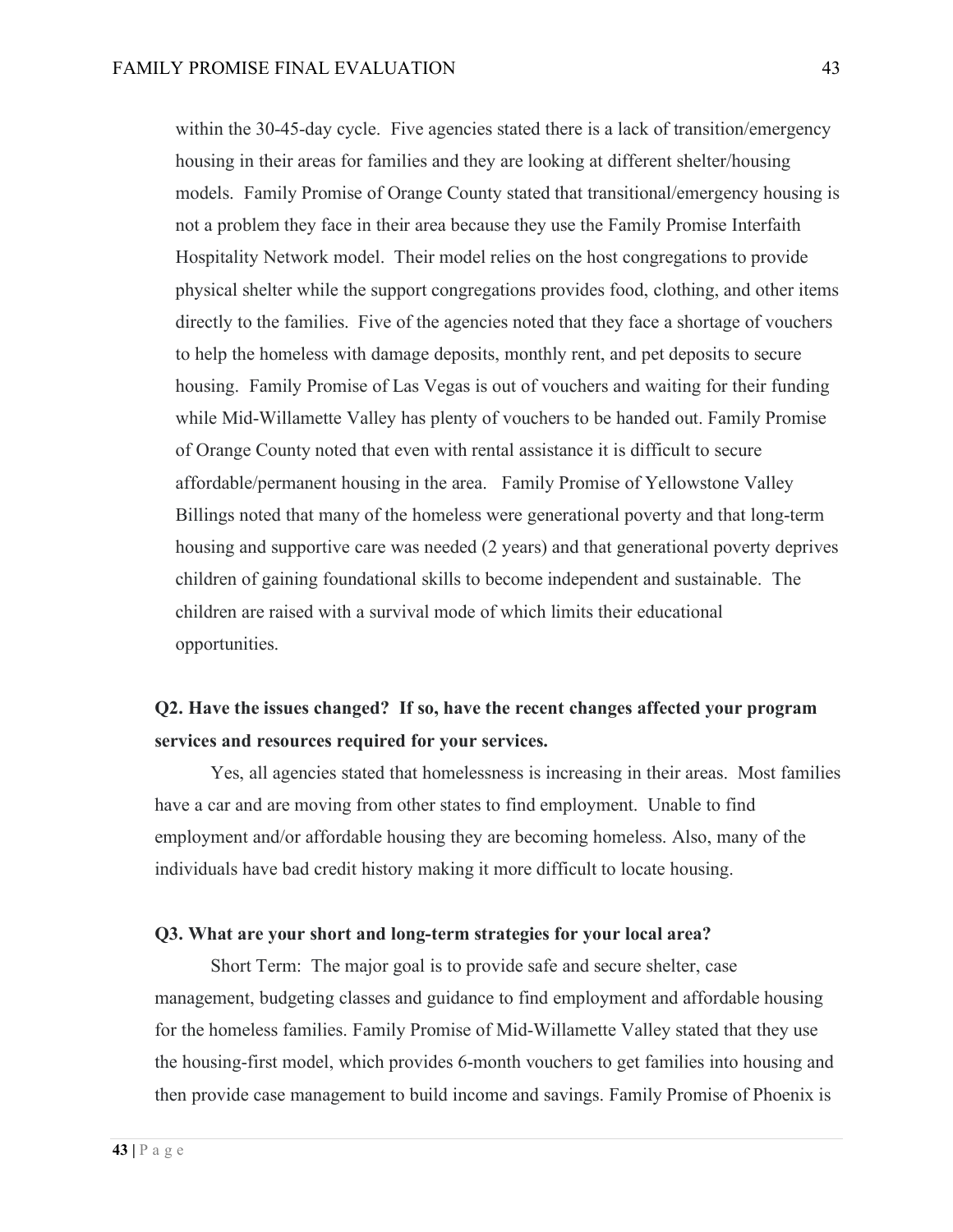within the 30-45-day cycle. Five agencies stated there is a lack of transition/emergency housing in their areas for families and they are looking at different shelter/housing models. Family Promise of Orange County stated that transitional/emergency housing is not a problem they face in their area because they use the Family Promise Interfaith Hospitality Network model. Their model relies on the host congregations to provide physical shelter while the support congregations provides food, clothing, and other items directly to the families. Five of the agencies noted that they face a shortage of vouchers to help the homeless with damage deposits, monthly rent, and pet deposits to secure housing. Family Promise of Las Vegas is out of vouchers and waiting for their funding while Mid-Willamette Valley has plenty of vouchers to be handed out. Family Promise of Orange County noted that even with rental assistance it is difficult to secure affordable/permanent housing in the area. Family Promise of Yellowstone Valley Billings noted that many of the homeless were generational poverty and that long-term housing and supportive care was needed (2 years) and that generational poverty deprives children of gaining foundational skills to become independent and sustainable. The children are raised with a survival mode of which limits their educational opportunities.

**Q2. Have the issues changed? If so, have the recent changes affected your program services and resources required for your services.**

Yes, all agencies stated that homelessness is increasing in their areas. Most families have a car and are moving from other states to find employment. Unable to find employment and/or affordable housing they are becoming homeless. Also, many of the individuals have bad credit history making it more difficult to locate housing.

**Q3. What are your short and long-term strategies for your local area?**

Short Term: The major goal is to provide safe and secure shelter, case management, budgeting classes and guidance to find employment and affordable housing for the homeless families. Family Promise of Mid-Willamette Valley stated that they use the housing-first model, which provides 6-month vouchers to get families into housing and then provide case management to build income and savings. Family Promise of Phoenix is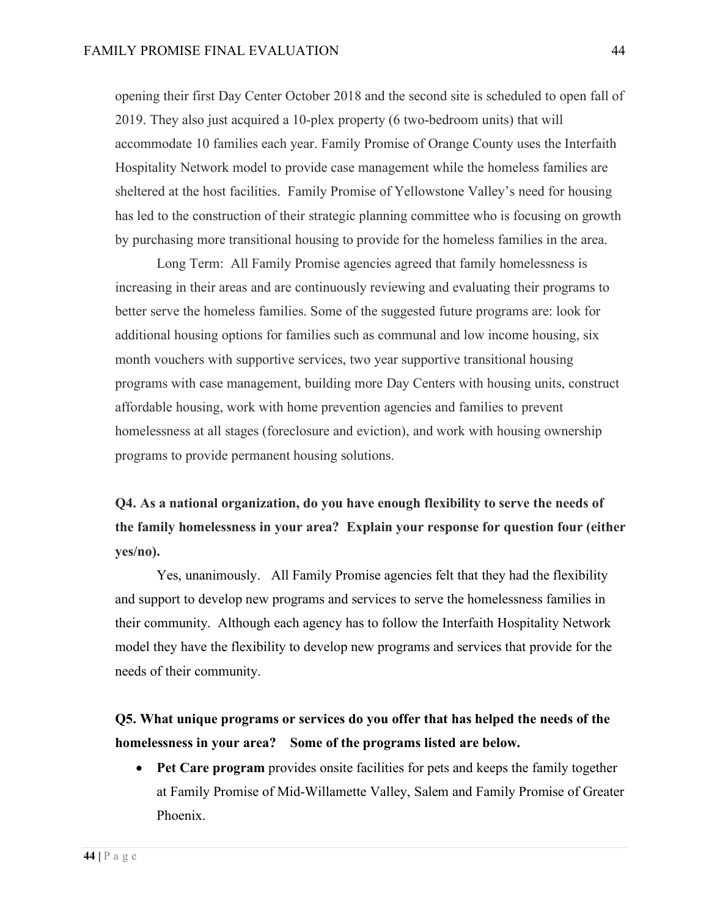opening their first Day Center October 2018 and the second site is scheduled to open fall of 2019. They also just acquired a 10-plex property (6 two-bedroom units) that will accommodate 10 families each year. Family Promise of Orange County uses the Interfaith Hospitality Network model to provide case management while the homeless families are sheltered at the host facilities. Family Promise of Yellowstone Valley's need for housing has led to the construction of their strategic planning committee who is focusing on growth by purchasing more transitional housing to provide for the homeless families in the area.

Long Term: All Family Promise agencies agreed that family homelessness is increasing in their areas and are continuously reviewing and evaluating their programs to better serve the homeless families. Some of the suggested future programs are: look for additional housing options for families such as communal and low income housing, six month vouchers with supportive services, two year supportive transitional housing programs with case management, building more Day Centers with housing units, construct affordable housing, work with home prevention agencies and families to prevent homelessness at all stages (foreclosure and eviction), and work with housing ownership programs to provide permanent housing solutions.

**Q4. As a national organization, do you have enough flexibility to serve the needs of the family homelessness in your area? Explain your response for question four (either yes/no).**

Yes, unanimously. All Family Promise agencies felt that they had the flexibility and support to develop new programs and services to serve the homelessness families in their community. Although each agency has to follow the Interfaith Hospitality Network model they have the flexibility to develop new programs and services that provide for the needs of their community.

**Q5. What unique programs or services do you offer that has helped the needs of the homelessness in your area? Some of the programs listed are below.**

- **Pet Care program** provides onsite facilities for pets and keeps the family together at Family Promise of Mid-Willamette Valley, Salem and Family Promise of Greater Phoenix.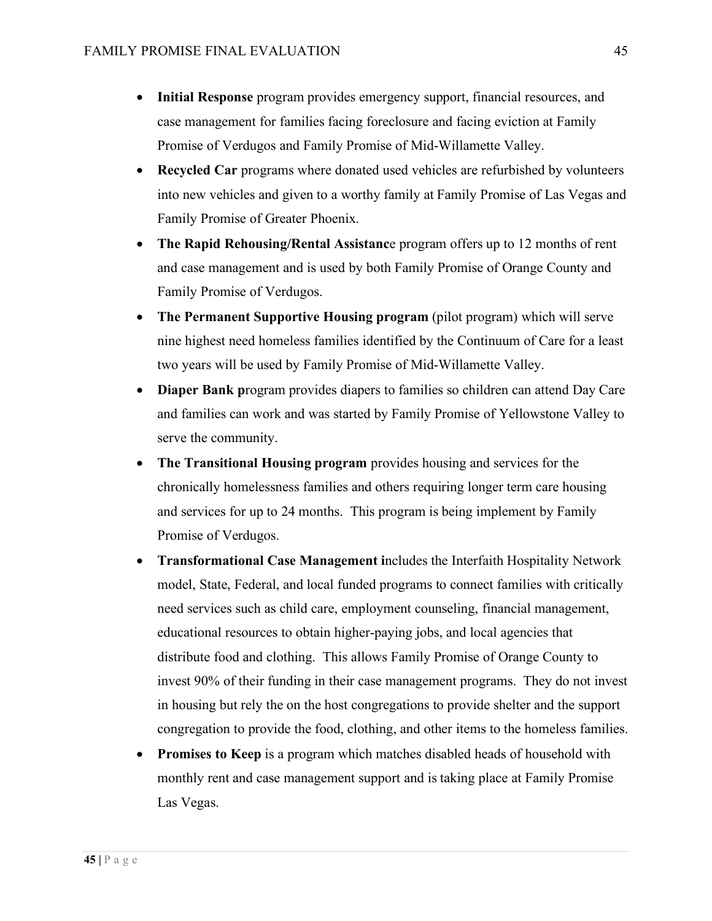- **Initial Response** program provides emergency support, financial resources, and case management for families facing foreclosure and facing eviction at Family Promise of Verdugos and Family Promise of Mid-Willamette Valley.
- **Recycled Car** programs where donated used vehicles are refurbished by volunteers into new vehicles and given to a worthy family at Family Promise of Las Vegas and Family Promise of Greater Phoenix.
- **The Rapid Rehousing/Rental Assistanc**e program offers up to 12 months of rent and case management and is used by both Family Promise of Orange County and Family Promise of Verdugos.
- **The Permanent Supportive Housing program** (pilot program) which will serve nine highest need homeless families identified by the Continuum of Care for a least two years will be used by Family Promise of Mid-Willamette Valley.
- **Diaper Bank p**rogram provides diapers to families so children can attend Day Care and families can work and was started by Family Promise of Yellowstone Valley to serve the community.
- **The Transitional Housing program** provides housing and services for the chronically homelessness families and others requiring longer term care housing and services for up to 24 months. This program is being implement by Family Promise of Verdugos.
- **Transformational Case Management i**ncludes the Interfaith Hospitality Network model, State, Federal, and local funded programs to connect families with critically need services such as child care, employment counseling, financial management, educational resources to obtain higher-paying jobs, and local agencies that distribute food and clothing. This allows Family Promise of Orange County to invest 90% of their funding in their case management programs. They do not invest in housing but rely the on the host congregations to provide shelter and the support congregation to provide the food, clothing, and other items to the homeless families.
- **Promises to Keep** is a program which matches disabled heads of household with monthly rent and case management support and is taking place at Family Promise Las Vegas.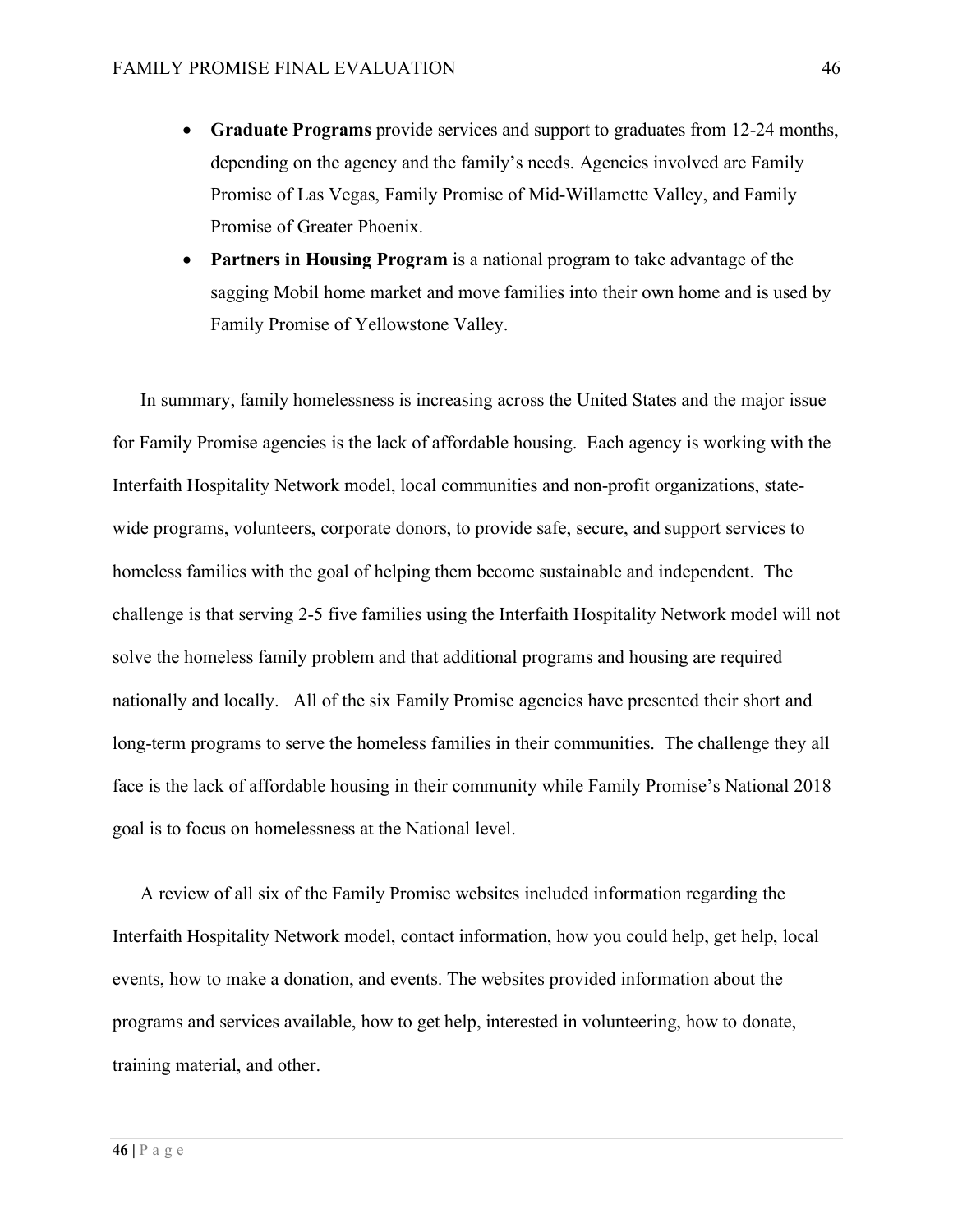- **Graduate Programs** provide services and support to graduates from 12-24 months, depending on the agency and the family's needs. Agencies involved are Family Promise of Las Vegas, Family Promise of Mid-Willamette Valley, and Family Promise of Greater Phoenix.
- **Partners in Housing Program** is a national program to take advantage of the sagging Mobil home market and move families into their own home and is used by Family Promise of Yellowstone Valley.

In summary, family homelessness is increasing across the United States and the major issue for Family Promise agencies is the lack of affordable housing. Each agency is working with the Interfaith Hospitality Network model, local communities and non-profit organizations, state-wide programs, volunteers, corporate donors, to provide safe, secure, and support services to homeless families with the goal of helping them become sustainable and independent. The challenge is that serving 2-5 five families using the Interfaith Hospitality Network model will not solve the homeless family problem and that additional programs and housing are required nationally and locally. All of the six Family Promise agencies have presented their short and long-term programs to serve the homeless families in their communities. The challenge they all face is the lack of affordable housing in their community while Family Promise's National 2018 goal is to focus on homelessness at the National level.

A review of all six of the Family Promise websites included information regarding the Interfaith Hospitality Network model, contact information, how you could help, get help, local events, how to make a donation, and events. The websites provided information about the programs and services available, how to get help, interested in volunteering, how to donate, training material, and other.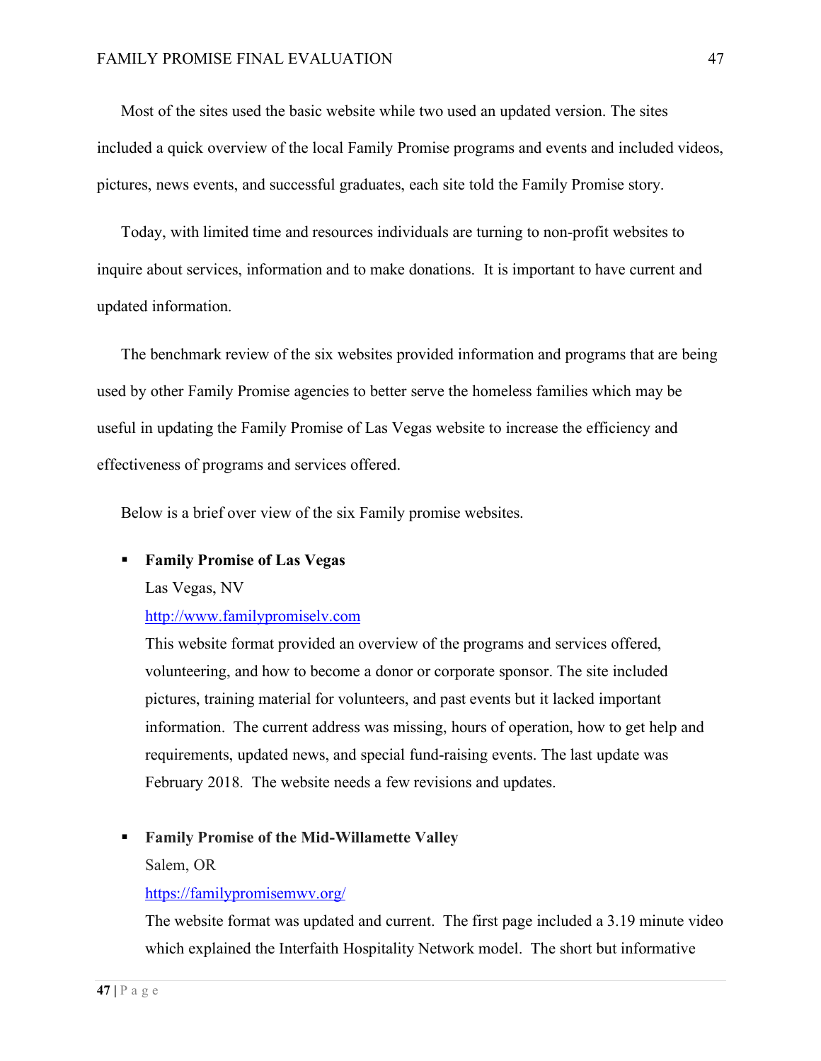Most of the sites used the basic website while two used an updated version. The sites included a quick overview of the local Family Promise programs and events and included videos, pictures, news events, and successful graduates, each site told the Family Promise story.

Today, with limited time and resources individuals are turning to non-profit websites to inquire about services, information and to make donations. It is important to have current and updated information.

The benchmark review of the six websites provided information and programs that are being used by other Family Promise agencies to better serve the homeless families which may be useful in updating the Family Promise of Las Vegas website to increase the efficiency and effectiveness of programs and services offered.

Below is a brief over view of the six Family promise websites.

- **Family Promise of Las Vegas**
  Las Vegas, NV
  http://www.familypromiselv.com
  This website format provided an overview of the programs and services offered, volunteering, and how to become a donor or corporate sponsor. The site included pictures, training material for volunteers, and past events but it lacked important information. The current address was missing, hours of operation, how to get help and requirements, updated news, and special fund-raising events. The last update was February 2018. The website needs a few revisions and updates.

- **Family Promise of the Mid-Willamette Valley**
  Salem, OR
  https://familypromisemwv.org/
  The website format was updated and current. The first page included a 3.19 minute video which explained the Interfaith Hospitality Network model. The short but informative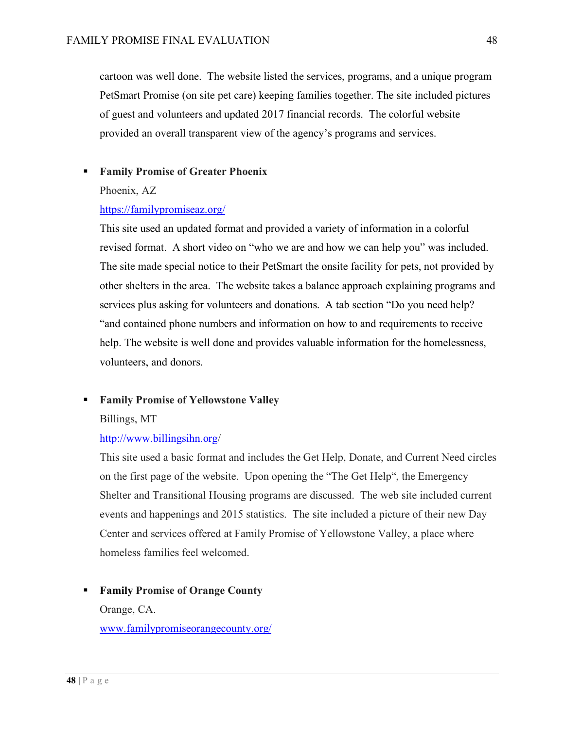cartoon was well done. The website listed the services, programs, and a unique program PetSmart Promise (on site pet care) keeping families together. The site included pictures of guest and volunteers and updated 2017 financial records. The colorful website provided an overall transparent view of the agency's programs and services.

- **Family Promise of Greater Phoenix**
  Phoenix, AZ
  https://familypromiseaz.org/
  This site used an updated format and provided a variety of information in a colorful revised format. A short video on "who we are and how we can help you" was included. The site made special notice to their PetSmart the onsite facility for pets, not provided by other shelters in the area. The website takes a balance approach explaining programs and services plus asking for volunteers and donations. A tab section "Do you need help? "and contained phone numbers and information on how to and requirements to receive help. The website is well done and provides valuable information for the homelessness, volunteers, and donors.

- **Family Promise of Yellowstone Valley**
  Billings, MT
  http://www.billingsihn.org/
  This site used a basic format and includes the Get Help, Donate, and Current Need circles on the first page of the website. Upon opening the "The Get Help", the Emergency Shelter and Transitional Housing programs are discussed. The web site included current events and happenings and 2015 statistics. The site included a picture of their new Day Center and services offered at Family Promise of Yellowstone Valley, a place where homeless families feel welcomed.

- **Family Promise of Orange County**
  Orange, CA.
  www.familypromiseorangecounty.org/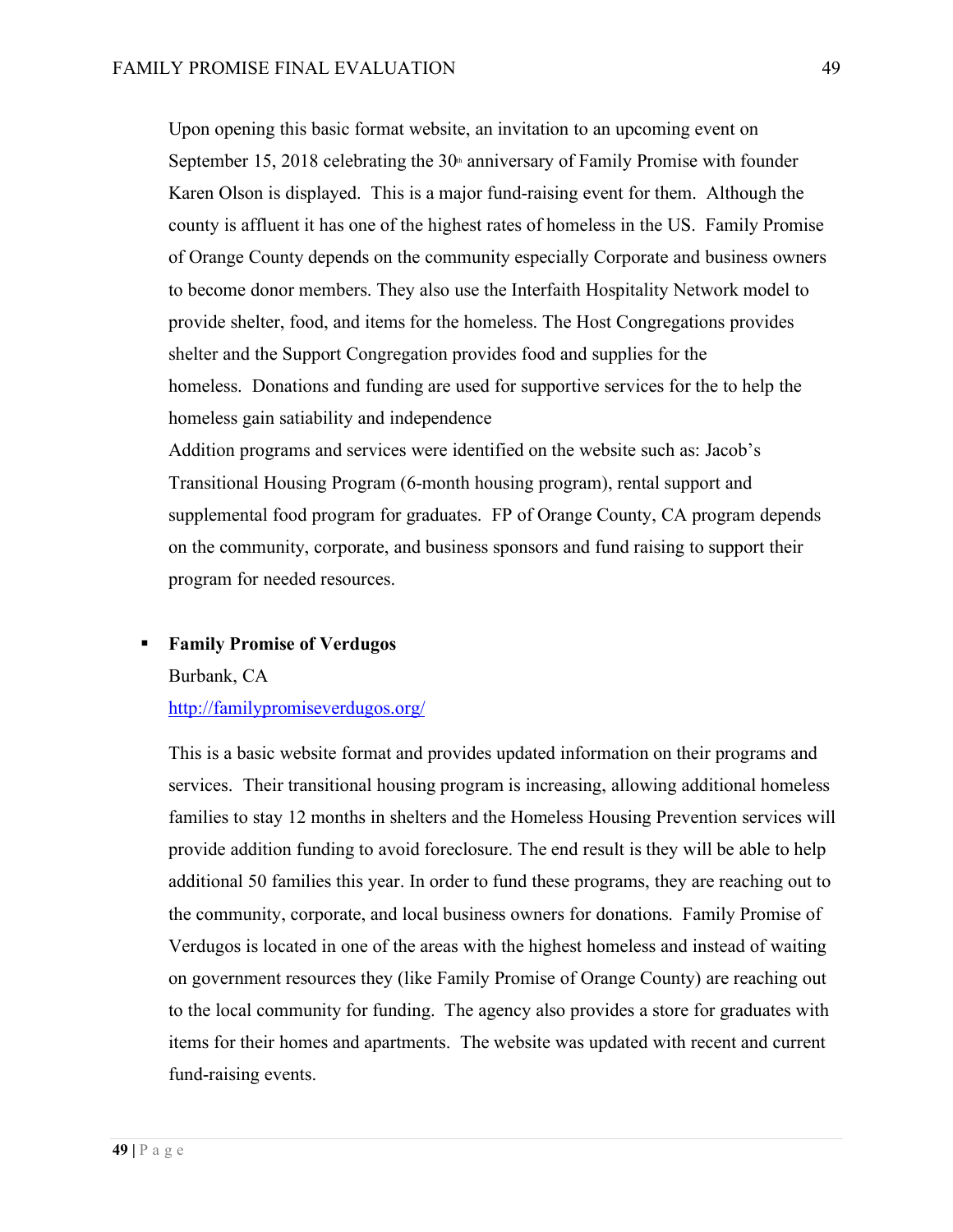Upon opening this basic format website, an invitation to an upcoming event on September 15, 2018 celebrating the 30th anniversary of Family Promise with founder Karen Olson is displayed. This is a major fund-raising event for them. Although the county is affluent it has one of the highest rates of homeless in the US. Family Promise of Orange County depends on the community especially Corporate and business owners to become donor members. They also use the Interfaith Hospitality Network model to provide shelter, food, and items for the homeless. The Host Congregations provides shelter and the Support Congregation provides food and supplies for the homeless. Donations and funding are used for supportive services for the to help the homeless gain satiability and independence

Addition programs and services were identified on the website such as: Jacob's Transitional Housing Program (6-month housing program), rental support and supplemental food program for graduates. FP of Orange County, CA program depends on the community, corporate, and business sponsors and fund raising to support their program for needed resources.

- **Family Promise of Verdugos**

  Burbank, CA

  [http://familypromiseverdugos.org/](http://familypromiseverdugos.org/)

  This is a basic website format and provides updated information on their programs and services. Their transitional housing program is increasing, allowing additional homeless families to stay 12 months in shelters and the Homeless Housing Prevention services will provide addition funding to avoid foreclosure. The end result is they will be able to help additional 50 families this year. In order to fund these programs, they are reaching out to the community, corporate, and local business owners for donations. Family Promise of Verdugos is located in one of the areas with the highest homeless and instead of waiting on government resources they (like Family Promise of Orange County) are reaching out to the local community for funding. The agency also provides a store for graduates with items for their homes and apartments. The website was updated with recent and current fund-raising events.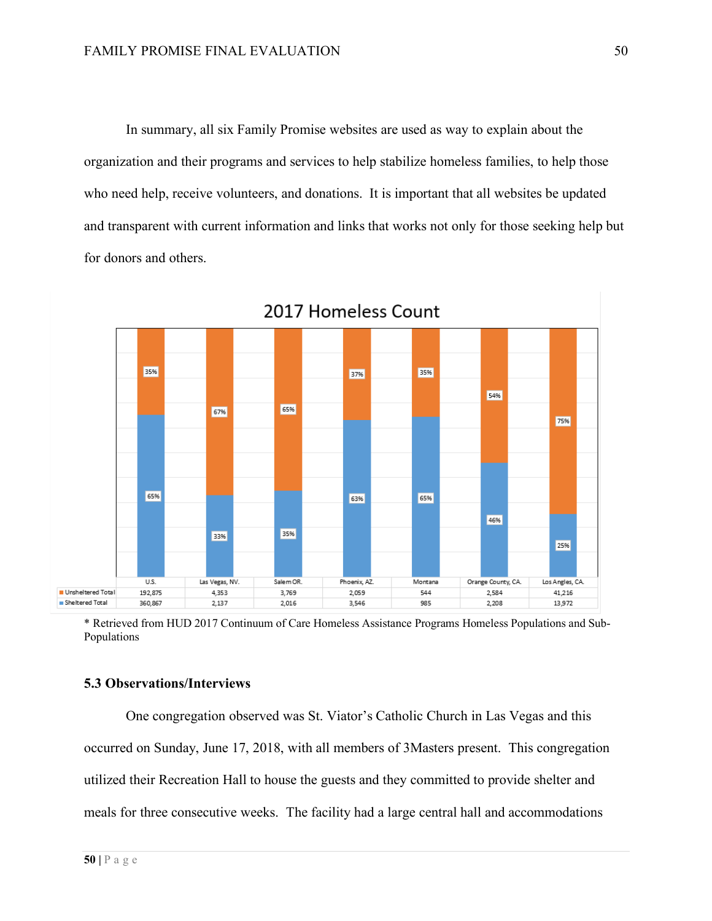In summary, all six Family Promise websites are used as way to explain about the organization and their programs and services to help stabilize homeless families, to help those who need help, receive volunteers, and donations. It is important that all websites be updated and transparent with current information and links that works not only for those seeking help but for donors and others.

**2017 Homeless Count**

| | U.S. | Las Vegas, NV. | Salem OR. | Phoenix, AZ. | Montana | Orange County, CA. | Los Angles, CA. |
|---|---|---|---|---|---|---|---|
| Unsheltered Total | 192,875 (35%) | 4,353 (67%) | 3,769 (65%) | 2,059 (37%) | 544 (35%) | 2,584 (54%) | 41,216 (75%) |
| Sheltered Total | 360,867 (65%) | 2,137 (33%) | 2,016 (35%) | 3,546 (63%) | 985 (65%) | 2,208 (46%) | 13,972 (25%) |

* Retrieved from HUD 2017 Continuum of Care Homeless Assistance Programs Homeless Populations and Sub-Populations

### 5.3 Observations/Interviews

One congregation observed was St. Viator's Catholic Church in Las Vegas and this occurred on Sunday, June 17, 2018, with all members of 3Masters present. This congregation utilized their Recreation Hall to house the guests and they committed to provide shelter and meals for three consecutive weeks. The facility had a large central hall and accommodations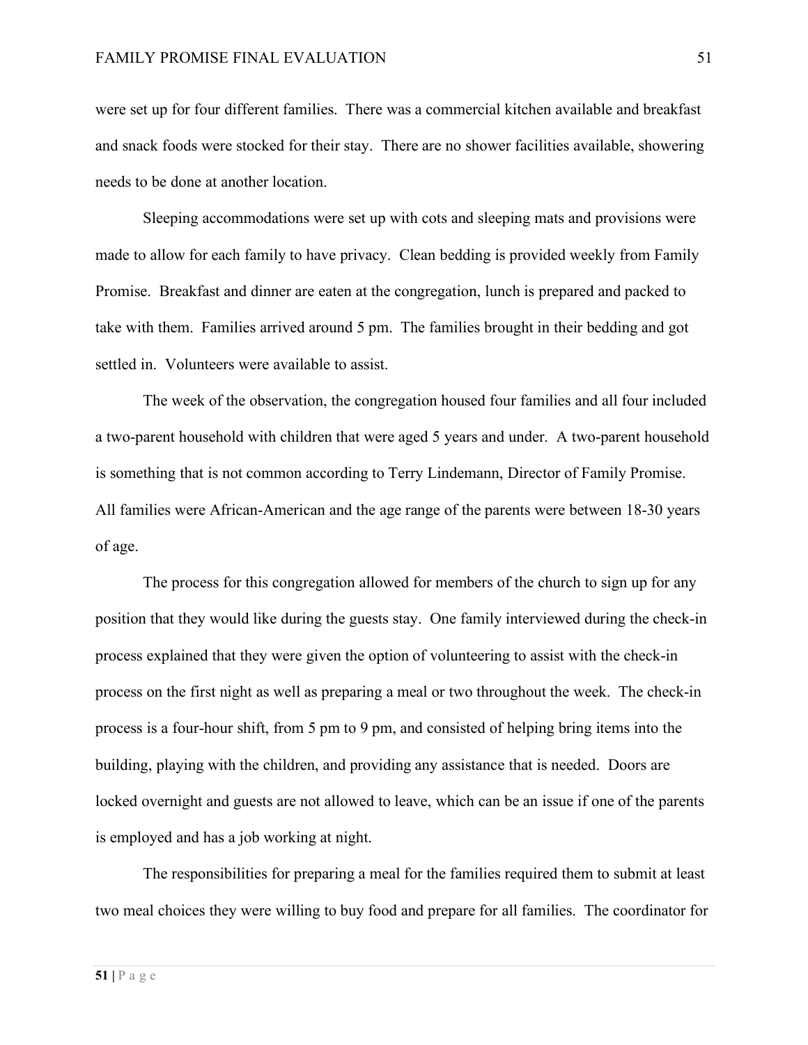were set up for four different families. There was a commercial kitchen available and breakfast and snack foods were stocked for their stay. There are no shower facilities available, showering needs to be done at another location.

Sleeping accommodations were set up with cots and sleeping mats and provisions were made to allow for each family to have privacy. Clean bedding is provided weekly from Family Promise. Breakfast and dinner are eaten at the congregation, lunch is prepared and packed to take with them. Families arrived around 5 pm. The families brought in their bedding and got settled in. Volunteers were available to assist.

The week of the observation, the congregation housed four families and all four included a two-parent household with children that were aged 5 years and under. A two-parent household is something that is not common according to Terry Lindemann, Director of Family Promise. All families were African-American and the age range of the parents were between 18-30 years of age.

The process for this congregation allowed for members of the church to sign up for any position that they would like during the guests stay. One family interviewed during the check-in process explained that they were given the option of volunteering to assist with the check-in process on the first night as well as preparing a meal or two throughout the week. The check-in process is a four-hour shift, from 5 pm to 9 pm, and consisted of helping bring items into the building, playing with the children, and providing any assistance that is needed. Doors are locked overnight and guests are not allowed to leave, which can be an issue if one of the parents is employed and has a job working at night.

The responsibilities for preparing a meal for the families required them to submit at least two meal choices they were willing to buy food and prepare for all families. The coordinator for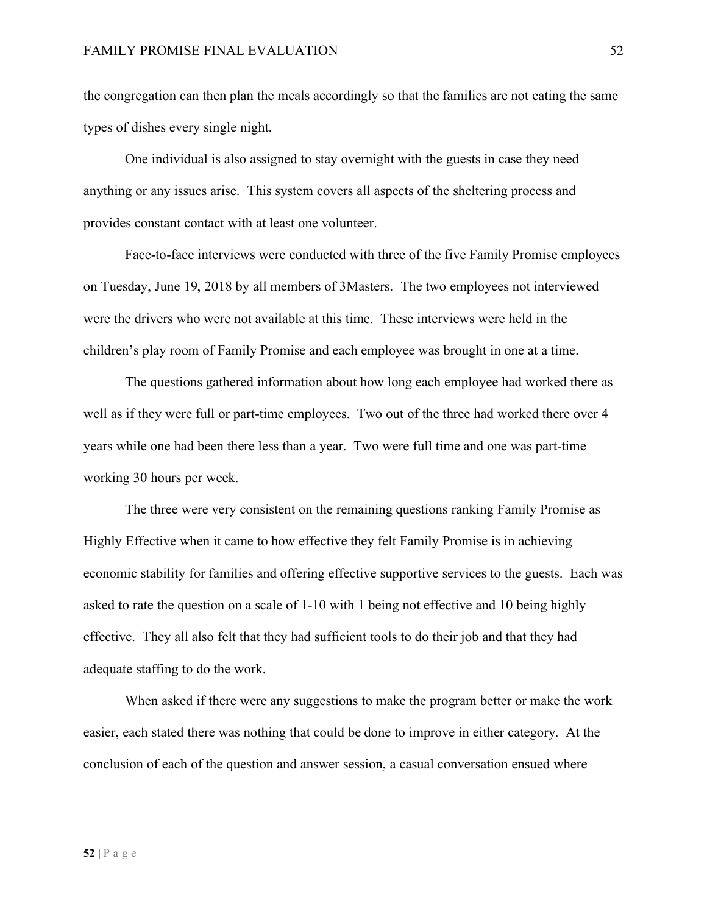the congregation can then plan the meals accordingly so that the families are not eating the same types of dishes every single night.

One individual is also assigned to stay overnight with the guests in case they need anything or any issues arise. This system covers all aspects of the sheltering process and provides constant contact with at least one volunteer.

Face-to-face interviews were conducted with three of the five Family Promise employees on Tuesday, June 19, 2018 by all members of 3Masters. The two employees not interviewed were the drivers who were not available at this time. These interviews were held in the children's play room of Family Promise and each employee was brought in one at a time.

The questions gathered information about how long each employee had worked there as well as if they were full or part-time employees. Two out of the three had worked there over 4 years while one had been there less than a year. Two were full time and one was part-time working 30 hours per week.

The three were very consistent on the remaining questions ranking Family Promise as Highly Effective when it came to how effective they felt Family Promise is in achieving economic stability for families and offering effective supportive services to the guests. Each was asked to rate the question on a scale of 1-10 with 1 being not effective and 10 being highly effective. They all also felt that they had sufficient tools to do their job and that they had adequate staffing to do the work.

When asked if there were any suggestions to make the program better or make the work easier, each stated there was nothing that could be done to improve in either category. At the conclusion of each of the question and answer session, a casual conversation ensued where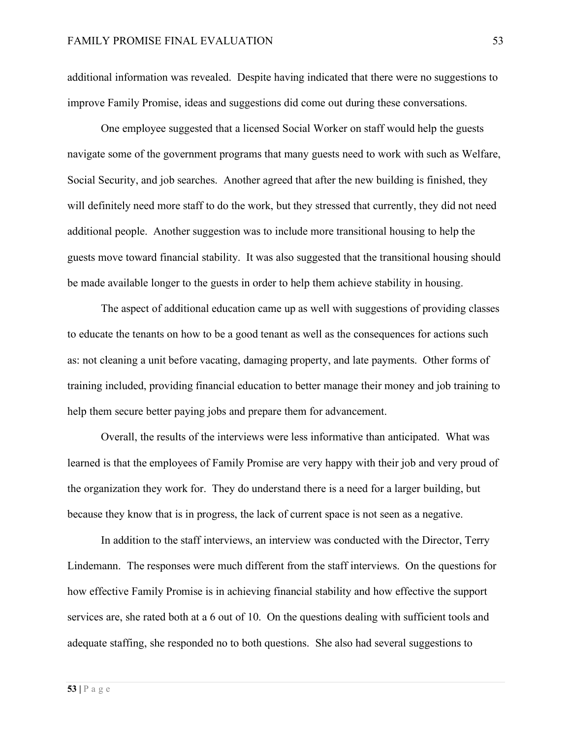additional information was revealed. Despite having indicated that there were no suggestions to improve Family Promise, ideas and suggestions did come out during these conversations.

One employee suggested that a licensed Social Worker on staff would help the guests navigate some of the government programs that many guests need to work with such as Welfare, Social Security, and job searches. Another agreed that after the new building is finished, they will definitely need more staff to do the work, but they stressed that currently, they did not need additional people. Another suggestion was to include more transitional housing to help the guests move toward financial stability. It was also suggested that the transitional housing should be made available longer to the guests in order to help them achieve stability in housing.

The aspect of additional education came up as well with suggestions of providing classes to educate the tenants on how to be a good tenant as well as the consequences for actions such as: not cleaning a unit before vacating, damaging property, and late payments. Other forms of training included, providing financial education to better manage their money and job training to help them secure better paying jobs and prepare them for advancement.

Overall, the results of the interviews were less informative than anticipated. What was learned is that the employees of Family Promise are very happy with their job and very proud of the organization they work for. They do understand there is a need for a larger building, but because they know that is in progress, the lack of current space is not seen as a negative.

In addition to the staff interviews, an interview was conducted with the Director, Terry Lindemann. The responses were much different from the staff interviews. On the questions for how effective Family Promise is in achieving financial stability and how effective the support services are, she rated both at a 6 out of 10. On the questions dealing with sufficient tools and adequate staffing, she responded no to both questions. She also had several suggestions to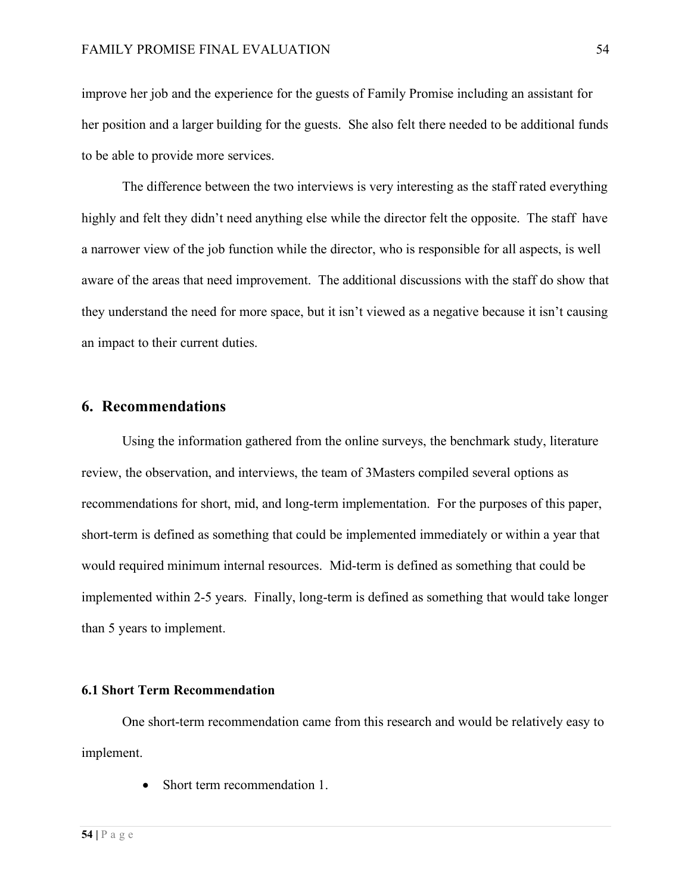improve her job and the experience for the guests of Family Promise including an assistant for her position and a larger building for the guests. She also felt there needed to be additional funds to be able to provide more services.

The difference between the two interviews is very interesting as the staff rated everything highly and felt they didn't need anything else while the director felt the opposite. The staff have a narrower view of the job function while the director, who is responsible for all aspects, is well aware of the areas that need improvement. The additional discussions with the staff do show that they understand the need for more space, but it isn't viewed as a negative because it isn't causing an impact to their current duties.

## 6. Recommendations

Using the information gathered from the online surveys, the benchmark study, literature review, the observation, and interviews, the team of 3Masters compiled several options as recommendations for short, mid, and long-term implementation. For the purposes of this paper, short-term is defined as something that could be implemented immediately or within a year that would required minimum internal resources. Mid-term is defined as something that could be implemented within 2-5 years. Finally, long-term is defined as something that would take longer than 5 years to implement.

### 6.1 Short Term Recommendation

One short-term recommendation came from this research and would be relatively easy to implement.

- Short term recommendation 1.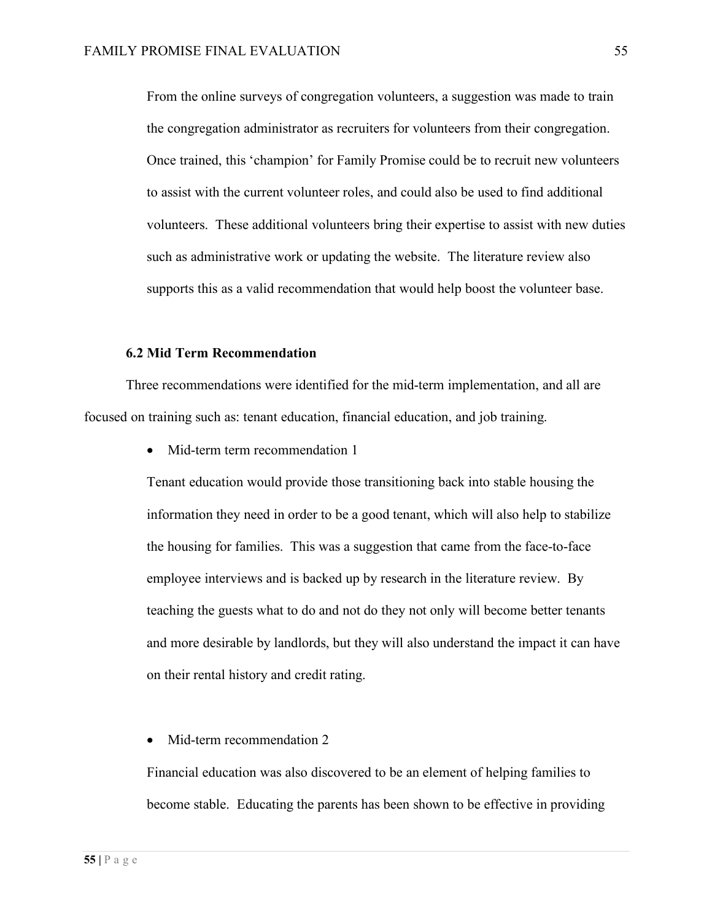From the online surveys of congregation volunteers, a suggestion was made to train the congregation administrator as recruiters for volunteers from their congregation. Once trained, this 'champion' for Family Promise could be to recruit new volunteers to assist with the current volunteer roles, and could also be used to find additional volunteers. These additional volunteers bring their expertise to assist with new duties such as administrative work or updating the website. The literature review also supports this as a valid recommendation that would help boost the volunteer base.

### 6.2 Mid Term Recommendation

Three recommendations were identified for the mid-term implementation, and all are focused on training such as: tenant education, financial education, and job training.

- Mid-term term recommendation 1

  Tenant education would provide those transitioning back into stable housing the information they need in order to be a good tenant, which will also help to stabilize the housing for families. This was a suggestion that came from the face-to-face employee interviews and is backed up by research in the literature review. By teaching the guests what to do and not do they not only will become better tenants and more desirable by landlords, but they will also understand the impact it can have on their rental history and credit rating.

- Mid-term recommendation 2

  Financial education was also discovered to be an element of helping families to become stable. Educating the parents has been shown to be effective in providing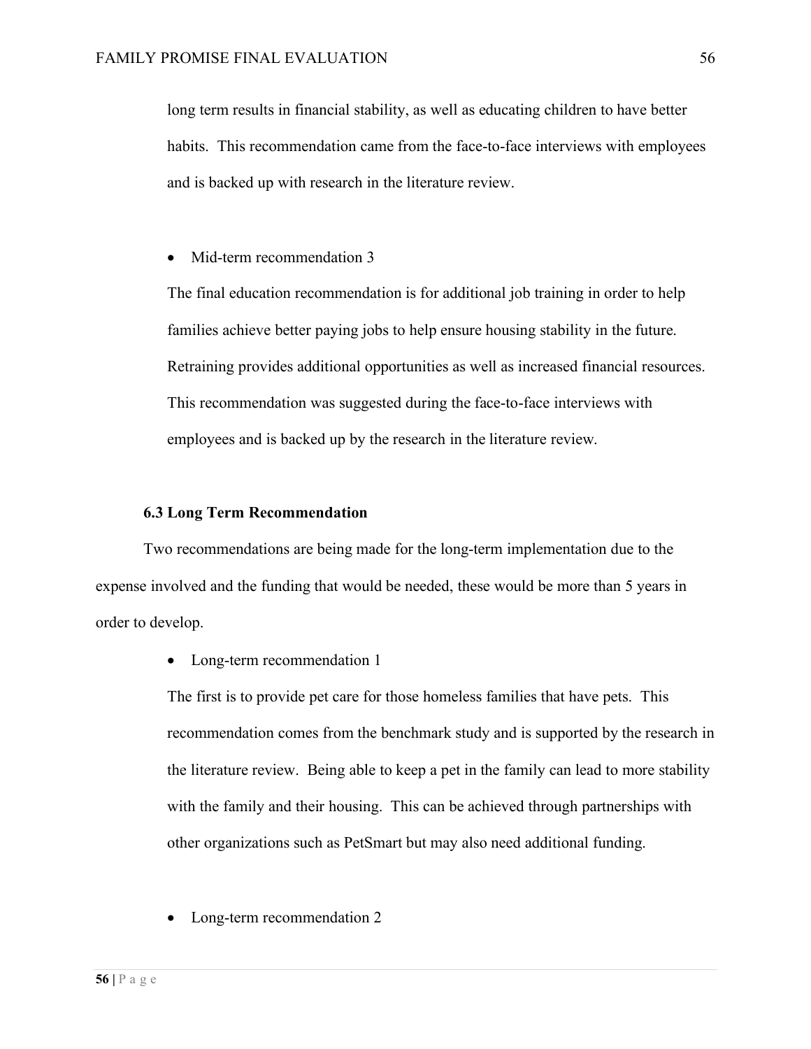long term results in financial stability, as well as educating children to have better habits. This recommendation came from the face-to-face interviews with employees and is backed up with research in the literature review.

- Mid-term recommendation 3

The final education recommendation is for additional job training in order to help families achieve better paying jobs to help ensure housing stability in the future. Retraining provides additional opportunities as well as increased financial resources. This recommendation was suggested during the face-to-face interviews with employees and is backed up by the research in the literature review.

### 6.3 Long Term Recommendation

Two recommendations are being made for the long-term implementation due to the expense involved and the funding that would be needed, these would be more than 5 years in order to develop.

- Long-term recommendation 1

The first is to provide pet care for those homeless families that have pets. This recommendation comes from the benchmark study and is supported by the research in the literature review. Being able to keep a pet in the family can lead to more stability with the family and their housing. This can be achieved through partnerships with other organizations such as PetSmart but may also need additional funding.

- Long-term recommendation 2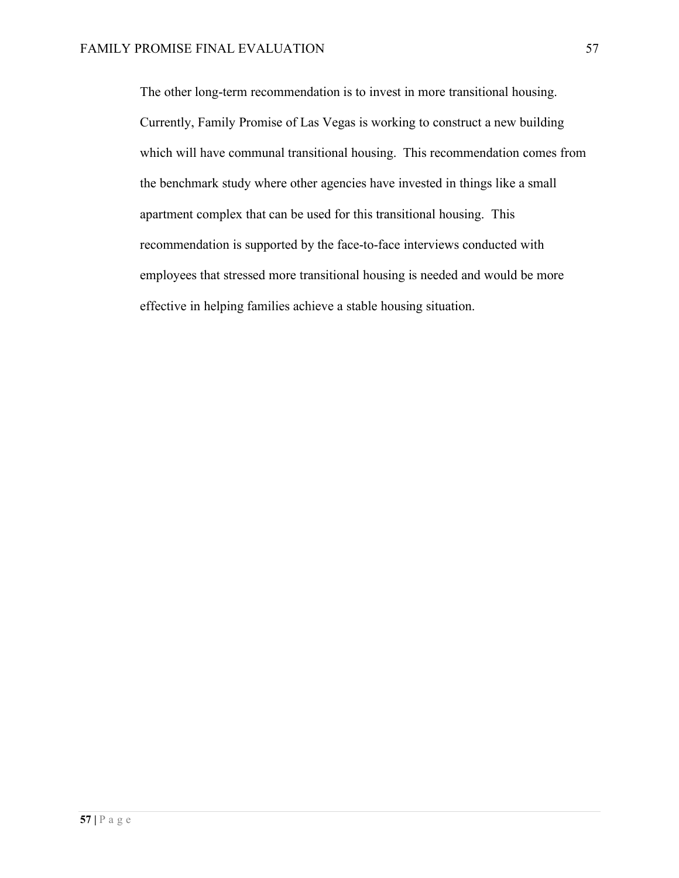The other long-term recommendation is to invest in more transitional housing. Currently, Family Promise of Las Vegas is working to construct a new building which will have communal transitional housing. This recommendation comes from the benchmark study where other agencies have invested in things like a small apartment complex that can be used for this transitional housing. This recommendation is supported by the face-to-face interviews conducted with employees that stressed more transitional housing is needed and would be more effective in helping families achieve a stable housing situation.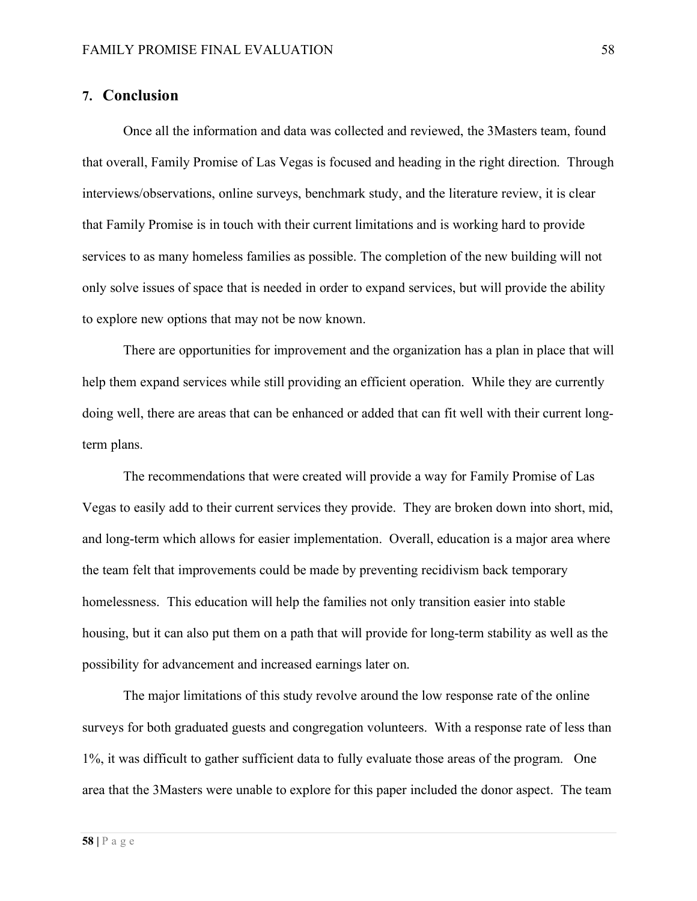## 7. Conclusion

Once all the information and data was collected and reviewed, the 3Masters team, found that overall, Family Promise of Las Vegas is focused and heading in the right direction. Through interviews/observations, online surveys, benchmark study, and the literature review, it is clear that Family Promise is in touch with their current limitations and is working hard to provide services to as many homeless families as possible. The completion of the new building will not only solve issues of space that is needed in order to expand services, but will provide the ability to explore new options that may not be now known.

There are opportunities for improvement and the organization has a plan in place that will help them expand services while still providing an efficient operation. While they are currently doing well, there are areas that can be enhanced or added that can fit well with their current long-term plans.

The recommendations that were created will provide a way for Family Promise of Las Vegas to easily add to their current services they provide. They are broken down into short, mid, and long-term which allows for easier implementation. Overall, education is a major area where the team felt that improvements could be made by preventing recidivism back temporary homelessness. This education will help the families not only transition easier into stable housing, but it can also put them on a path that will provide for long-term stability as well as the possibility for advancement and increased earnings later on.

The major limitations of this study revolve around the low response rate of the online surveys for both graduated guests and congregation volunteers. With a response rate of less than 1%, it was difficult to gather sufficient data to fully evaluate those areas of the program. One area that the 3Masters were unable to explore for this paper included the donor aspect. The team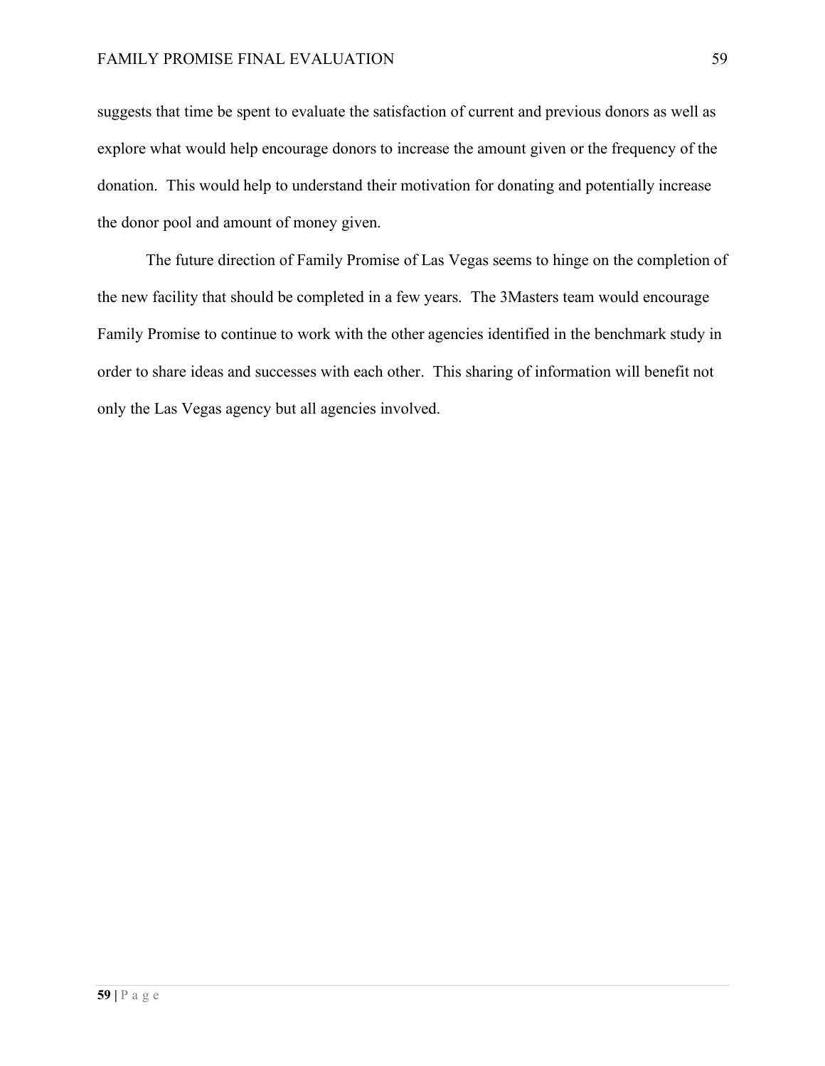suggests that time be spent to evaluate the satisfaction of current and previous donors as well as explore what would help encourage donors to increase the amount given or the frequency of the donation. This would help to understand their motivation for donating and potentially increase the donor pool and amount of money given.

The future direction of Family Promise of Las Vegas seems to hinge on the completion of the new facility that should be completed in a few years. The 3Masters team would encourage Family Promise to continue to work with the other agencies identified in the benchmark study in order to share ideas and successes with each other. This sharing of information will benefit not only the Las Vegas agency but all agencies involved.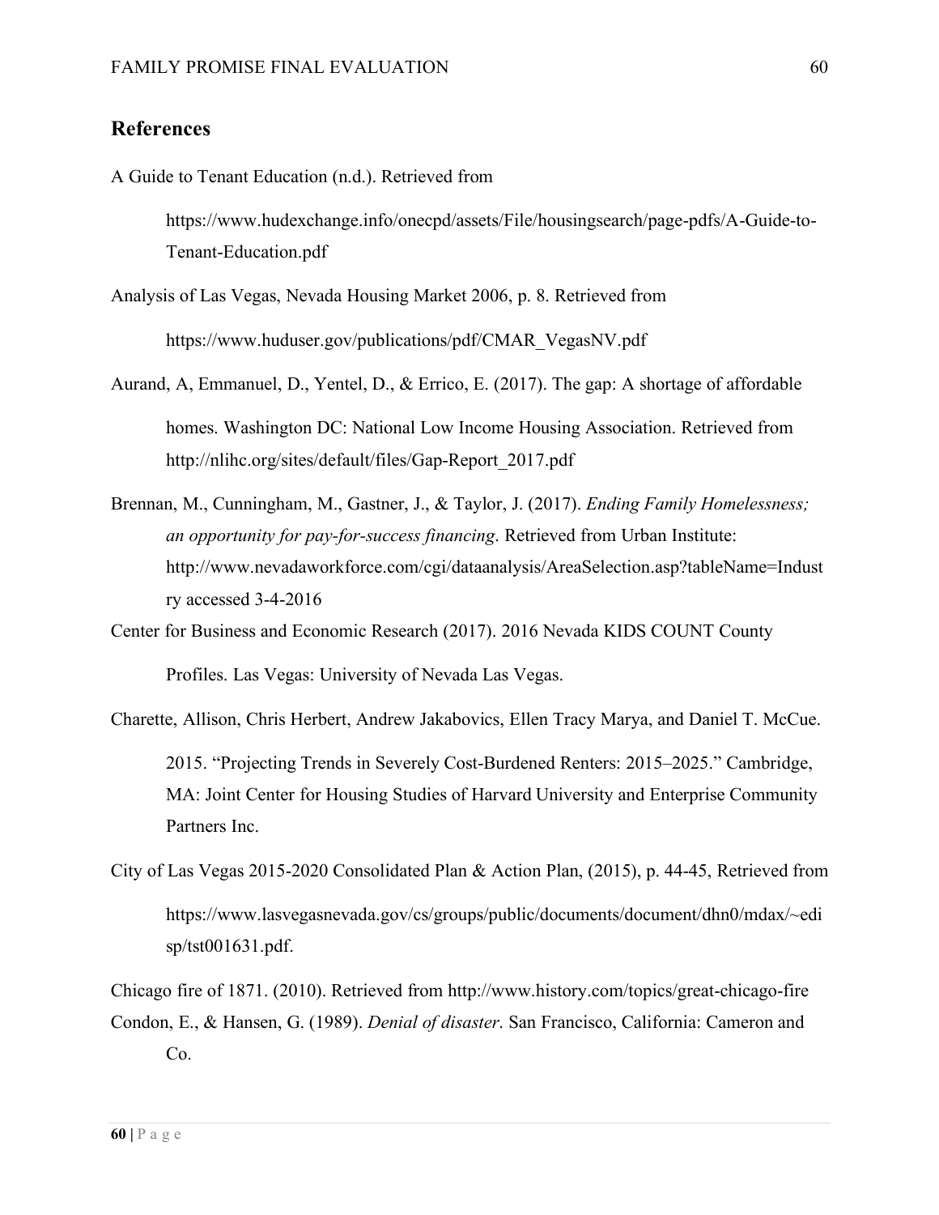## References

A Guide to Tenant Education (n.d.). Retrieved from

https://www.hudexchange.info/onecpd/assets/File/housingsearch/page-pdfs/A-Guide-to-Tenant-Education.pdf

Analysis of Las Vegas, Nevada Housing Market 2006, p. 8. Retrieved from

https://www.huduser.gov/publications/pdf/CMAR_VegasNV.pdf

Aurand, A, Emmanuel, D., Yentel, D., & Errico, E. (2017). The gap: A shortage of affordable

homes. Washington DC: National Low Income Housing Association. Retrieved from http://nlihc.org/sites/default/files/Gap-Report_2017.pdf

Brennan, M., Cunningham, M., Gastner, J., & Taylor, J. (2017). *Ending Family Homelessness; an opportunity for pay-for-success financing*. Retrieved from Urban Institute: http://www.nevadaworkforce.com/cgi/dataanalysis/AreaSelection.asp?tableName=Industry accessed 3-4-2016

Center for Business and Economic Research (2017). 2016 Nevada KIDS COUNT County

Profiles. Las Vegas: University of Nevada Las Vegas.

Charette, Allison, Chris Herbert, Andrew Jakabovics, Ellen Tracy Marya, and Daniel T. McCue.

2015. "Projecting Trends in Severely Cost-Burdened Renters: 2015–2025." Cambridge, MA: Joint Center for Housing Studies of Harvard University and Enterprise Community Partners Inc.

City of Las Vegas 2015-2020 Consolidated Plan & Action Plan, (2015), p. 44-45, Retrieved from

https://www.lasvegasnevada.gov/cs/groups/public/documents/document/dhn0/mdax/~edisp/tst001631.pdf.

Chicago fire of 1871. (2010). Retrieved from http://www.history.com/topics/great-chicago-fire

Condon, E., & Hansen, G. (1989). *Denial of disaster*. San Francisco, California: Cameron and Co.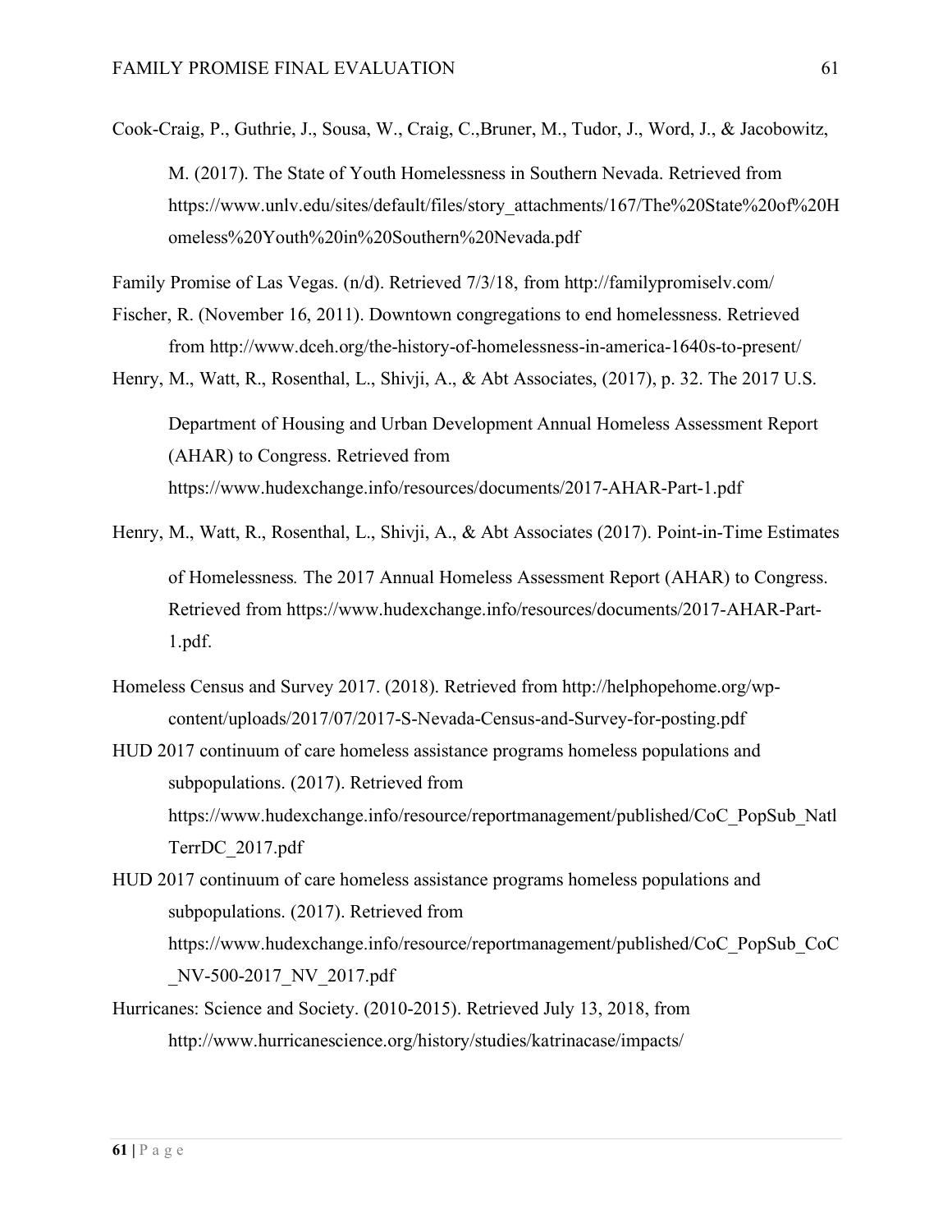Cook-Craig, P., Guthrie, J., Sousa, W., Craig, C.,Bruner, M., Tudor, J., Word, J., & Jacobowitz, M. (2017). The State of Youth Homelessness in Southern Nevada. Retrieved from https://www.unlv.edu/sites/default/files/story_attachments/167/The%20State%20of%20Homeless%20Youth%20in%20Southern%20Nevada.pdf

Family Promise of Las Vegas. (n/d). Retrieved 7/3/18, from http://familypromiselv.com/

Fischer, R. (November 16, 2011). Downtown congregations to end homelessness. Retrieved from http://www.dceh.org/the-history-of-homelessness-in-america-1640s-to-present/

Henry, M., Watt, R., Rosenthal, L., Shivji, A., & Abt Associates, (2017), p. 32. The 2017 U.S. Department of Housing and Urban Development Annual Homeless Assessment Report (AHAR) to Congress. Retrieved from https://www.hudexchange.info/resources/documents/2017-AHAR-Part-1.pdf

Henry, M., Watt, R., Rosenthal, L., Shivji, A., & Abt Associates (2017). Point-in-Time Estimates of Homelessness*.* The 2017 Annual Homeless Assessment Report (AHAR) to Congress. Retrieved from https://www.hudexchange.info/resources/documents/2017-AHAR-Part-1.pdf.

Homeless Census and Survey 2017. (2018). Retrieved from http://helphopehome.org/wp-content/uploads/2017/07/2017-S-Nevada-Census-and-Survey-for-posting.pdf

HUD 2017 continuum of care homeless assistance programs homeless populations and subpopulations. (2017). Retrieved from https://www.hudexchange.info/resource/reportmanagement/published/CoC_PopSub_NatlTerrDC_2017.pdf

HUD 2017 continuum of care homeless assistance programs homeless populations and subpopulations. (2017). Retrieved from https://www.hudexchange.info/resource/reportmanagement/published/CoC_PopSub_CoC_NV-500-2017_NV_2017.pdf

Hurricanes: Science and Society. (2010-2015). Retrieved July 13, 2018, from http://www.hurricanescience.org/history/studies/katrinacase/impacts/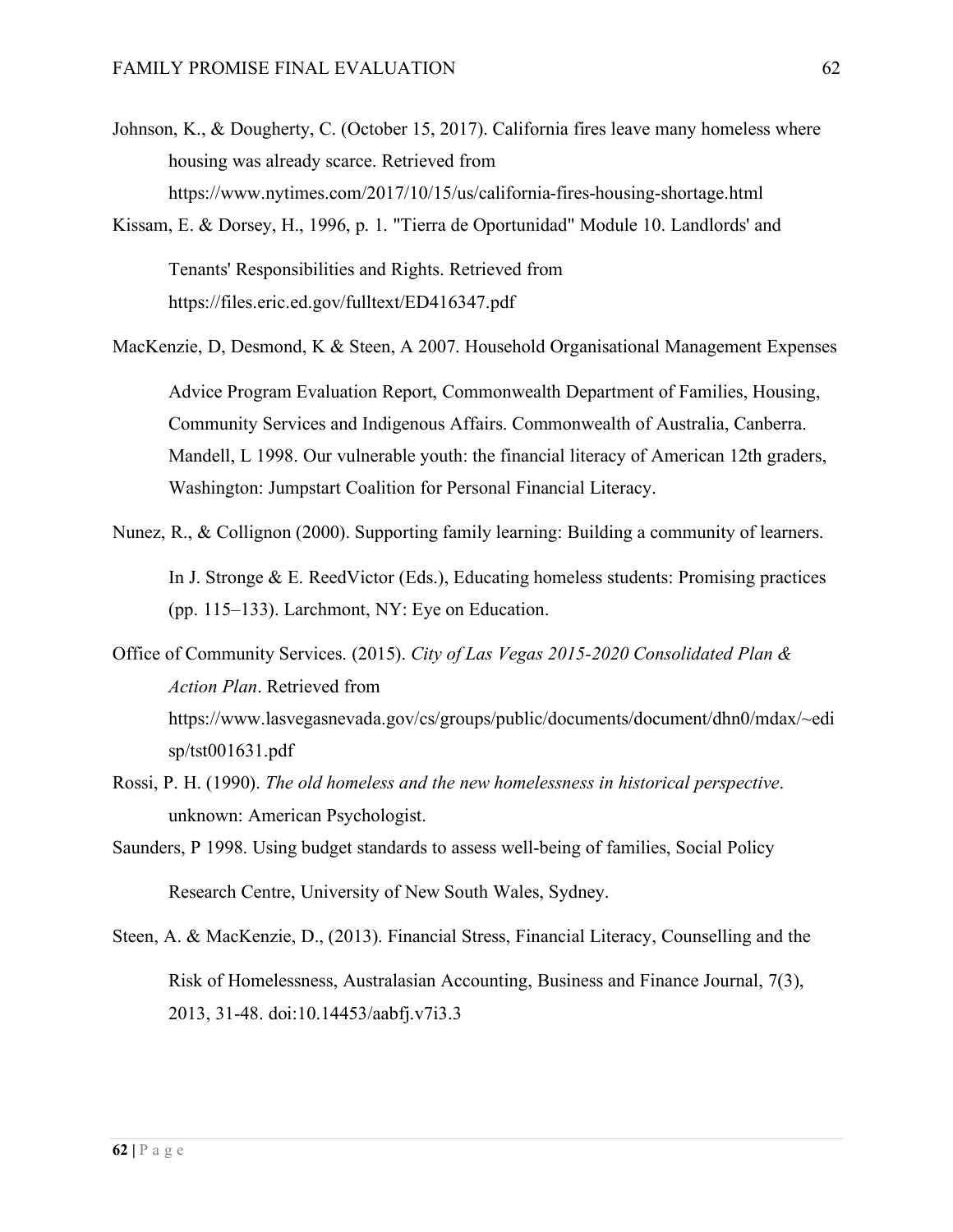Johnson, K., & Dougherty, C. (October 15, 2017). California fires leave many homeless where housing was already scarce. Retrieved from https://www.nytimes.com/2017/10/15/us/california-fires-housing-shortage.html

Kissam, E. & Dorsey, H., 1996, p. 1. "Tierra de Oportunidad" Module 10. Landlords' and Tenants' Responsibilities and Rights. Retrieved from https://files.eric.ed.gov/fulltext/ED416347.pdf

MacKenzie, D, Desmond, K & Steen, A 2007. Household Organisational Management Expenses Advice Program Evaluation Report, Commonwealth Department of Families, Housing, Community Services and Indigenous Affairs. Commonwealth of Australia, Canberra. Mandell, L 1998. Our vulnerable youth: the financial literacy of American 12th graders, Washington: Jumpstart Coalition for Personal Financial Literacy.

Nunez, R., & Collignon (2000). Supporting family learning: Building a community of learners. In J. Stronge & E. ReedVictor (Eds.), Educating homeless students: Promising practices (pp. 115–133). Larchmont, NY: Eye on Education.

Office of Community Services. (2015). *City of Las Vegas 2015-2020 Consolidated Plan & Action Plan*. Retrieved from https://www.lasvegasnevada.gov/cs/groups/public/documents/document/dhn0/mdax/~edisp/tst001631.pdf

Rossi, P. H. (1990). *The old homeless and the new homelessness in historical perspective*. unknown: American Psychologist.

Saunders, P 1998. Using budget standards to assess well-being of families, Social Policy Research Centre, University of New South Wales, Sydney.

Steen, A. & MacKenzie, D., (2013). Financial Stress, Financial Literacy, Counselling and the Risk of Homelessness, Australasian Accounting, Business and Finance Journal, 7(3), 2013, 31-48. doi:10.14453/aabfj.v7i3.3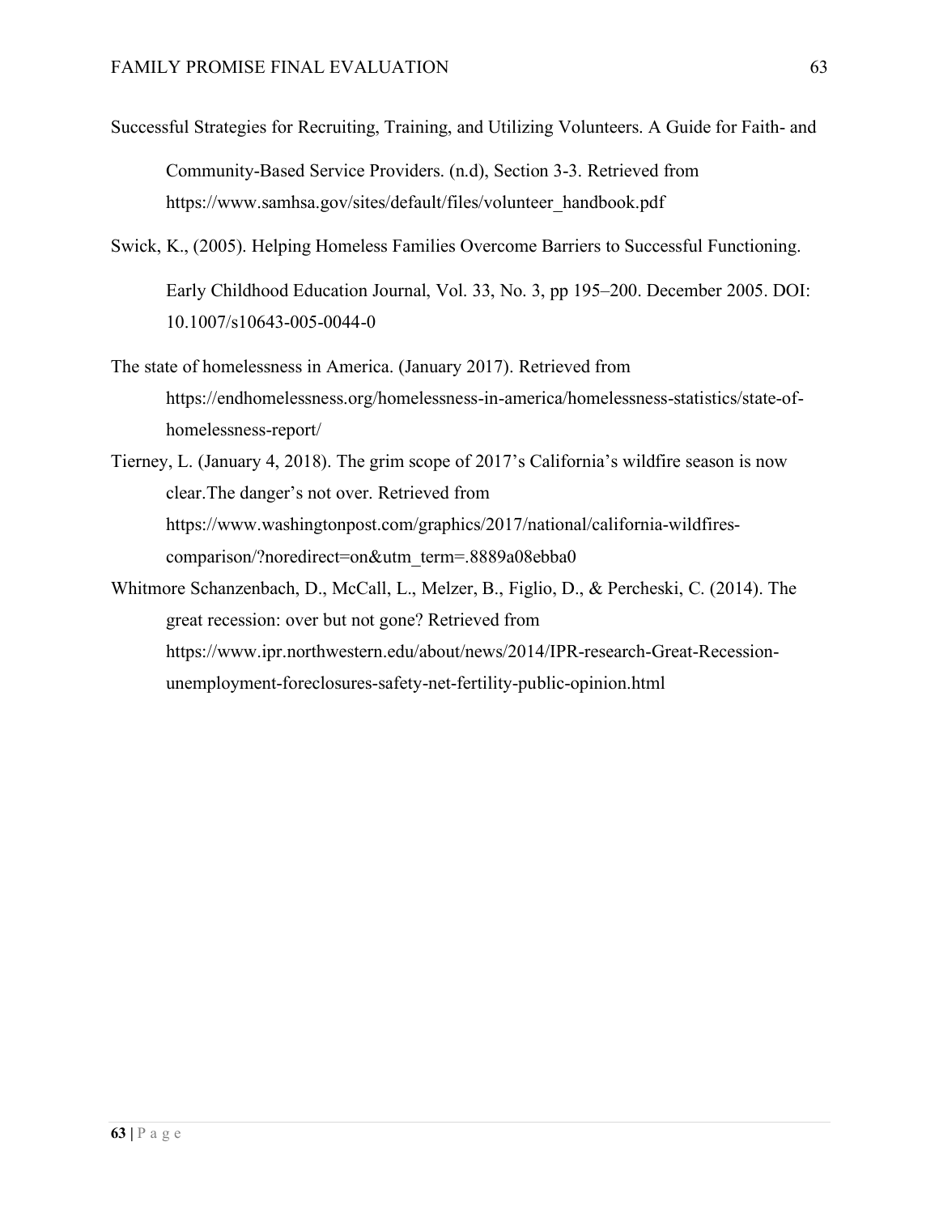Successful Strategies for Recruiting, Training, and Utilizing Volunteers. A Guide for Faith- and Community-Based Service Providers. (n.d), Section 3-3. Retrieved from https://www.samhsa.gov/sites/default/files/volunteer_handbook.pdf

Swick, K., (2005). Helping Homeless Families Overcome Barriers to Successful Functioning. Early Childhood Education Journal, Vol. 33, No. 3, pp 195–200. December 2005. DOI: 10.1007/s10643-005-0044-0

The state of homelessness in America. (January 2017). Retrieved from https://endhomelessness.org/homelessness-in-america/homelessness-statistics/state-of-homelessness-report/

Tierney, L. (January 4, 2018). The grim scope of 2017's California's wildfire season is now clear.The danger's not over. Retrieved from https://www.washingtonpost.com/graphics/2017/national/california-wildfires-comparison/?noredirect=on&utm_term=.8889a08ebba0

Whitmore Schanzenbach, D., McCall, L., Melzer, B., Figlio, D., & Percheski, C. (2014). The great recession: over but not gone? Retrieved from https://www.ipr.northwestern.edu/about/news/2014/IPR-research-Great-Recession-unemployment-foreclosures-safety-net-fertility-public-opinion.html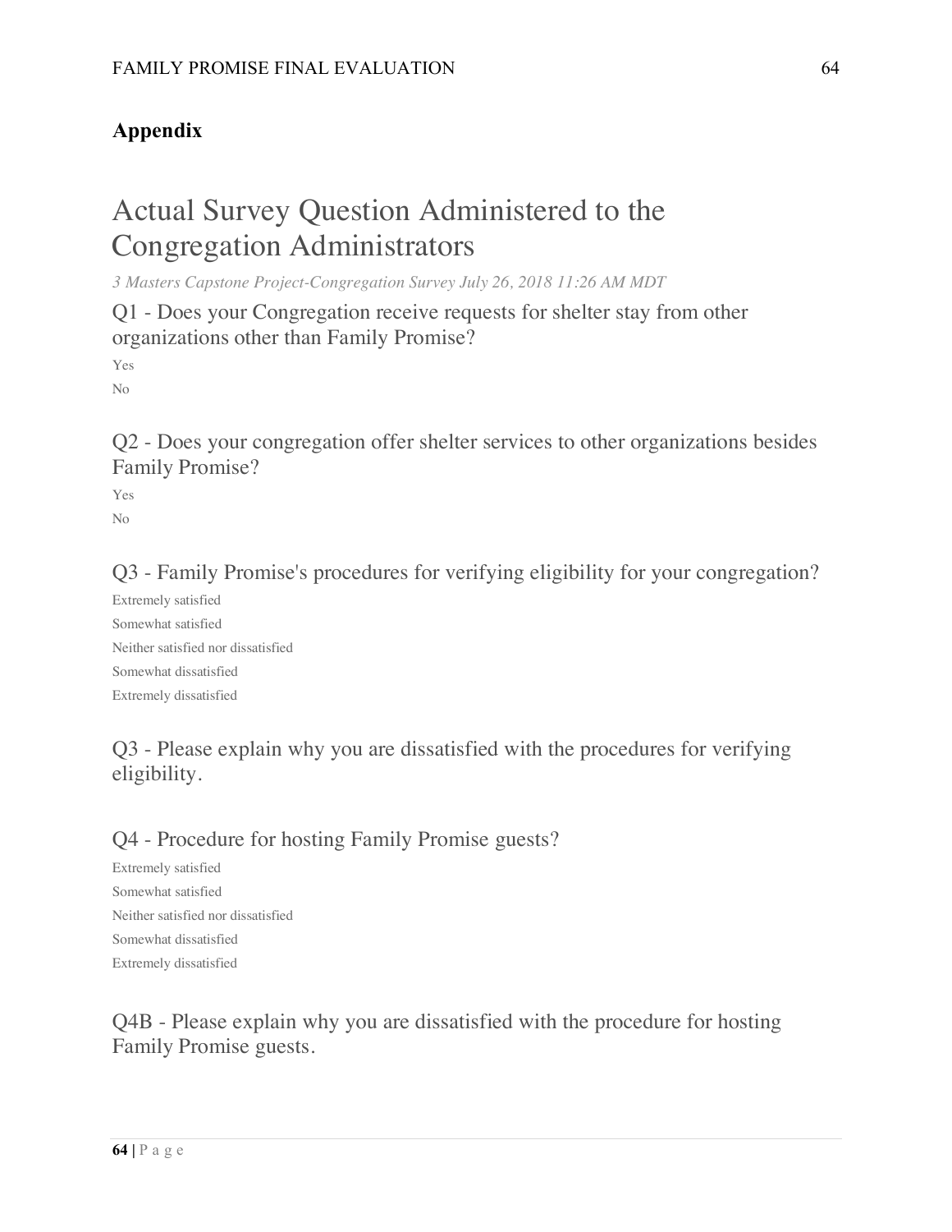## Appendix

# Actual Survey Question Administered to the Congregation Administrators

*3 Masters Capstone Project-Congregation Survey July 26, 2018 11:26 AM MDT*

### Q1 - Does your Congregation receive requests for shelter stay from other organizations other than Family Promise?

Yes

No

### Q2 - Does your congregation offer shelter services to other organizations besides Family Promise?

Yes

No

### Q3 - Family Promise's procedures for verifying eligibility for your congregation?

Extremely satisfied

Somewhat satisfied

Neither satisfied nor dissatisfied

Somewhat dissatisfied

Extremely dissatisfied

### Q3 - Please explain why you are dissatisfied with the procedures for verifying eligibility.

### Q4 - Procedure for hosting Family Promise guests?

Extremely satisfied

Somewhat satisfied

Neither satisfied nor dissatisfied

Somewhat dissatisfied

Extremely dissatisfied

### Q4B - Please explain why you are dissatisfied with the procedure for hosting Family Promise guests.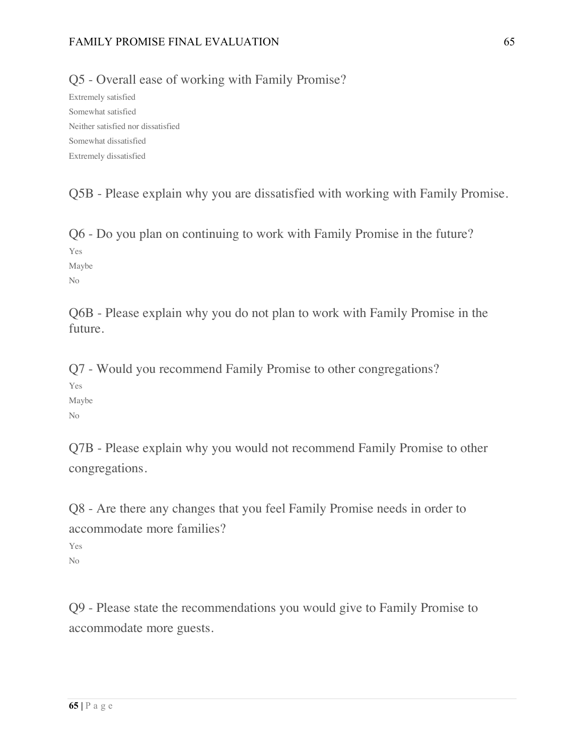Q5 - Overall ease of working with Family Promise?

Extremely satisfied

Somewhat satisfied

Neither satisfied nor dissatisfied

Somewhat dissatisfied

Extremely dissatisfied

Q5B - Please explain why you are dissatisfied with working with Family Promise.

Q6 - Do you plan on continuing to work with Family Promise in the future?

Yes

Maybe

No

Q6B - Please explain why you do not plan to work with Family Promise in the future.

Q7 - Would you recommend Family Promise to other congregations?

Yes

Maybe

No

Q7B - Please explain why you would not recommend Family Promise to other congregations.

Q8 - Are there any changes that you feel Family Promise needs in order to accommodate more families?

Yes

No

Q9 - Please state the recommendations you would give to Family Promise to accommodate more guests.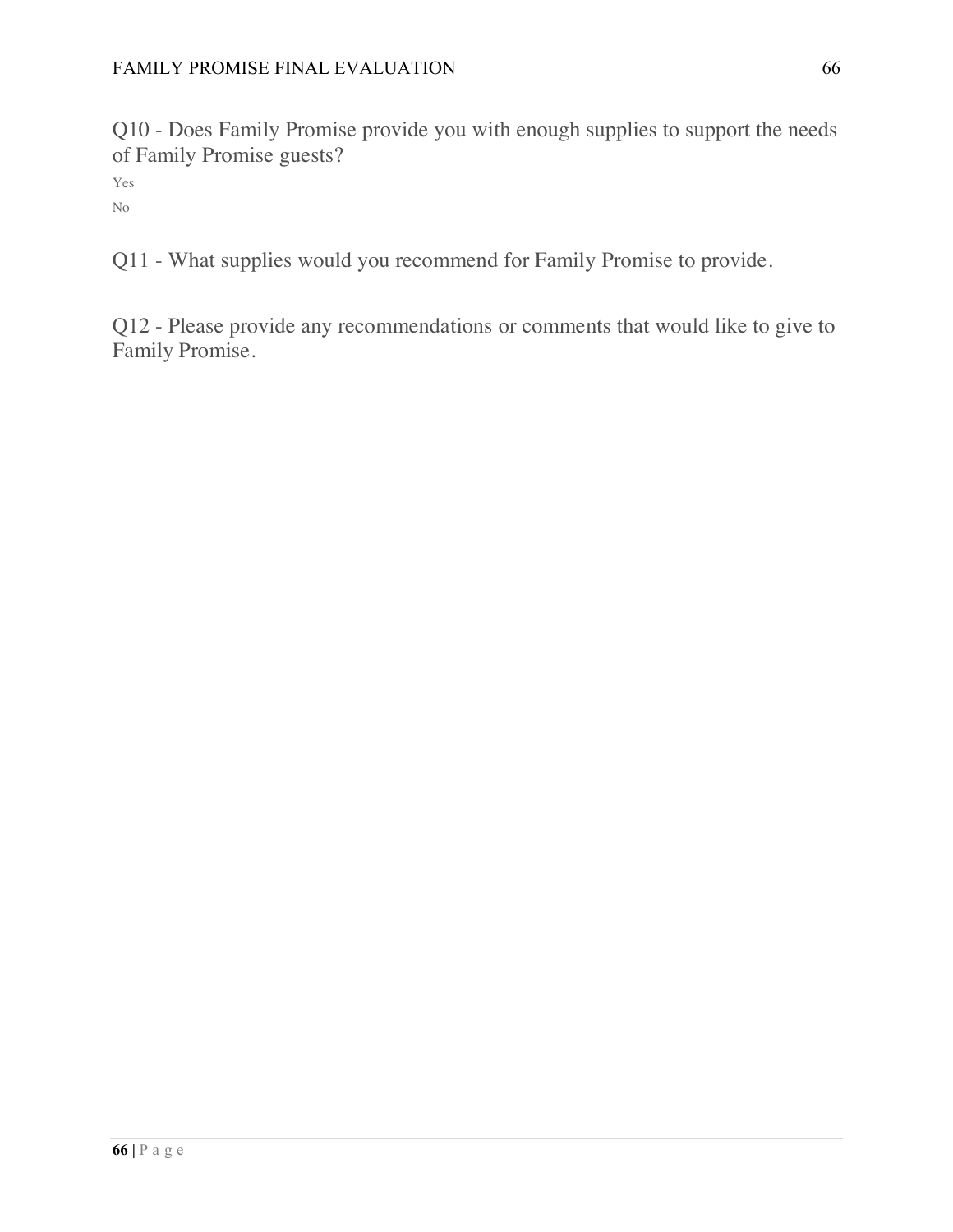Q10 - Does Family Promise provide you with enough supplies to support the needs of Family Promise guests?

Yes

No

Q11 - What supplies would you recommend for Family Promise to provide.

Q12 - Please provide any recommendations or comments that would like to give to Family Promise.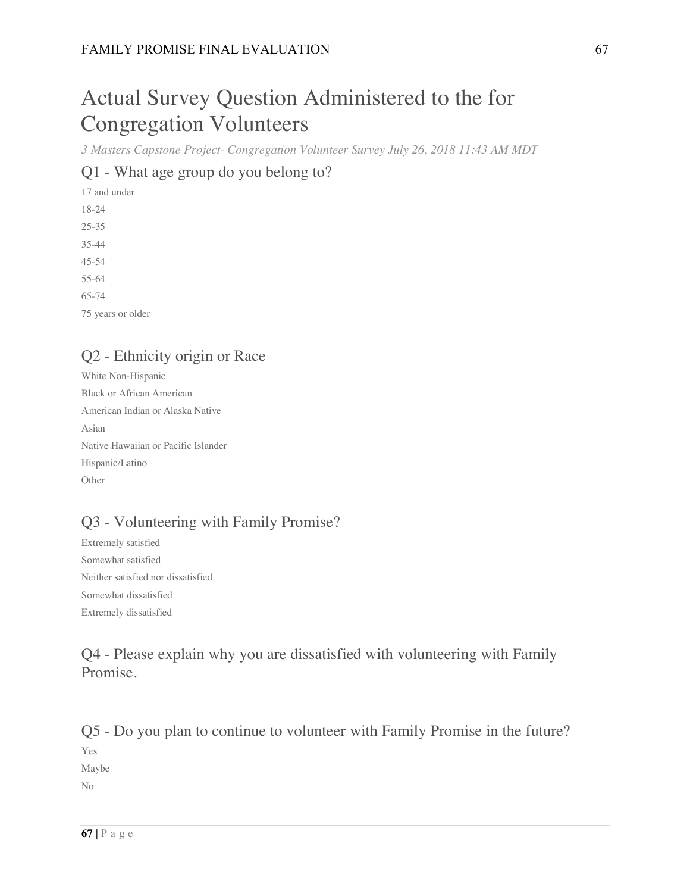# Actual Survey Question Administered to the for Congregation Volunteers

*3 Masters Capstone Project- Congregation Volunteer Survey July 26, 2018 11:43 AM MDT*

## Q1 - What age group do you belong to?

17 and under
18-24
25-35
35-44
45-54
55-64
65-74
75 years or older

## Q2 - Ethnicity origin or Race

White Non-Hispanic
Black or African American
American Indian or Alaska Native
Asian
Native Hawaiian or Pacific Islander
Hispanic/Latino
Other

## Q3 - Volunteering with Family Promise?

Extremely satisfied
Somewhat satisfied
Neither satisfied nor dissatisfied
Somewhat dissatisfied
Extremely dissatisfied

## Q4 - Please explain why you are dissatisfied with volunteering with Family Promise.

## Q5 - Do you plan to continue to volunteer with Family Promise in the future?

Yes
Maybe
No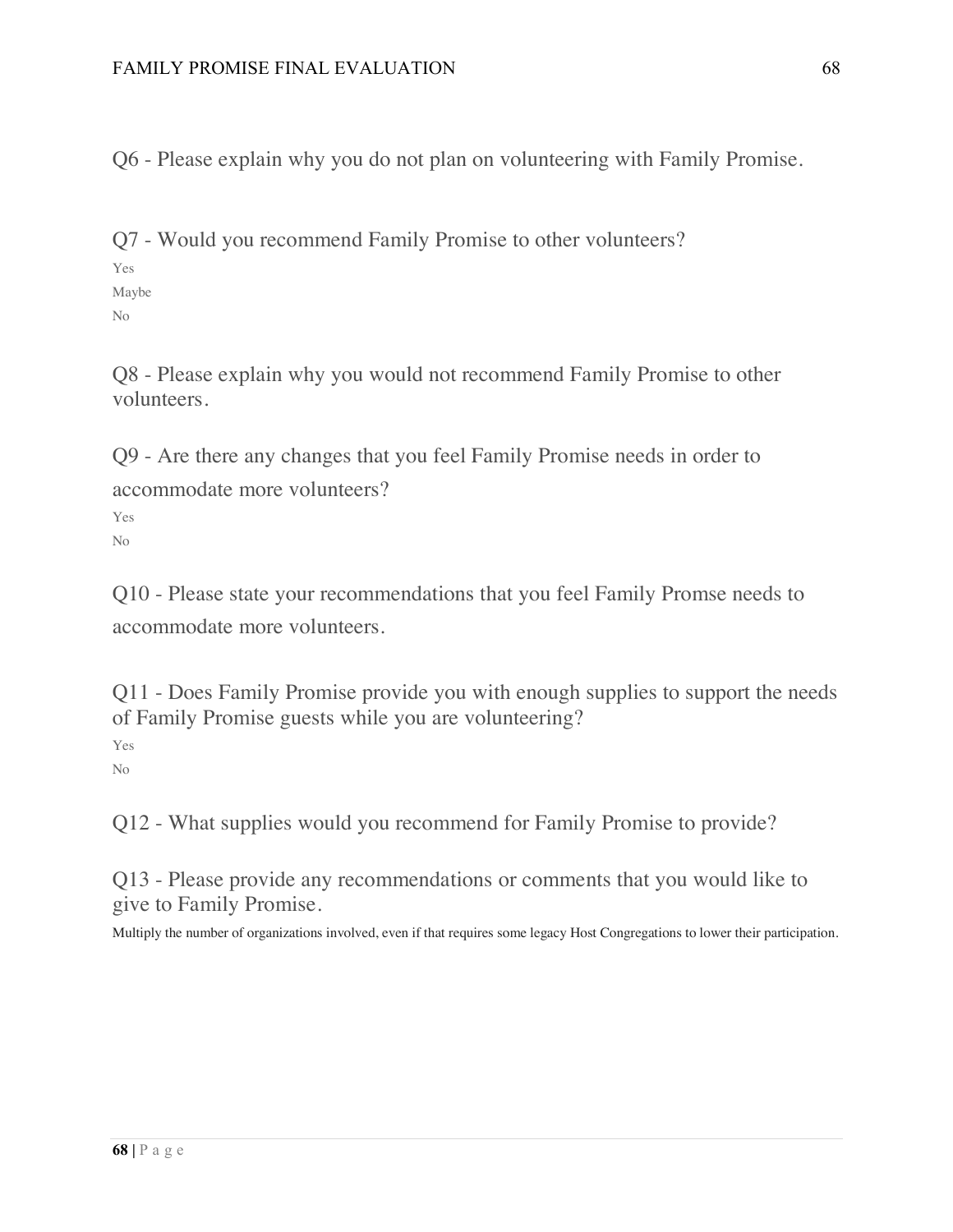Q6 - Please explain why you do not plan on volunteering with Family Promise.

Q7 - Would you recommend Family Promise to other volunteers?

Yes

Maybe

No

Q8 - Please explain why you would not recommend Family Promise to other volunteers.

Q9 - Are there any changes that you feel Family Promise needs in order to accommodate more volunteers?

Yes

No

Q10 - Please state your recommendations that you feel Family Promse needs to accommodate more volunteers.

Q11 - Does Family Promise provide you with enough supplies to support the needs of Family Promise guests while you are volunteering?

Yes

No

Q12 - What supplies would you recommend for Family Promise to provide?

Q13 - Please provide any recommendations or comments that you would like to give to Family Promise.

Multiply the number of organizations involved, even if that requires some legacy Host Congregations to lower their participation.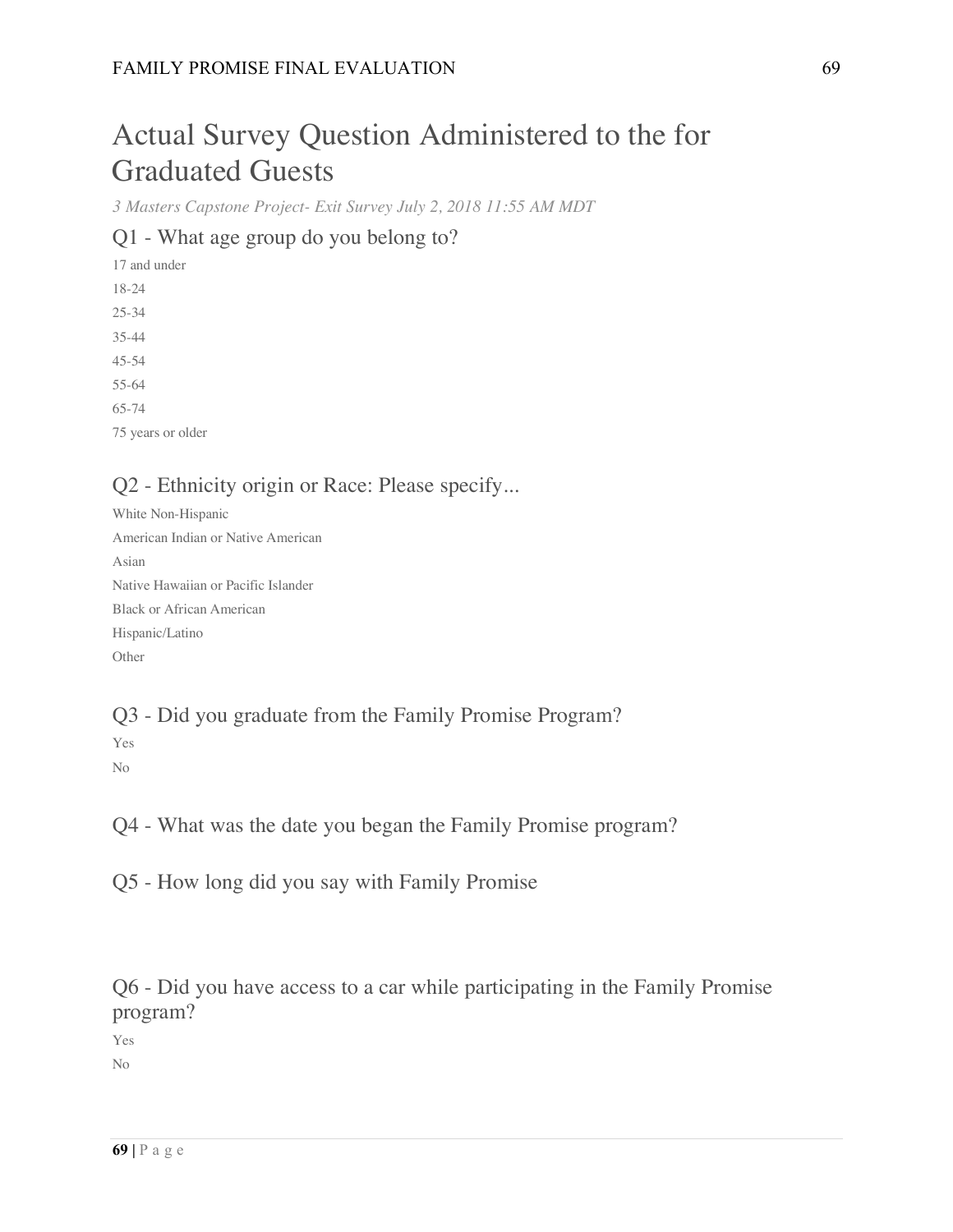# Actual Survey Question Administered to the for Graduated Guests

*3 Masters Capstone Project- Exit Survey July 2, 2018 11:55 AM MDT*

## Q1 - What age group do you belong to?

17 and under

18-24

25-34

35-44

45-54

55-64

65-74

75 years or older

## Q2 - Ethnicity origin or Race: Please specify...

White Non-Hispanic

American Indian or Native American

Asian

Native Hawaiian or Pacific Islander

Black or African American

Hispanic/Latino

Other

## Q3 - Did you graduate from the Family Promise Program?

Yes

No

## Q4 - What was the date you began the Family Promise program?

## Q5 - How long did you say with Family Promise

## Q6 - Did you have access to a car while participating in the Family Promise program?

Yes

No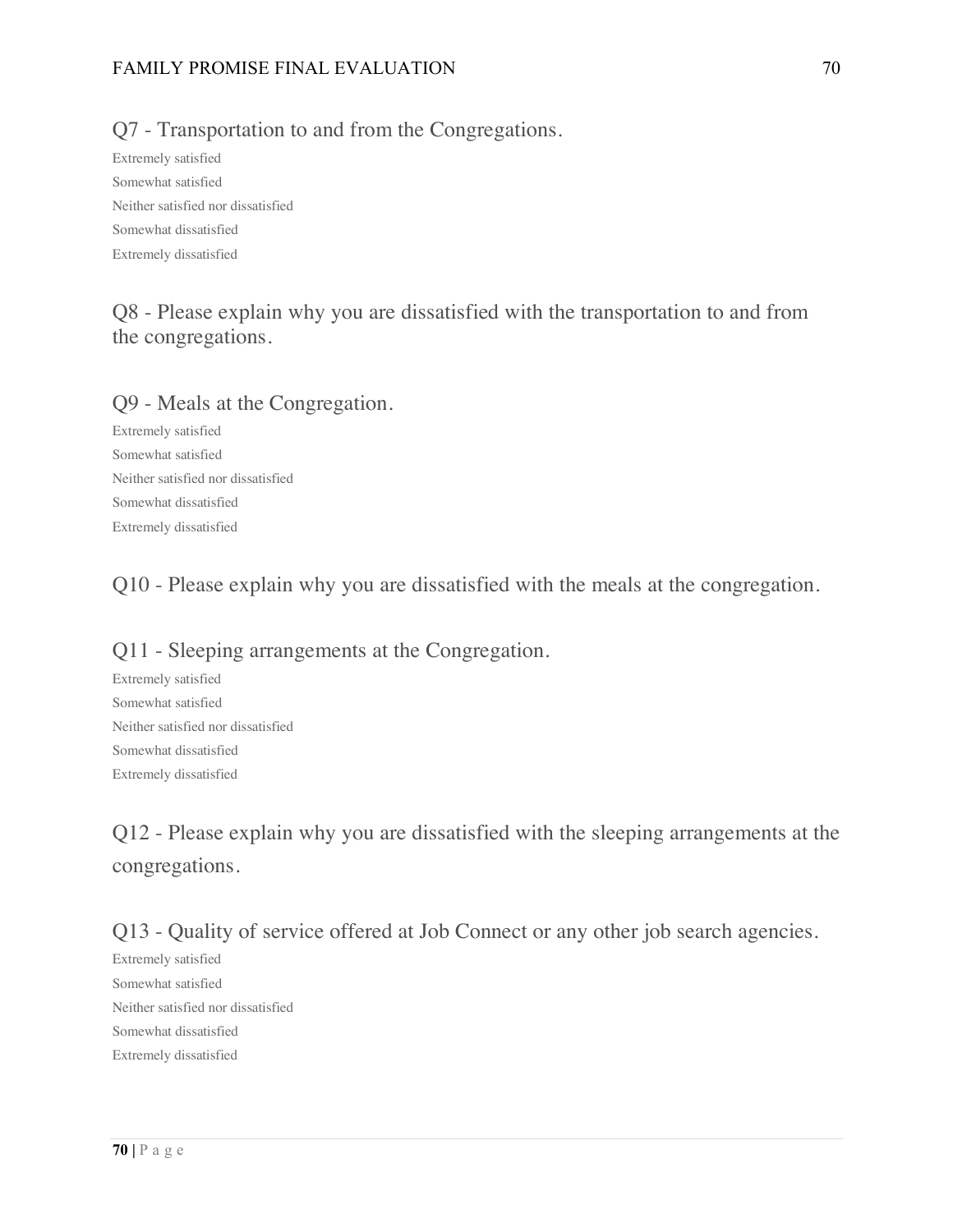Q7 - Transportation to and from the Congregations.

Extremely satisfied

Somewhat satisfied

Neither satisfied nor dissatisfied

Somewhat dissatisfied

Extremely dissatisfied

Q8 - Please explain why you are dissatisfied with the transportation to and from the congregations.

Q9 - Meals at the Congregation.

Extremely satisfied

Somewhat satisfied

Neither satisfied nor dissatisfied

Somewhat dissatisfied

Extremely dissatisfied

Q10 - Please explain why you are dissatisfied with the meals at the congregation.

Q11 - Sleeping arrangements at the Congregation.

Extremely satisfied

Somewhat satisfied

Neither satisfied nor dissatisfied

Somewhat dissatisfied

Extremely dissatisfied

Q12 - Please explain why you are dissatisfied with the sleeping arrangements at the congregations.

Q13 - Quality of service offered at Job Connect or any other job search agencies.

Extremely satisfied

Somewhat satisfied

Neither satisfied nor dissatisfied

Somewhat dissatisfied

Extremely dissatisfied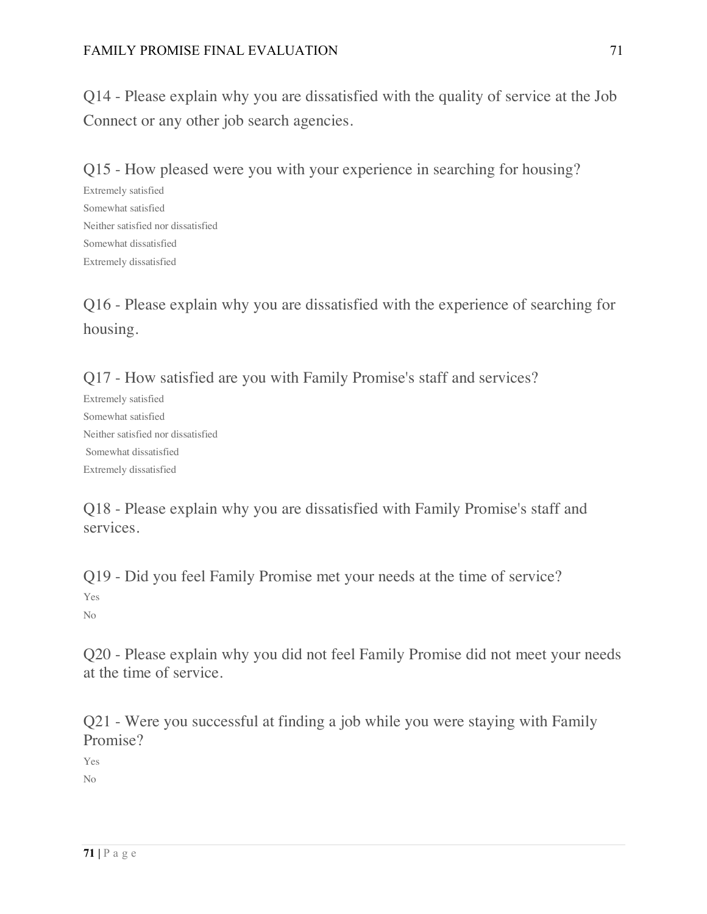Q14 - Please explain why you are dissatisfied with the quality of service at the Job Connect or any other job search agencies.

Q15 - How pleased were you with your experience in searching for housing?

Extremely satisfied
Somewhat satisfied
Neither satisfied nor dissatisfied
Somewhat dissatisfied
Extremely dissatisfied

Q16 - Please explain why you are dissatisfied with the experience of searching for housing.

Q17 - How satisfied are you with Family Promise's staff and services?

Extremely satisfied
Somewhat satisfied
Neither satisfied nor dissatisfied
Somewhat dissatisfied
Extremely dissatisfied

Q18 - Please explain why you are dissatisfied with Family Promise's staff and services.

Q19 - Did you feel Family Promise met your needs at the time of service?

Yes
No

Q20 - Please explain why you did not feel Family Promise did not meet your needs at the time of service.

Q21 - Were you successful at finding a job while you were staying with Family Promise?

Yes
No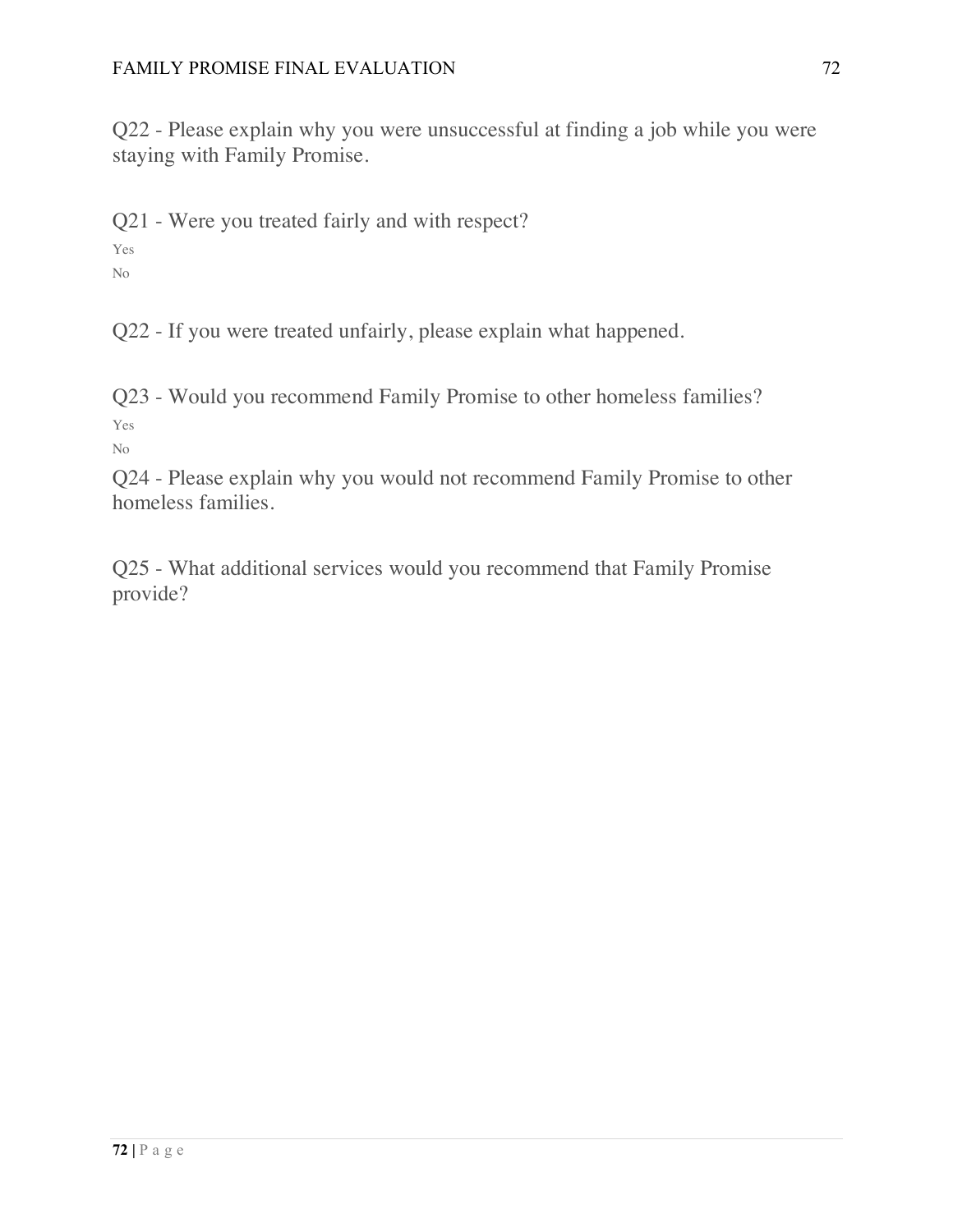Q22 - Please explain why you were unsuccessful at finding a job while you were staying with Family Promise.

Q21 - Were you treated fairly and with respect?

Yes

No

Q22 - If you were treated unfairly, please explain what happened.

Q23 - Would you recommend Family Promise to other homeless families?

Yes

No

Q24 - Please explain why you would not recommend Family Promise to other homeless families.

Q25 - What additional services would you recommend that Family Promise provide?